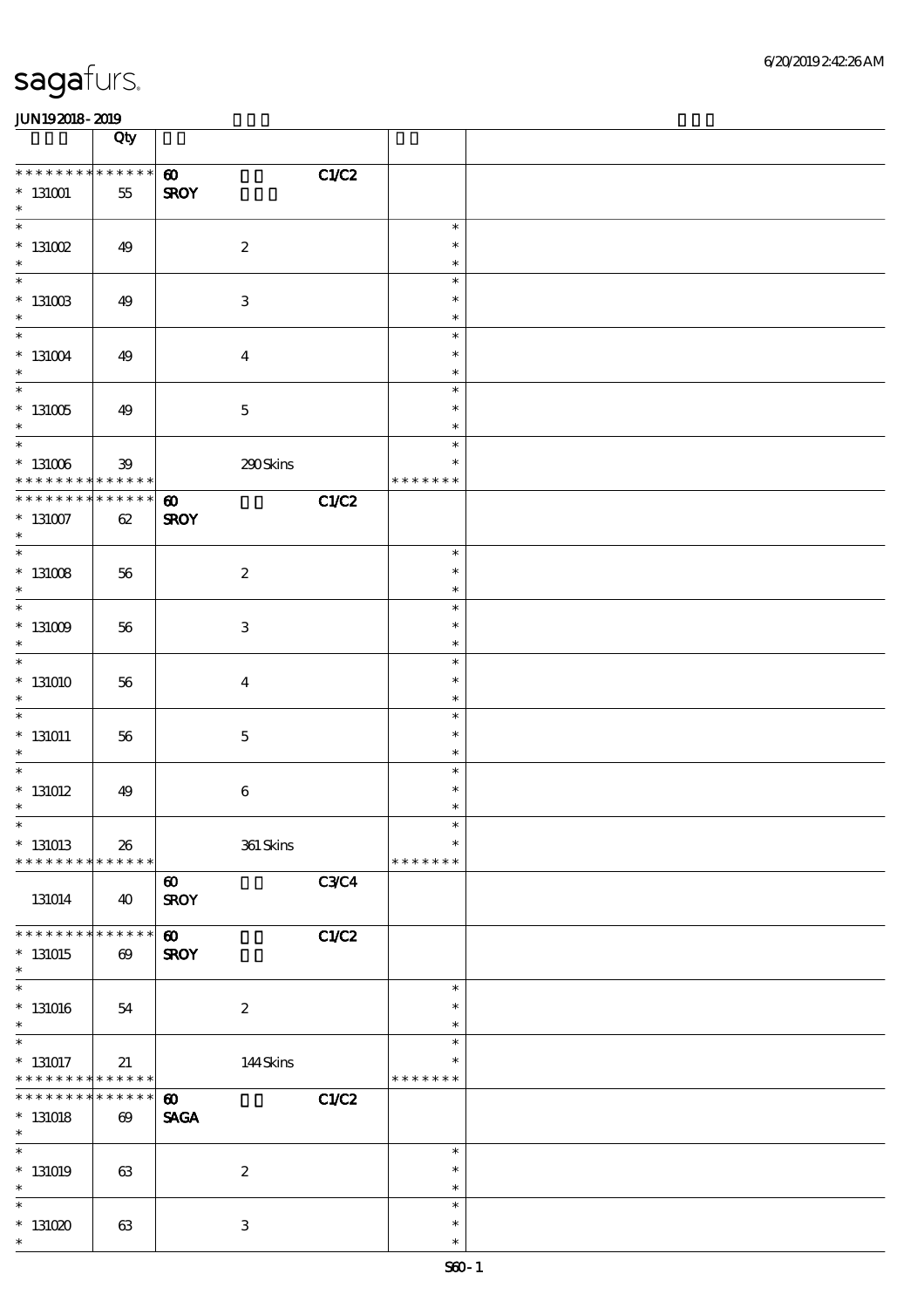sagafurs.

JUN19 2018 - 2019

| | Qty | | | |
|---|---|---|---|---|
| * * * * * * * * * * * * * * | 60 | | C1/C2 | |
| * 131001 | 55 | SROY | | |
| * | | | | |
| * 131002 | 49 | 2 | | * * * |
| * 131003 | 49 | 3 | | * * * |
| * 131004 | 49 | 4 | | * * * |
| * 131005 | 49 | 5 | | * * * |
| * 131006 | 39 | 290 Skins | | * * * * * * * * * |
| * * * * * * * * * * * * * * | 60 | | C1/C2 | |
| * 131007 | 62 | SROY | | |
| * 131008 | 56 | 2 | | * * * |
| * 131009 | 56 | 3 | | * * * |
| * 131010 | 56 | 4 | | * * * |
| * 131011 | 56 | 5 | | * * * |
| * 131012 | 49 | 6 | | * * * |
| * 131013 | 26 | 361 Skins | | * * * * * * * * * |
| | | 60 | C3/C4 | |
| 131014 | 40 | SROY | | |
| * * * * * * * * * * * * * * | 60 | | C1/C2 | |
| * 131015 | 69 | SROY | | |
| * 131016 | 54 | 2 | | * * * |
| * 131017 | 21 | 144 Skins | | * * * * * * * * * |
| * * * * * * * * * * * * * * | 60 | | C1/C2 | |
| * 131018 | 69 | SAGA | | |
| * 131019 | 63 | 2 | | * * * |
| * 131020 | 63 | 3 | | * * * |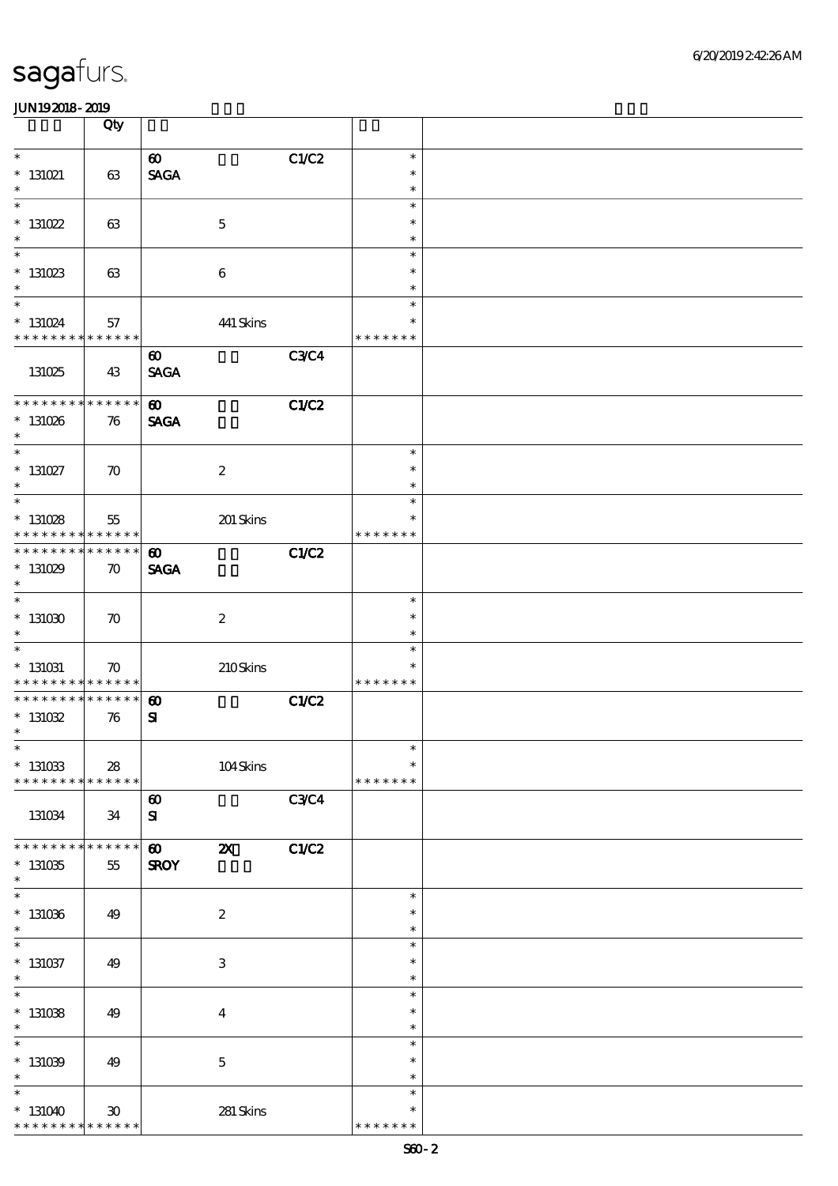| | Qty | | | | | |
|---|---|---|---|---|---|---|
| * 131021 * | 63 | 60 SAGA | | C1/C2 | * * * | |
| * 131022 * | 63 | | 5 | | * * * | |
| * 131023 * | 63 | | 6 | | * * * | |
| * 131024 * * * * * * * * * * * * * * | 57 | | 441 Skins | | * * * * * * * * | |
| 131025 | 43 | 60 SAGA | | C3/C4 | | |
| * * * * * * * * * * * * * * 131026 * | 76 | 60 SAGA | | C1/C2 | | |
| * 131027 * | 70 | | 2 | | * * * | |
| * 131028 * * * * * * * * * * * * * * | 55 | | 201 Skins | | * * * * * * * * | |
| * * * * * * * * * * * * * * 131029 * | 70 | 60 SAGA | | C1/C2 | | |
| * 131030 * | 70 | | 2 | | * * * | |
| * 131031 * * * * * * * * * * * * * * | 70 | | 210 Skins | | * * * * * * * * | |
| * * * * * * * * * * * * * * 131032 * | 76 | 60 SI | | C1/C2 | | |
| * 131033 * * * * * * * * * * * * * * | 28 | | 104 Skins | | * * * * * * * * | |
| 131034 | 34 | 60 SI | | C3/C4 | | |
| * * * * * * * * * * * * * * 131035 * | 55 | 60 SROY | 2X | C1/C2 | | |
| * 131036 * | 49 | | 2 | | * * * | |
| * 131037 * | 49 | | 3 | | * * * | |
| * 131038 * | 49 | | 4 | | * * * | |
| * 131039 * | 49 | | 5 | | * * * | |
| * 131040 * * * * * * * * * * * * * * | 30 | | 281 Skins | | * * * * * * * * | |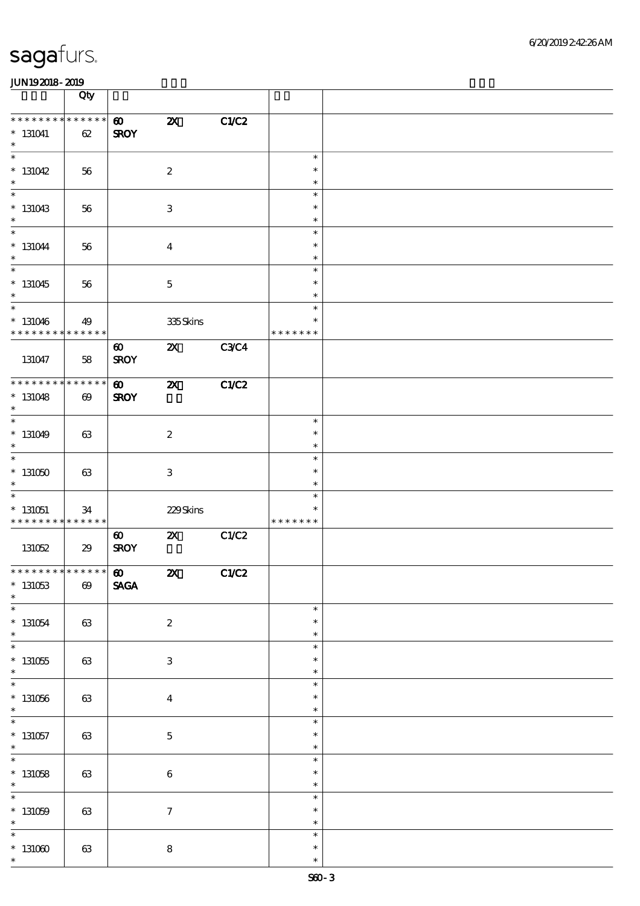sagafurs.

JUN19 2018 - 2019

| | Qty | | | | | |
|---|---|---|---|---|---|---|
| * * * * * * * * * * * * * * | | 60 | 2X | C1/C2 | | |
| * 131041 | 62 | SROY | | | | |
| * | | | | | | |
| * 131042 | 56 | | 2 | | * | |
| * 131043 | 56 | | 3 | | * | |
| * 131044 | 56 | | 4 | | * | |
| * 131045 | 56 | | 5 | | * | |
| * 131046 | 49 | | 335 Skins | | * | |
| * * * * * * * * * * * * * * | | | | | * * * * * * * | |
| 131047 | 58 | 60 SROY | 2X | C3/C4 | | |
| * * * * * * * * * * * * * * | | 60 | 2X | C1/C2 | | |
| * 131048 | 69 | SROY | | | | |
| * 131049 | 63 | | 2 | | * | |
| * 131050 | 63 | | 3 | | * | |
| * 131051 | 34 | | 229 Skins | | * | |
| * * * * * * * * * * * * * * | | | | | * * * * * * * | |
| 131052 | 29 | 60 SROY | 2X | C1/C2 | | |
| * * * * * * * * * * * * * * | | 60 | 2X | C1/C2 | | |
| * 131053 | 69 | SAGA | | | | |
| * 131054 | 63 | | 2 | | * | |
| * 131055 | 63 | | 3 | | * | |
| * 131056 | 63 | | 4 | | * | |
| * 131057 | 63 | | 5 | | * | |
| * 131058 | 63 | | 6 | | * | |
| * 131059 | 63 | | 7 | | * | |
| * 131060 | 63 | | 8 | | * | |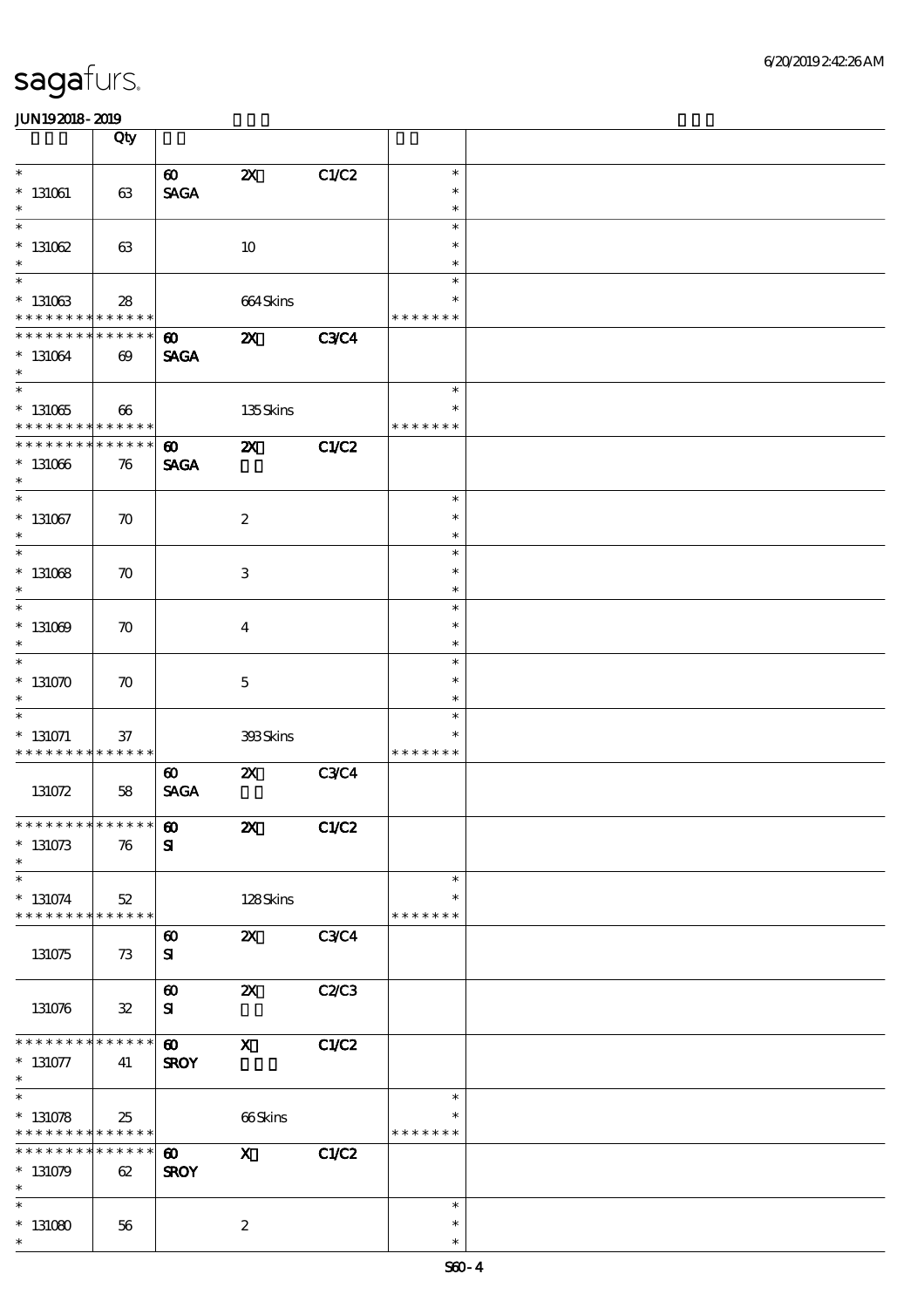sagafurs.

JUN19 2018 - 2019

| | Qty | | | | | |
|---|---|---|---|---|---|---|
| * <br> * 131061 <br> * | 63 | 60 <br> SAGA | 2X | C1/C2 | * <br> * <br> * | |
| * <br> * 131062 <br> * | 63 | | 10 | | * <br> * <br> * | |
| * <br> * 131063 <br> * * * * * * * * * * * * * * | 28 | | 664 Skins | | * <br> * <br> * * * * * * * | |
| * * * * * * * * * * * * * * <br> * 131064 <br> * | 69 | 60 <br> SAGA | 2X | C3/C4 | | |
| * <br> * 131065 <br> * * * * * * * * * * * * * * | 66 | | 135 Skins | | * <br> * <br> * * * * * * * | |
| * * * * * * * * * * * * * * <br> * 131066 <br> * | 76 | 60 <br> SAGA | 2X | C1/C2 | | |
| * <br> * 131067 <br> * | 70 | | 2 | | * <br> * <br> * | |
| * <br> * 131068 <br> * | 70 | | 3 | | * <br> * <br> * | |
| * <br> * 131069 <br> * | 70 | | 4 | | * <br> * <br> * | |
| * <br> * 131070 <br> * | 70 | | 5 | | * <br> * <br> * | |
| * <br> * 131071 <br> * * * * * * * * * * * * * * | 37 | | 393 Skins | | * <br> * <br> * * * * * * * | |
| 131072 | 58 | 60 <br> SAGA | 2X | C3/C4 | | |
| * * * * * * * * * * * * * * <br> * 131073 <br> * | 76 | 60 <br> SI | 2X | C1/C2 | | |
| * <br> * 131074 <br> * * * * * * * * * * * * * * | 52 | | 128 Skins | | * <br> * <br> * * * * * * * | |
| 131075 | 73 | 60 <br> SI | 2X | C3/C4 | | |
| 131076 | 32 | 60 <br> SI | 2X | C2/C3 | | |
| * * * * * * * * * * * * * * <br> * 131077 <br> * | 41 | 60 <br> SROY | X | C1/C2 | | |
| * <br> * 131078 <br> * * * * * * * * * * * * * * | 25 | | 66 Skins | | * <br> * <br> * * * * * * * | |
| * * * * * * * * * * * * * * <br> * 131079 <br> * | 62 | 60 <br> SROY | X | C1/C2 | | |
| * <br> * 131080 <br> * | 56 | | 2 | | * <br> * <br> * | |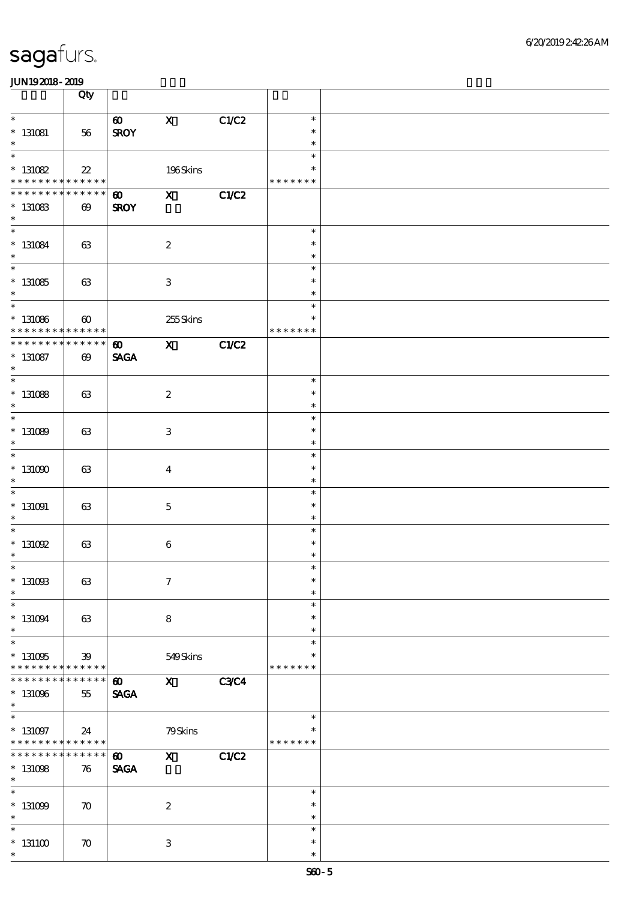sagafurs.

JUN19 2018 - 2019

| | Qty | | | | | |
|---|---|---|---|---|---|---|
| * <br> * 131081 <br> * | 56 | 60 <br> SROY | X | C1/C2 | * <br> * <br> * | |
| * <br> * 131082 <br> * * * * * * * * * * * * * * | 22 | | 196 Skins | | * <br> * <br> * * * * * * * | |
| * * * * * * * * * * * * * * <br> * 131083 <br> * | 69 | 60 <br> SROY | X | C1/C2 | | |
| * <br> * 131084 <br> * | 63 | | 2 | | * <br> * <br> * | |
| * <br> * 131085 <br> * | 63 | | 3 | | * <br> * <br> * | |
| * <br> * 131086 <br> * * * * * * * * * * * * * * | 60 | | 255 Skins | | * <br> * <br> * * * * * * * | |
| * * * * * * * * * * * * * * <br> * 131087 <br> * | 69 | 60 <br> SAGA | X | C1/C2 | | |
| * <br> * 131088 <br> * | 63 | | 2 | | * <br> * <br> * | |
| * <br> * 131089 <br> * | 63 | | 3 | | * <br> * <br> * | |
| * <br> * 131090 <br> * | 63 | | 4 | | * <br> * <br> * | |
| * <br> * 131091 <br> * | 63 | | 5 | | * <br> * <br> * | |
| * <br> * 131092 <br> * | 63 | | 6 | | * <br> * <br> * | |
| * <br> * 131093 <br> * | 63 | | 7 | | * <br> * <br> * | |
| * <br> * 131094 <br> * | 63 | | 8 | | * <br> * <br> * | |
| * <br> * 131095 <br> * * * * * * * * * * * * * * | 39 | | 549 Skins | | * <br> * <br> * * * * * * * | |
| * * * * * * * * * * * * * * <br> * 131096 <br> * | 55 | 60 <br> SAGA | X | C3/C4 | | |
| * <br> * 131097 <br> * * * * * * * * * * * * * * | 24 | | 79 Skins | | * <br> * <br> * * * * * * * | |
| * * * * * * * * * * * * * * <br> * 131098 <br> * | 76 | 60 <br> SAGA | X | C1/C2 | | |
| * <br> * 131099 <br> * | 70 | | 2 | | * <br> * <br> * | |
| * <br> * 131100 <br> * | 70 | | 3 | | * <br> * <br> * | |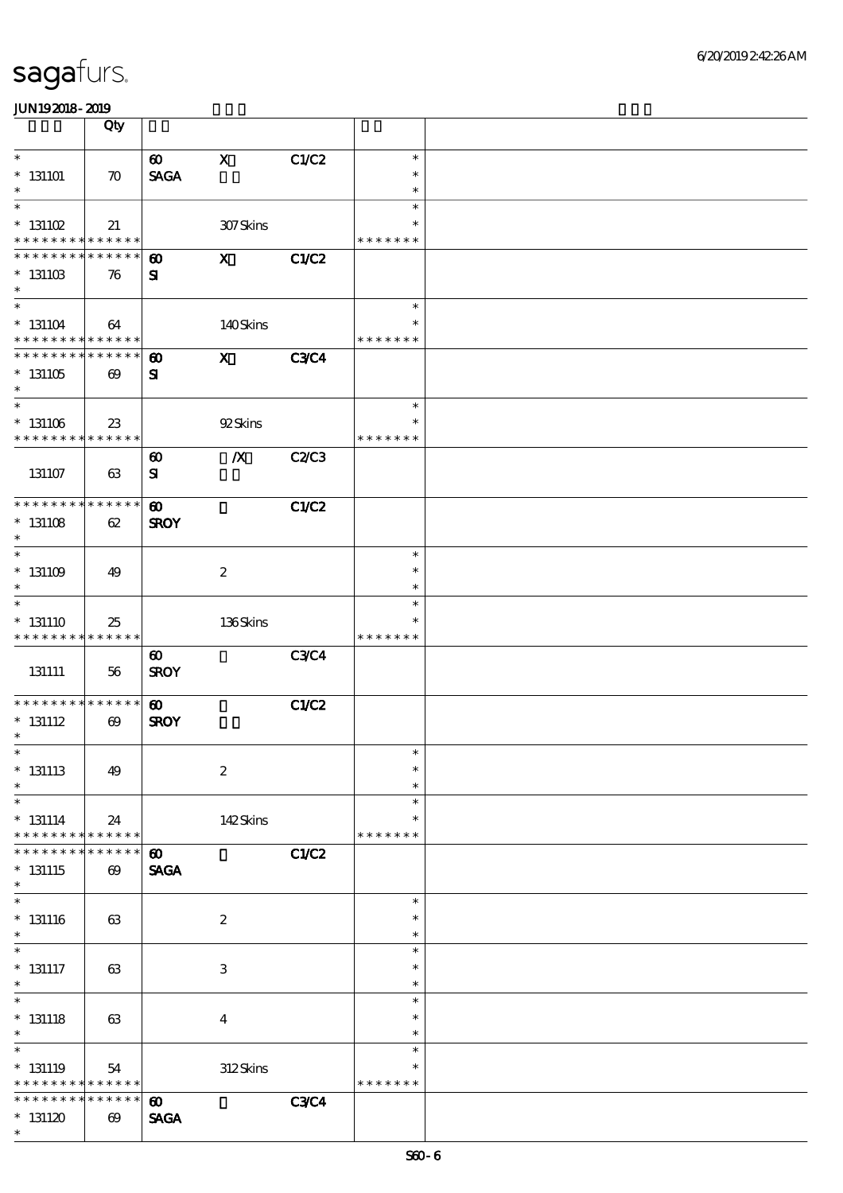sagafurs.

JUN19 2018 - 2019

| | Qty | | | | | |
|---|---|---|---|---|---|---|
| * <br> * 131101 <br> * | 70 | 60 <br> SAGA | X | C1/C2 | * <br> * <br> * | |
| * <br> * 131102 <br> * * * * * * * * * * * * * * | 21 | | 307 Skins | | * <br> * <br> * * * * * * * | |
| * * * * * * * * * * * * * * <br> * 131103 <br> * | 76 | 60 <br> SI | X | C1/C2 | | |
| * <br> * 131104 <br> * * * * * * * * * * * * * * | 64 | | 140 Skins | | * <br> * <br> * * * * * * * | |
| * * * * * * * * * * * * * * <br> * 131105 <br> * | 69 | 60 <br> SI | X | C3/C4 | | |
| * <br> * 131106 <br> * * * * * * * * * * * * * * | 23 | | 92 Skins | | * <br> * <br> * * * * * * * | |
| 131107 | 63 | 60 <br> SI | /X | C2/C3 | | |
| * * * * * * * * * * * * * * <br> * 131108 <br> * | 62 | 60 <br> SROY | | C1/C2 | | |
| * <br> * 131109 <br> * | 49 | | 2 | | * <br> * <br> * | |
| * <br> * 131110 <br> * * * * * * * * * * * * * * | 25 | | 136 Skins | | * <br> * <br> * * * * * * * | |
| 131111 | 56 | 60 <br> SROY | | C3/C4 | | |
| * * * * * * * * * * * * * * <br> * 131112 <br> * | 69 | 60 <br> SROY | | C1/C2 | | |
| * <br> * 131113 <br> * | 49 | | 2 | | * <br> * <br> * | |
| * <br> * 131114 <br> * * * * * * * * * * * * * * | 24 | | 142 Skins | | * <br> * <br> * * * * * * * | |
| * * * * * * * * * * * * * * <br> * 131115 <br> * | 69 | 60 <br> SAGA | | C1/C2 | | |
| * <br> * 131116 <br> * | 63 | | 2 | | * <br> * <br> * | |
| * <br> * 131117 <br> * | 63 | | 3 | | * <br> * <br> * | |
| * <br> * 131118 <br> * | 63 | | 4 | | * <br> * <br> * | |
| * <br> * 131119 <br> * * * * * * * * * * * * * * | 54 | | 312 Skins | | * <br> * <br> * * * * * * * | |
| * * * * * * * * * * * * * * <br> * 131120 <br> * | 69 | 60 <br> SAGA | | C3/C4 | | |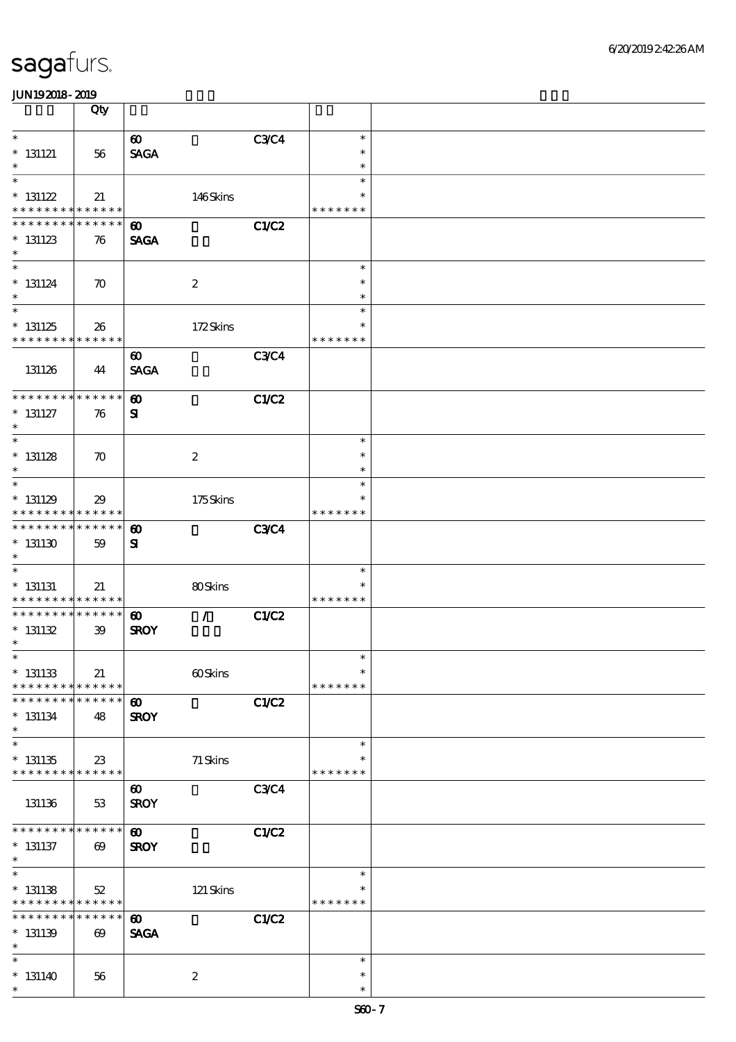sagafurs.

JUN19 2018 - 2019

| | Qty | | | | | |
|---|---|---|---|---|---|---|
| * <br> * 131121 <br> * | 56 | 60 <br> SAGA | | C3/C4 | * <br> * <br> * | |
| * <br> * 131122 <br> * * * * * * * * * * * * * * | 21 | | 146 Skins | | * <br> * <br> * * * * * * * | |
| * * * * * * * * * * * * * * <br> * 131123 <br> * | 76 | 60 <br> SAGA | | C1/C2 | | |
| * <br> * 131124 <br> * | 70 | | 2 | | * <br> * <br> * | |
| * <br> * 131125 <br> * * * * * * * * * * * * * * | 26 | | 172 Skins | | * <br> * <br> * * * * * * * | |
| 131126 | 44 | 60 <br> SAGA | | C3/C4 | | |
| * * * * * * * * * * * * * * <br> * 131127 <br> * | 76 | 60 <br> SI | | C1/C2 | | |
| * <br> * 131128 <br> * | 70 | | 2 | | * <br> * <br> * | |
| * <br> * 131129 <br> * * * * * * * * * * * * * * | 29 | | 175 Skins | | * <br> * <br> * * * * * * * | |
| * * * * * * * * * * * * * * <br> * 131130 <br> * | 59 | 60 <br> SI | | C3/C4 | | |
| * <br> * 131131 <br> * * * * * * * * * * * * * * | 21 | | 80 Skins | | * <br> * <br> * * * * * * * | |
| * * * * * * * * * * * * * * <br> * 131132 <br> * | 39 | 60 <br> SROY | / | C1/C2 | | |
| * <br> * 131133 <br> * * * * * * * * * * * * * * | 21 | | 60 Skins | | * <br> * <br> * * * * * * * | |
| * * * * * * * * * * * * * * <br> * 131134 <br> * | 48 | 60 <br> SROY | | C1/C2 | | |
| * <br> * 131135 <br> * * * * * * * * * * * * * * | 23 | | 71 Skins | | * <br> * <br> * * * * * * * | |
| 131136 | 53 | 60 <br> SROY | | C3/C4 | | |
| * * * * * * * * * * * * * * <br> * 131137 <br> * | 69 | 60 <br> SROY | | C1/C2 | | |
| * <br> * 131138 <br> * * * * * * * * * * * * * * | 52 | | 121 Skins | | * <br> * <br> * * * * * * * | |
| * * * * * * * * * * * * * * <br> * 131139 <br> * | 69 | 60 <br> SAGA | | C1/C2 | | |
| * <br> * 131140 <br> * | 56 | | 2 | | * <br> * <br> * | |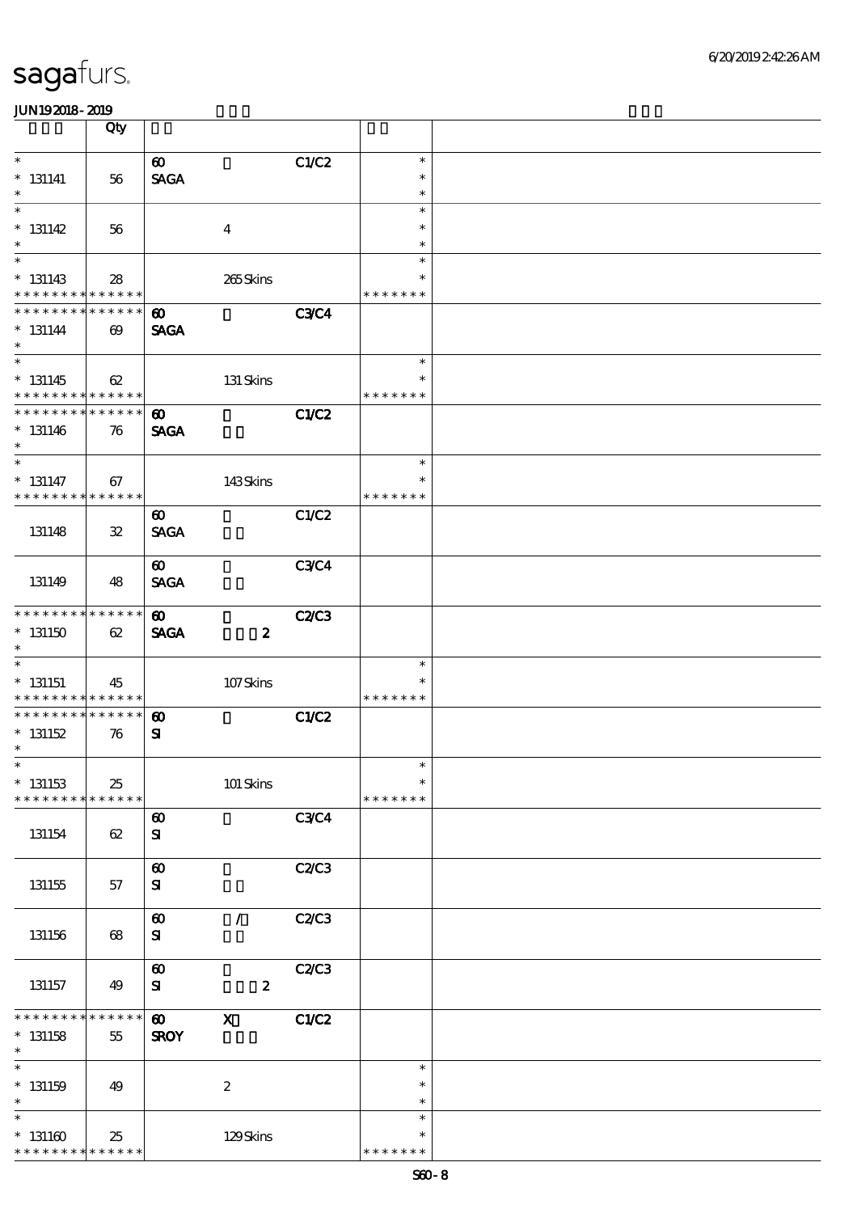# sagafurs.

JUN19 2018 - 2019

| | Qty | | | | | |
|---|---|---|---|---|---|---|
| * <br> * 131141 <br> * | 56 | 60 <br> SAGA | | C1/C2 | * <br> * <br> * | |
| * <br> * 131142 <br> * | 56 | | 4 | | * <br> * <br> * | |
| * <br> * 131143 <br> * * * * * * * * * * * * * | 28 | | 265 Skins | | * <br> * <br> * * * * * * * | |
| * * * * * * * * * * * * * * <br> * 131144 <br> * | 69 | 60 <br> SAGA | | C3/C4 | | |
| * <br> * 131145 <br> * * * * * * * * * * * * * | 62 | | 131 Skins | | * <br> * <br> * * * * * * * | |
| * * * * * * * * * * * * * * <br> * 131146 <br> * | 76 | 60 <br> SAGA | | C1/C2 | | |
| * <br> * 131147 <br> * * * * * * * * * * * * * | 67 | | 143 Skins | | * <br> * <br> * * * * * * * | |
| 131148 | 32 | 60 <br> SAGA | | C1/C2 | | |
| 131149 | 48 | 60 <br> SAGA | | C3/C4 | | |
| * * * * * * * * * * * * * * <br> * 131150 <br> * | 62 | 60 <br> SAGA | 2 | C2/C3 | | |
| * <br> * 131151 <br> * * * * * * * * * * * * * | 45 | | 107 Skins | | * <br> * <br> * * * * * * * | |
| * * * * * * * * * * * * * * <br> * 131152 <br> * | 76 | 60 <br> SI | | C1/C2 | | |
| * <br> * 131153 <br> * * * * * * * * * * * * * | 25 | | 101 Skins | | * <br> * <br> * * * * * * * | |
| 131154 | 62 | 60 <br> SI | | C3/C4 | | |
| 131155 | 57 | 60 <br> SI | | C2/C3 | | |
| 131156 | 68 | 60 <br> SI | / | C2/C3 | | |
| 131157 | 49 | 60 <br> SI | 2 | C2/C3 | | |
| * * * * * * * * * * * * * * <br> * 131158 <br> * | 55 | 60 <br> SROY | X | C1/C2 | | |
| * <br> * 131159 <br> * | 49 | | 2 | | * <br> * <br> * | |
| * <br> * 131160 <br> * * * * * * * * * * * * * | 25 | | 129 Skins | | * <br> * <br> * * * * * * * | |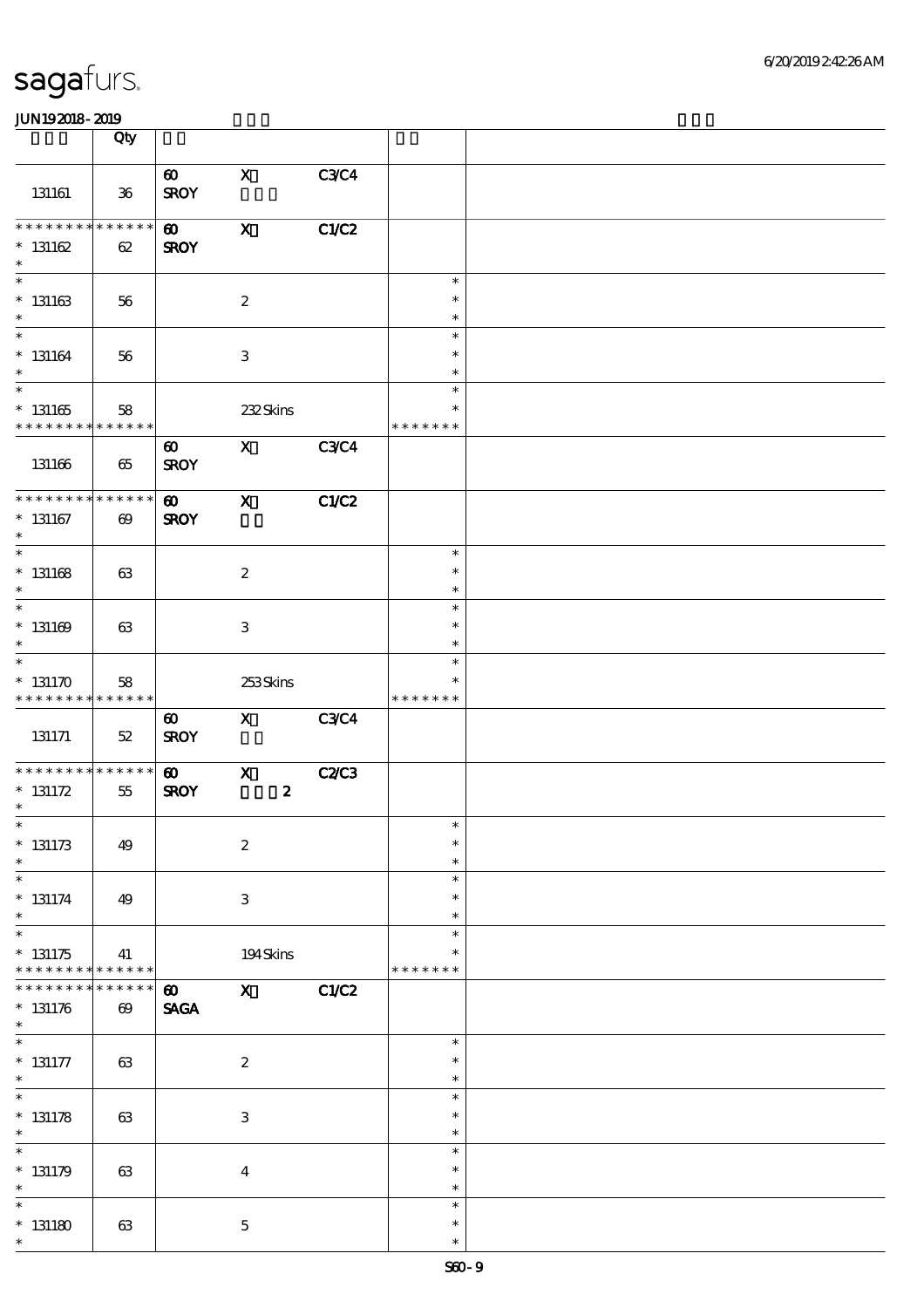**JUN192018-2019**

| | Qty | | | | | |
|---|---|---|---|---|---|---|
| 131161 | 36 | 60 SROY | X | C3/C4 | | |
| * * * * * * * * * * * * * * 131162 * | 62 | 60 SROY | X | C1/C2 | | |
| * * 131163 * | 56 | | 2 | | * * * | |
| * * 131164 * | 56 | | 3 | | * * * | |
| * * 131165 * * * * * * * * * * * * * * | 58 | | 232 Skins | | * * * * * * * * * | |
| 131166 | 65 | 60 SROY | X | C3/C4 | | |
| * * * * * * * * * * * * * * 131167 * | 69 | 60 SROY | X | C1/C2 | | |
| * * 131168 * | 63 | | 2 | | * * * | |
| * * 131169 * | 63 | | 3 | | * * * | |
| * * 131170 * * * * * * * * * * * * * * | 58 | | 253 Skins | | * * * * * * * * * | |
| 131171 | 52 | 60 SROY | X | C3/C4 | | |
| * * * * * * * * * * * * * * 131172 * | 55 | 60 SROY | X 2 | C2/C3 | | |
| * * 131173 * | 49 | | 2 | | * * * | |
| * * 131174 * | 49 | | 3 | | * * * | |
| * * 131175 * * * * * * * * * * * * * * | 41 | | 194 Skins | | * * * * * * * * * | |
| * * * * * * * * * * * * * * 131176 * | 69 | 60 SAGA | X | C1/C2 | | |
| * * 131177 * | 63 | | 2 | | * * * | |
| * * 131178 * | 63 | | 3 | | * * * | |
| * * 131179 * | 63 | | 4 | | * * * | |
| * * 131180 * | 63 | | 5 | | * * * | |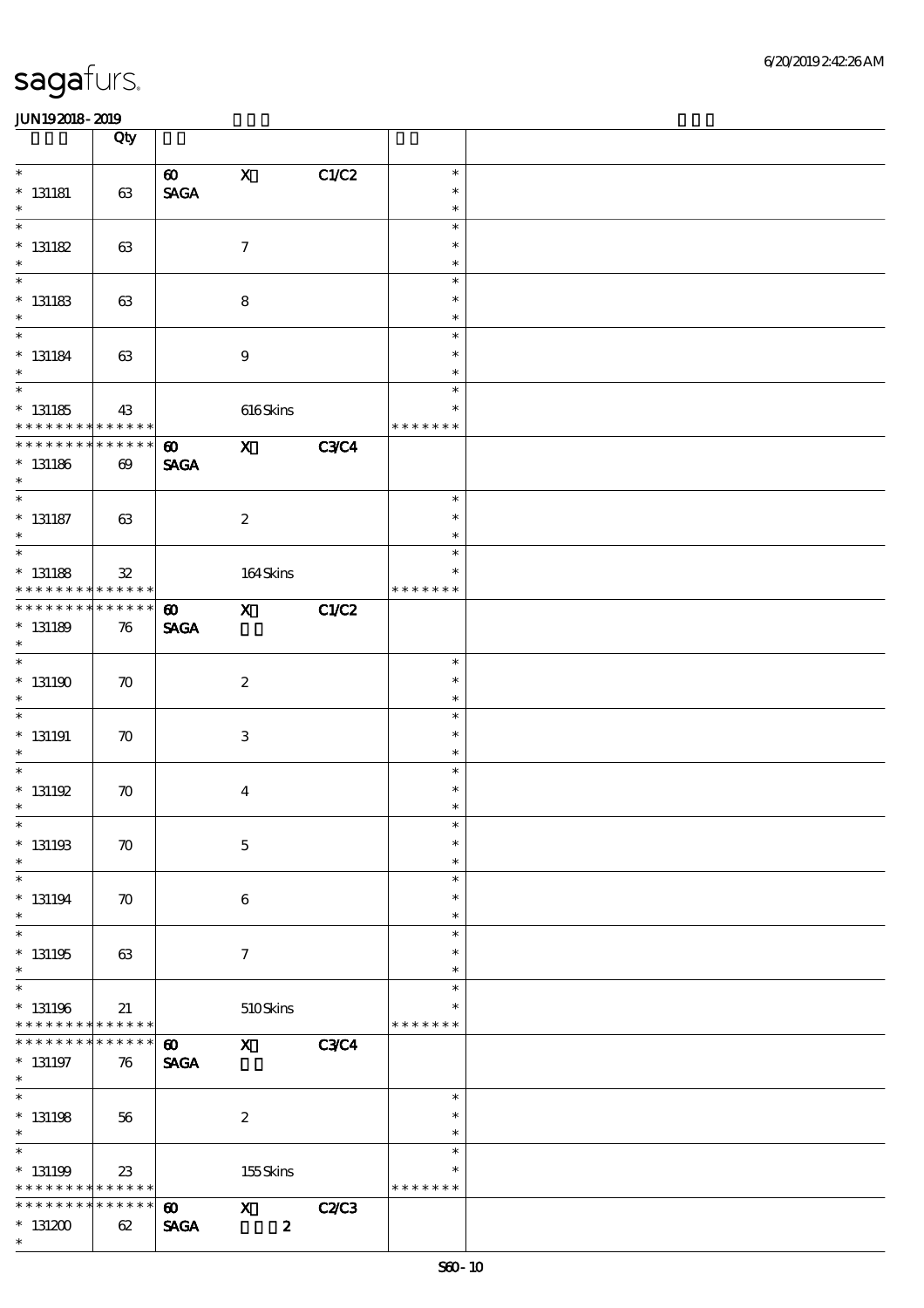# sagafurs.

JUN19 2018 - 2019

| | Qty | | | | | |
|---|---|---|---|---|---|---|
| * 131181 * | 63 | 60 SAGA | X | C1/C2 | * * * | |
| * 131182 * | 63 | | 7 | | * * * | |
| * 131183 * | 63 | | 8 | | * * * | |
| * 131184 * | 63 | | 9 | | * * * | |
| * 131185 * * * * * * * * * * * * * | 43 | | 616 Skins | | * * * * * * * * | |
| * * * * * * * * * * * * * * 131186 * | 69 | 60 SAGA | X | C3/C4 | | |
| * 131187 * | 63 | | 2 | | * * * | |
| * 131188 * * * * * * * * * * * * * | 32 | | 164 Skins | | * * * * * * * * | |
| * * * * * * * * * * * * * * 131189 * | 76 | 60 SAGA | X | C1/C2 | | |
| * 131190 * | 70 | | 2 | | * * * | |
| * 131191 * | 70 | | 3 | | * * * | |
| * 131192 * | 70 | | 4 | | * * * | |
| * 131193 * | 70 | | 5 | | * * * | |
| * 131194 * | 70 | | 6 | | * * * | |
| * 131195 * | 63 | | 7 | | * * * | |
| * 131196 * * * * * * * * * * * * * | 21 | | 510 Skins | | * * * * * * * * | |
| * * * * * * * * * * * * * * 131197 * | 76 | 60 SAGA | X | C3/C4 | | |
| * 131198 * | 56 | | 2 | | * * * | |
| * 131199 * * * * * * * * * * * * * | 23 | | 155 Skins | | * * * * * * * * | |
| * * * * * * * * * * * * * * 131200 * | 62 | 60 SAGA | X 2 | C2/C3 | | |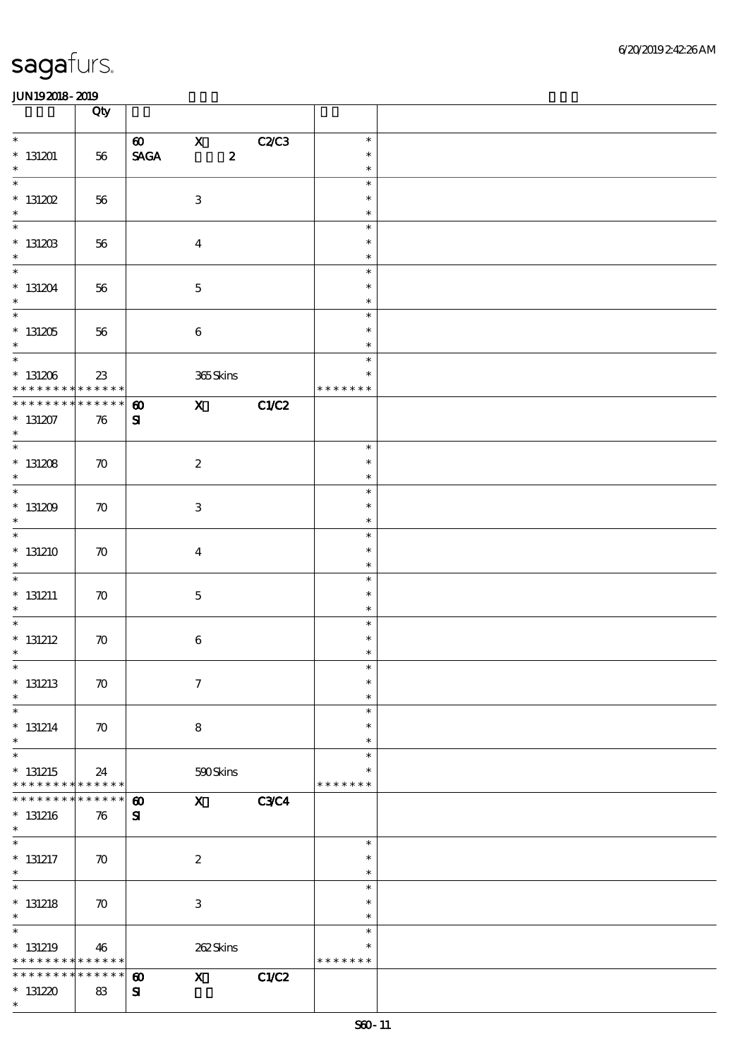| | Qty | | | | | |
|---|---|---|---|---|---|---|
| * 131201 * | 56 | 60 SAGA | X 2 | C2/C3 | * * * | |
| * 131202 * | 56 | | 3 | | * * * | |
| * 131203 * | 56 | | 4 | | * * * | |
| * 131204 * | 56 | | 5 | | * * * | |
| * 131205 * | 56 | | 6 | | * * * | |
| * 131206 * * * * * * * * * * * * * | 23 | | 365 Skins | | * * * * * * * * * | |
| * * * * * * * * * * * * * * 131207 * | 76 | 60 SI | X | C1/C2 | | |
| * 131208 * | 70 | | 2 | | * * * | |
| * 131209 * | 70 | | 3 | | * * * | |
| * 131210 * | 70 | | 4 | | * * * | |
| * 131211 * | 70 | | 5 | | * * * | |
| * 131212 * | 70 | | 6 | | * * * | |
| * 131213 * | 70 | | 7 | | * * * | |
| * 131214 * | 70 | | 8 | | * * * | |
| * 131215 * * * * * * * * * * * * * | 24 | | 590 Skins | | * * * * * * * * * | |
| * * * * * * * * * * * * * * 131216 * | 76 | 60 SI | X | C3/C4 | | |
| * 131217 * | 70 | | 2 | | * * * | |
| * 131218 * | 70 | | 3 | | * * * | |
| * 131219 * * * * * * * * * * * * * | 46 | | 262 Skins | | * * * * * * * * * | |
| * * * * * * * * * * * * * * 131220 * | 83 | 60 SI | X | C1/C2 | | |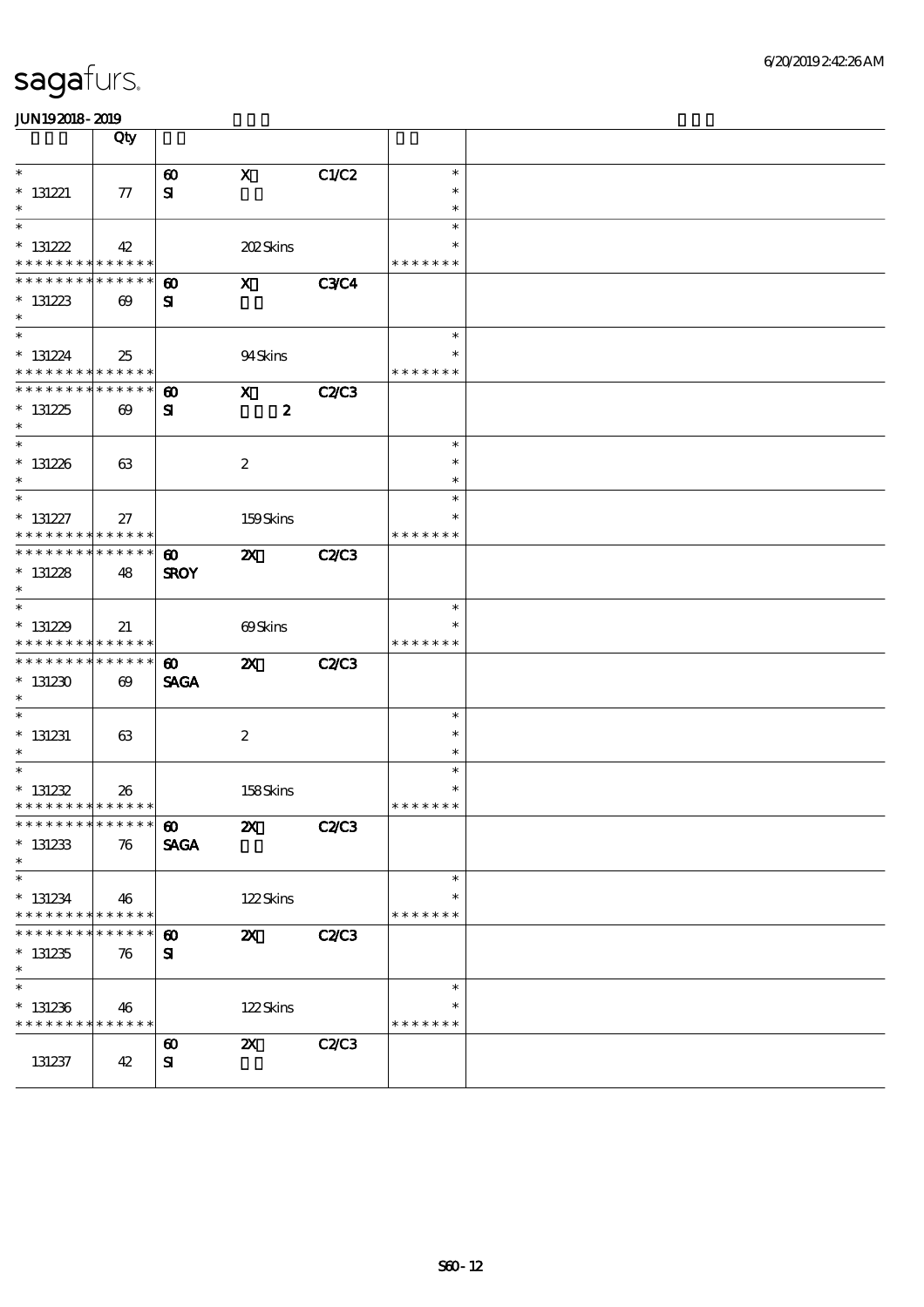# sagafurs.

JUN19 2018 - 2019

| | Qty | | | | | |
|---|---|---|---|---|---|---|
| * | | 60 | X | C1/C2 | * | |
| * 131221 | 77 | SI | | | * | |
| * | | | | | * | |
| * | | | | | * | |
| * 131222 | 42 | | 202 Skins | | * | |
| * * * * * * * * * * * * * * | | | | | * * * * * * * | |
| * * * * * * * * * * * * * * | | 60 | X | C3/C4 | | |
| * 131223 | 69 | SI | | | | |
| * | | | | | | |
| * | | | | | * | |
| * 131224 | 25 | | 94 Skins | | * | |
| * * * * * * * * * * * * * * | | | | | * * * * * * * | |
| * * * * * * * * * * * * * * | | 60 | X | C2/C3 | | |
| * 131225 | 69 | SI | 2 | | | |
| * | | | | | | |
| * | | | | | * | |
| * 131226 | 63 | | 2 | | * | |
| * | | | | | * | |
| * | | | | | * | |
| * 131227 | 27 | | 159 Skins | | * | |
| * * * * * * * * * * * * * * | | | | | * * * * * * * | |
| * * * * * * * * * * * * * * | | 60 | 2X | C2/C3 | | |
| * 131228 | 48 | SROY | | | | |
| * | | | | | | |
| * | | | | | * | |
| * 131229 | 21 | | 69 Skins | | * | |
| * * * * * * * * * * * * * * | | | | | * * * * * * * | |
| * * * * * * * * * * * * * * | | 60 | 2X | C2/C3 | | |
| * 131230 | 69 | SAGA | | | | |
| * | | | | | | |
| * | | | | | * | |
| * 131231 | 63 | | 2 | | * | |
| * | | | | | * | |
| * | | | | | * | |
| * 131232 | 26 | | 158 Skins | | * | |
| * * * * * * * * * * * * * * | | | | | * * * * * * * | |
| * * * * * * * * * * * * * * | | 60 | 2X | C2/C3 | | |
| * 131233 | 76 | SAGA | | | | |
| * | | | | | | |
| * | | | | | * | |
| * 131234 | 46 | | 122 Skins | | * | |
| * * * * * * * * * * * * * * | | | | | * * * * * * * | |
| * * * * * * * * * * * * * * | | 60 | 2X | C2/C3 | | |
| * 131235 | 76 | SI | | | | |
| * | | | | | | |
| * | | | | | * | |
| * 131236 | 46 | | 122 Skins | | * | |
| * * * * * * * * * * * * * * | | | | | * * * * * * * | |
| | | 60 | 2X | C2/C3 | | |
| 131237 | 42 | SI | | | | |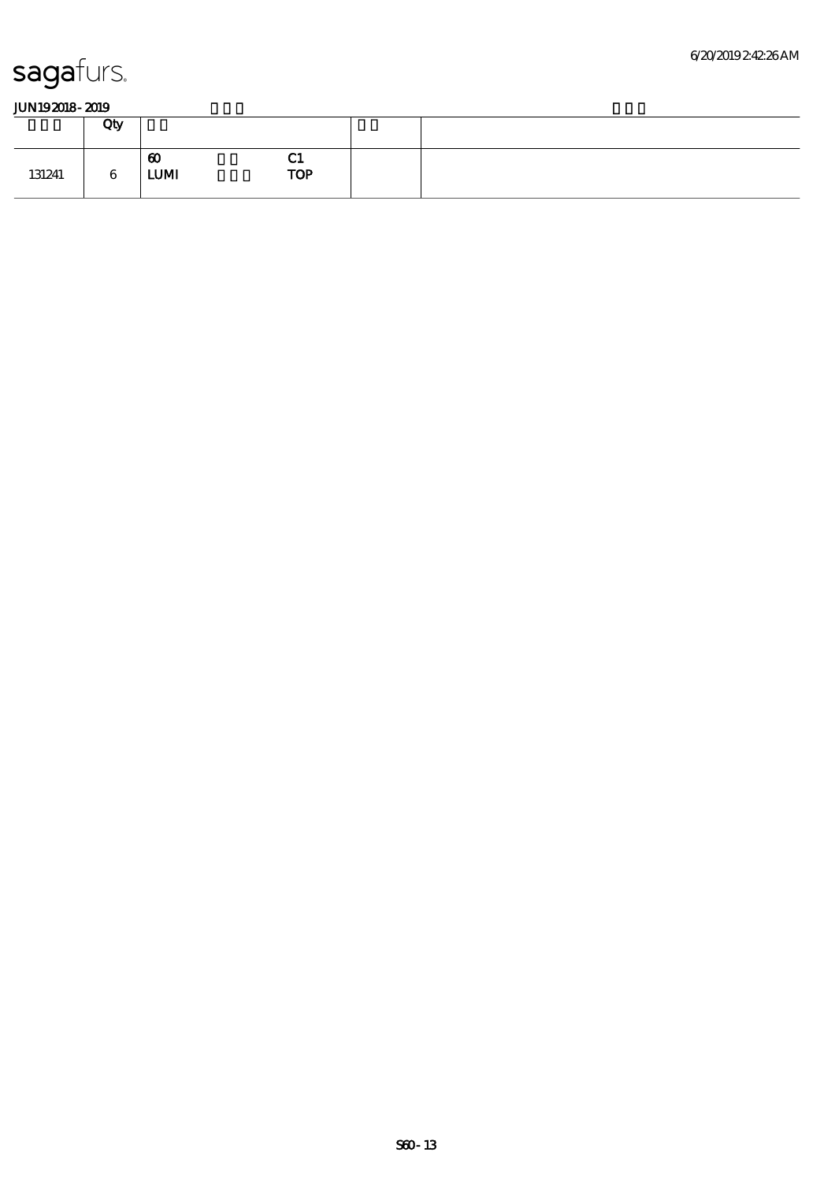# sagafurs.

**JUN19 2018 - 2019** 　　　　　　　　□□□ 　　　　　　　　　　　　　　　　　　　　□□□

| □□□ | Qty | □□ | | | □□ | |
|---|---|---|---|---|---|---|
| 131241 | 6 | **60**<br>**LUMI** | □□<br>□□□ | **C1**<br>**TOP** | | |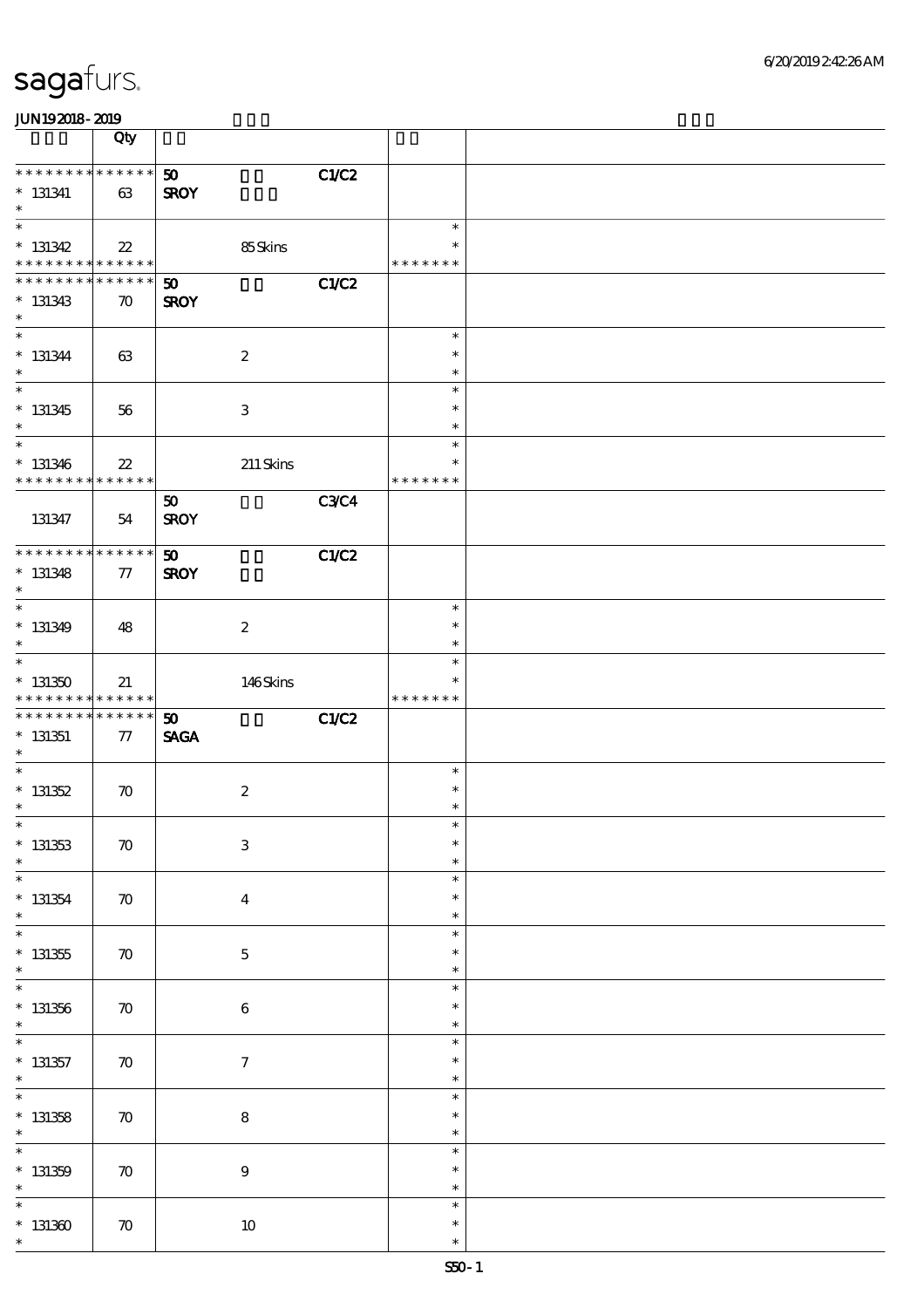| | Qty | | | | | |
|---|---|---|---|---|---|---|
| * * * * * * * * * * * * * * | | 50 | | C1/C2 | | |
| * 131341 | 63 | SROY | | | | |
| * 131342 | 22 | | 85 Skins | | * * * * * * * | |
| * * * * * * * * * * * * * * | | 50 | | C1/C2 | | |
| * 131343 | 70 | SROY | | | | |
| * 131344 | 63 | | 2 | | * | |
| * 131345 | 56 | | 3 | | * | |
| * 131346 | 22 | | 211 Skins | | * * * * * * * | |
| 131347 | 54 | 50 SROY | | C3/C4 | | |
| * * * * * * * * * * * * * * | | 50 | | C1/C2 | | |
| * 131348 | 77 | SROY | | | | |
| * 131349 | 48 | | 2 | | * | |
| * 131350 | 21 | | 146 Skins | | * * * * * * * | |
| * * * * * * * * * * * * * * | | 50 | | C1/C2 | | |
| * 131351 | 77 | SAGA | | | | |
| * 131352 | 70 | | 2 | | * | |
| * 131353 | 70 | | 3 | | * | |
| * 131354 | 70 | | 4 | | * | |
| * 131355 | 70 | | 5 | | * | |
| * 131356 | 70 | | 6 | | * | |
| * 131357 | 70 | | 7 | | * | |
| * 131358 | 70 | | 8 | | * | |
| * 131359 | 70 | | 9 | | * | |
| * 131360 | 70 | | 10 | | * | |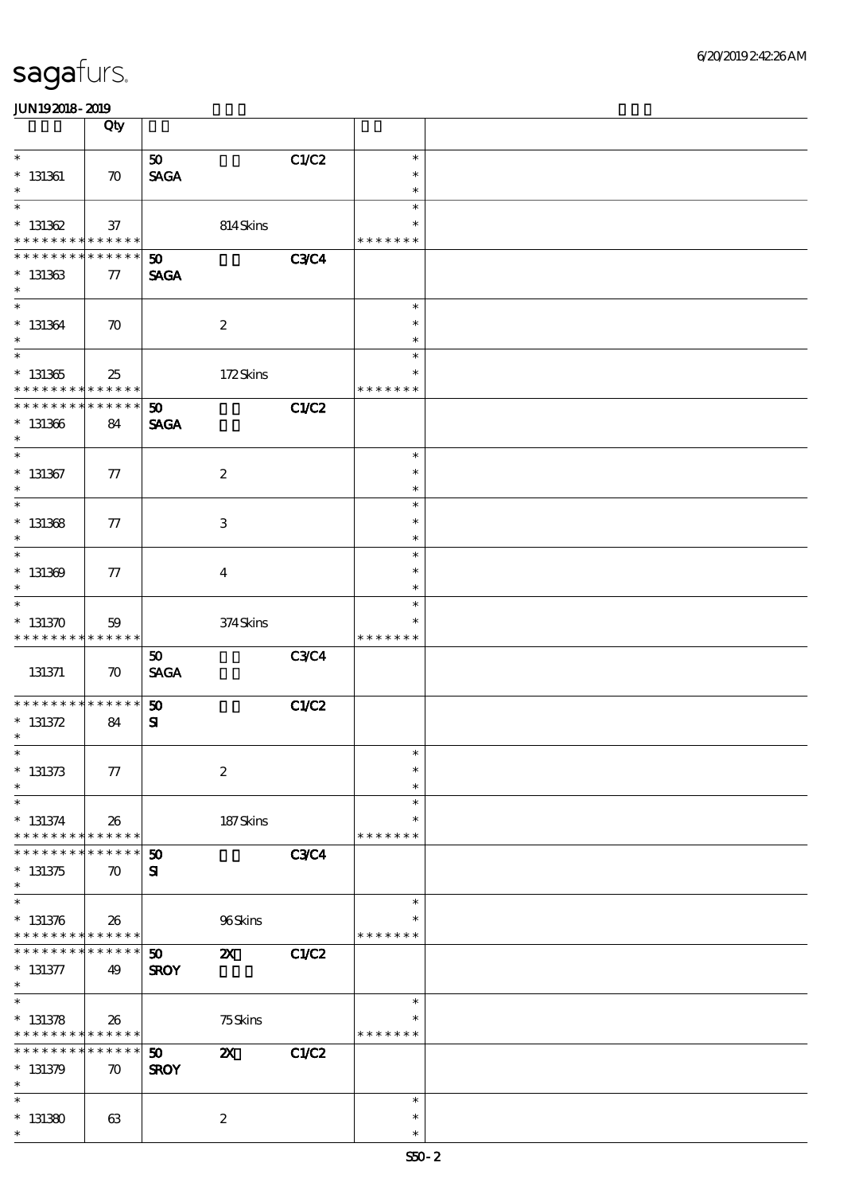sagafurs.

JUN192018 - 2019

| | Qty | | | | | |
|---|---|---|---|---|---|---|
| * <br> * 131361 <br> * | 70 | 50 <br> SAGA | | C1/C2 | * <br> * <br> * | |
| * <br> * 131362 <br> * * * * * * * * * * * * * * | 37 | | 814 Skins | | * <br> * <br> * * * * * * * | |
| * * * * * * * * * * * * * * <br> * 131363 <br> * | 77 | 50 <br> SAGA | | C3/C4 | | |
| * <br> * 131364 <br> * | 70 | | 2 | | * <br> * <br> * | |
| * <br> * 131365 <br> * * * * * * * * * * * * * * | 25 | | 172 Skins | | * <br> * <br> * * * * * * * | |
| * * * * * * * * * * * * * * <br> * 131366 <br> * | 84 | 50 <br> SAGA | | C1/C2 | | |
| * <br> * 131367 <br> * | 77 | | 2 | | * <br> * <br> * | |
| * <br> * 131368 <br> * | 77 | | 3 | | * <br> * <br> * | |
| * <br> * 131369 <br> * | 77 | | 4 | | * <br> * <br> * | |
| * <br> * 131370 <br> * * * * * * * * * * * * * * | 59 | | 374 Skins | | * <br> * <br> * * * * * * * | |
| 131371 | 70 | 50 <br> SAGA | | C3/C4 | | |
| * * * * * * * * * * * * * * <br> * 131372 <br> * | 84 | 50 <br> SI | | C1/C2 | | |
| * <br> * 131373 <br> * | 77 | | 2 | | * <br> * <br> * | |
| * <br> * 131374 <br> * * * * * * * * * * * * * * | 26 | | 187 Skins | | * <br> * <br> * * * * * * * | |
| * * * * * * * * * * * * * * <br> * 131375 <br> * | 70 | 50 <br> SI | | C3/C4 | | |
| * <br> * 131376 <br> * * * * * * * * * * * * * * | 26 | | 96 Skins | | * <br> * <br> * * * * * * * | |
| * * * * * * * * * * * * * * <br> * 131377 <br> * | 49 | 50 <br> SROY | 2X | C1/C2 | | |
| * <br> * 131378 <br> * * * * * * * * * * * * * * | 26 | | 75 Skins | | * <br> * <br> * * * * * * * | |
| * * * * * * * * * * * * * * <br> * 131379 <br> * | 70 | 50 <br> SROY | 2X | C1/C2 | | |
| * <br> * 131380 <br> * | 63 | | 2 | | * <br> * <br> * | |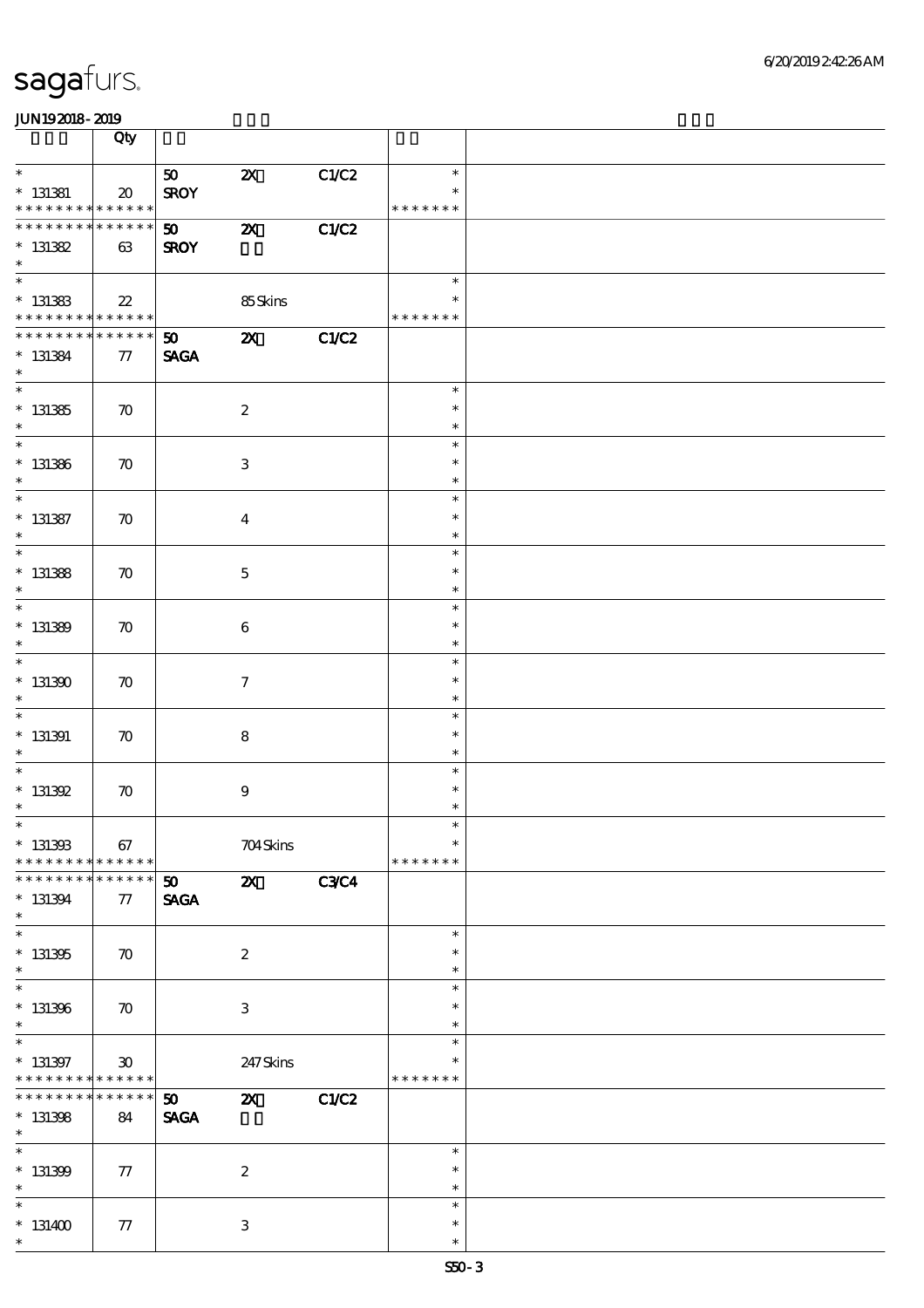| | Qty | | | | | |
|---|---|---|---|---|---|---|
| * | | 50 | 2X | C1/C2 | * | |
| * 131381 | 20 | SROY | | | * | |
| * * * * * * * * * * * * * * | | | | | * * * * * * * | |
| * * * * * * * * * * * * * * | | 50 | 2X | C1/C2 | | |
| * 131382 | 63 | SROY | | | | |
| * | | | | | | |
| * | | | | | * | |
| * 131383 | 22 | | 85 Skins | | * | |
| * * * * * * * * * * * * * * | | | | | * * * * * * * | |
| * * * * * * * * * * * * * * | | 50 | 2X | C1/C2 | | |
| * 131384 | 77 | SAGA | | | | |
| * | | | | | | |
| * | | | | | * | |
| * 131385 | 70 | | 2 | | * | |
| * | | | | | * | |
| * | | | | | * | |
| * 131386 | 70 | | 3 | | * | |
| * | | | | | * | |
| * | | | | | * | |
| * 131387 | 70 | | 4 | | * | |
| * | | | | | * | |
| * | | | | | * | |
| * 131388 | 70 | | 5 | | * | |
| * | | | | | * | |
| * | | | | | * | |
| * 131389 | 70 | | 6 | | * | |
| * | | | | | * | |
| * | | | | | * | |
| * 131390 | 70 | | 7 | | * | |
| * | | | | | * | |
| * | | | | | * | |
| * 131391 | 70 | | 8 | | * | |
| * | | | | | * | |
| * | | | | | * | |
| * 131392 | 70 | | 9 | | * | |
| * | | | | | * | |
| * | | | | | * | |
| * 131393 | 67 | | 704 Skins | | * | |
| * * * * * * * * * * * * * * | | | | | * * * * * * * | |
| * * * * * * * * * * * * * * | | 50 | 2X | C3/C4 | | |
| * 131394 | 77 | SAGA | | | | |
| * | | | | | | |
| * | | | | | * | |
| * 131395 | 70 | | 2 | | * | |
| * | | | | | * | |
| * | | | | | * | |
| * 131396 | 70 | | 3 | | * | |
| * | | | | | * | |
| * | | | | | * | |
| * 131397 | 30 | | 247 Skins | | * | |
| * * * * * * * * * * * * * * | | | | | * * * * * * * | |
| * * * * * * * * * * * * * * | | 50 | 2X | C1/C2 | | |
| * 131398 | 84 | SAGA | | | | |
| * | | | | | | |
| * | | | | | * | |
| * 131399 | 77 | | 2 | | * | |
| * | | | | | * | |
| * | | | | | * | |
| * 131400 | 77 | | 3 | | * | |
| * | | | | | * | |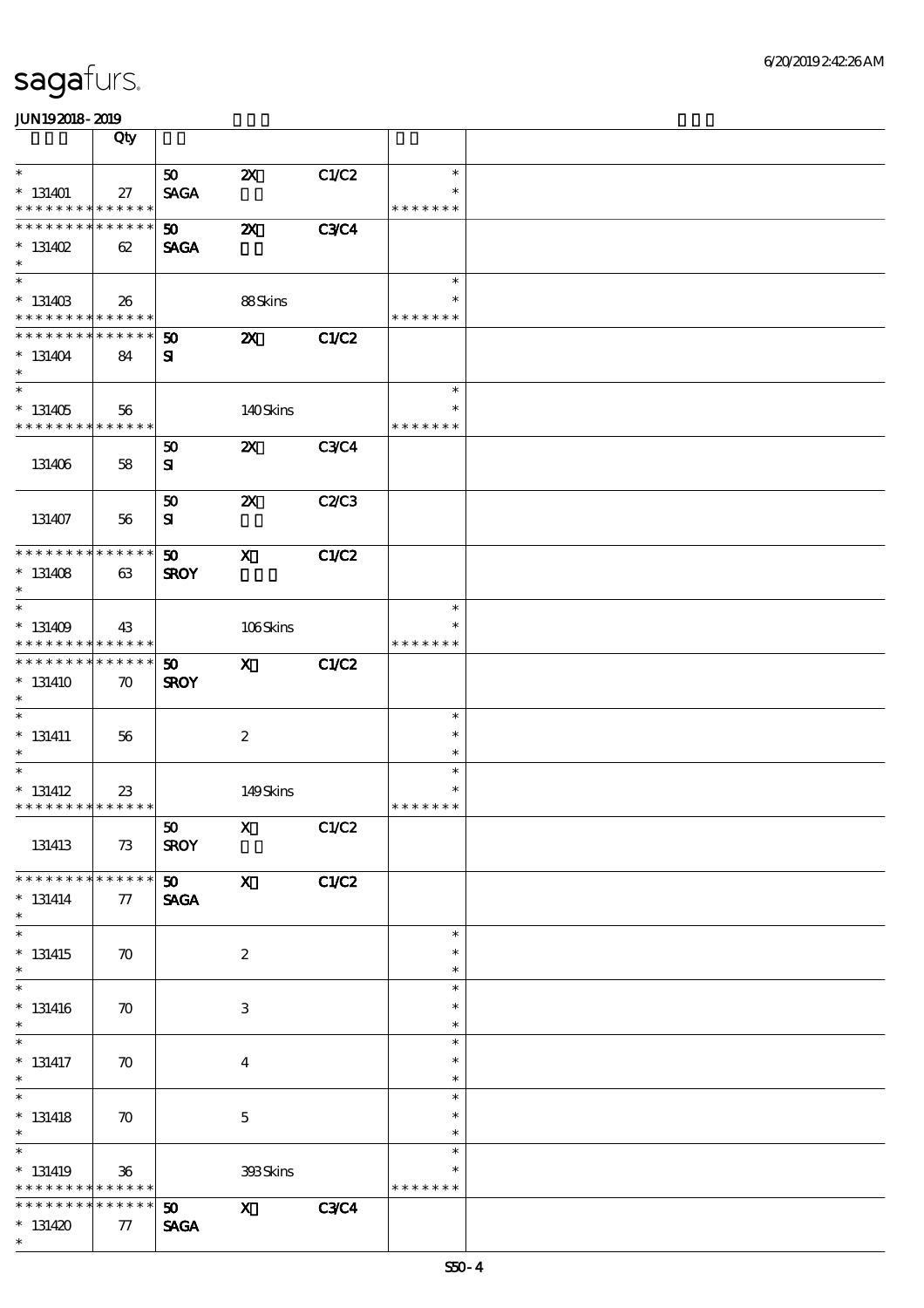sagafurs.

6/20/2019 2:42:26 AM

JUN19 2018 - 2019

| | Qty | | | | | |
|---|---|---|---|---|---|---|
| * <br> * 131401 <br> * * * * * * * * * * * * * * | 27 | 50 <br> SAGA | 2X | C1/C2 | * <br> * <br> * * * * * * * | |
| * * * * * * * * * * * * * * <br> * 131402 <br> * | 62 | 50 <br> SAGA | 2X | C3/C4 | | |
| * <br> * 131403 <br> * * * * * * * * * * * * * * | 26 | | 88 Skins | | * <br> * <br> * * * * * * * | |
| * * * * * * * * * * * * * * <br> * 131404 <br> * | 84 | 50 <br> SI | 2X | C1/C2 | | |
| * <br> * 131405 <br> * * * * * * * * * * * * * * | 56 | | 140 Skins | | * <br> * <br> * * * * * * * | |
| 131406 | 58 | 50 <br> SI | 2X | C3/C4 | | |
| 131407 | 56 | 50 <br> SI | 2X | C2/C3 | | |
| * * * * * * * * * * * * * * <br> * 131408 <br> * | 63 | 50 <br> SROY | X | C1/C2 | | |
| * <br> * 131409 <br> * * * * * * * * * * * * * * | 43 | | 106 Skins | | * <br> * <br> * * * * * * * | |
| * * * * * * * * * * * * * * <br> * 131410 <br> * | 70 | 50 <br> SROY | X | C1/C2 | | |
| * <br> * 131411 <br> * | 56 | | 2 | | * <br> * <br> * | |
| * <br> * 131412 <br> * * * * * * * * * * * * * * | 23 | | 149 Skins | | * <br> * <br> * * * * * * * | |
| 131413 | 73 | 50 <br> SROY | X | C1/C2 | | |
| * * * * * * * * * * * * * * <br> * 131414 <br> * | 77 | 50 <br> SAGA | X | C1/C2 | | |
| * <br> * 131415 <br> * | 70 | | 2 | | * <br> * <br> * | |
| * <br> * 131416 <br> * | 70 | | 3 | | * <br> * <br> * | |
| * <br> * 131417 <br> * | 70 | | 4 | | * <br> * <br> * | |
| * <br> * 131418 <br> * | 70 | | 5 | | * <br> * <br> * | |
| * <br> * 131419 <br> * * * * * * * * * * * * * * | 36 | | 393 Skins | | * <br> * <br> * * * * * * * | |
| * * * * * * * * * * * * * * <br> * 131420 <br> * | 77 | 50 <br> SAGA | X | C3/C4 | | |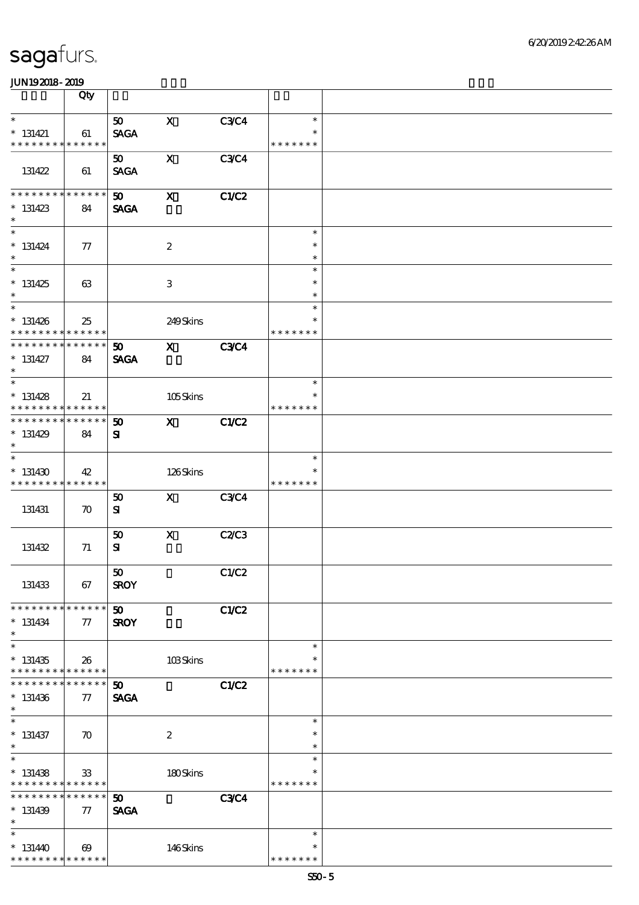# sagafurs.

JUN19 2018 - 2019

| | Qty | | | | | |
|---|---|---|---|---|---|---|
| * | | 50 | X | C3/C4 | * | |
| * 131421 | 61 | SAGA | | | * | |
| * * * * * * * * * * * * * * | | | | | * * * * * * * | |
| | | 50 | X | C3/C4 | | |
| 131422 | 61 | SAGA | | | | |
| * * * * * * * * * * * * * * | | 50 | X | C1/C2 | | |
| * 131423 | 84 | SAGA | | | | |
| * | | | | | | |
| * | | | | | * | |
| * 131424 | 77 | | 2 | | * | |
| * | | | | | * | |
| * | | | | | * | |
| * 131425 | 63 | | 3 | | * | |
| * | | | | | * | |
| * | | | | | * | |
| * 131426 | 25 | | 249 Skins | | * | |
| * * * * * * * * * * * * * * | | | | | * * * * * * * | |
| * * * * * * * * * * * * * * | | 50 | X | C3/C4 | | |
| * 131427 | 84 | SAGA | | | | |
| * | | | | | | |
| * | | | | | * | |
| * 131428 | 21 | | 105 Skins | | * | |
| * * * * * * * * * * * * * * | | | | | * * * * * * * | |
| * * * * * * * * * * * * * * | | 50 | X | C1/C2 | | |
| * 131429 | 84 | SI | | | | |
| * | | | | | | |
| * | | | | | * | |
| * 131430 | 42 | | 126 Skins | | * | |
| * * * * * * * * * * * * * * | | | | | * * * * * * * | |
| | | 50 | X | C3/C4 | | |
| 131431 | 70 | SI | | | | |
| | | 50 | X | C2/C3 | | |
| 131432 | 71 | SI | | | | |
| | | 50 | | C1/C2 | | |
| 131433 | 67 | SROY | | | | |
| * * * * * * * * * * * * * * | | 50 | | C1/C2 | | |
| * 131434 | 77 | SROY | | | | |
| * | | | | | | |
| * | | | | | * | |
| * 131435 | 26 | | 103 Skins | | * | |
| * * * * * * * * * * * * * * | | | | | * * * * * * * | |
| * * * * * * * * * * * * * * | | 50 | | C1/C2 | | |
| * 131436 | 77 | SAGA | | | | |
| * | | | | | | |
| * | | | | | * | |
| * 131437 | 70 | | 2 | | * | |
| * | | | | | * | |
| * | | | | | * | |
| * 131438 | 33 | | 180 Skins | | * | |
| * * * * * * * * * * * * * * | | | | | * * * * * * * | |
| * * * * * * * * * * * * * * | | 50 | | C3/C4 | | |
| * 131439 | 77 | SAGA | | | | |
| * | | | | | | |
| * | | | | | * | |
| * 131440 | 69 | | 146 Skins | | * | |
| * * * * * * * * * * * * * * | | | | | * * * * * * * | |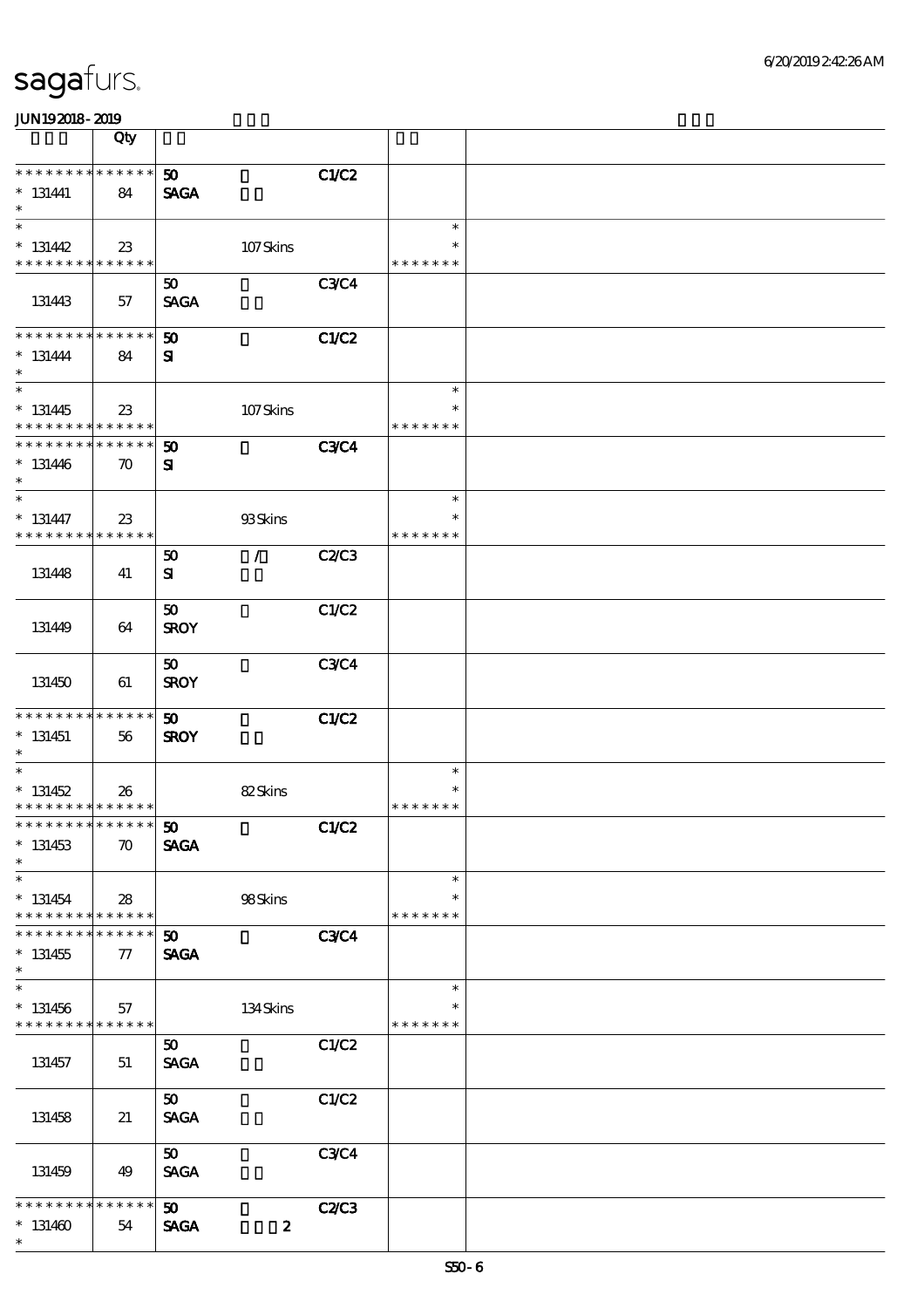| | Qty | | | | | |
|---|---|---|---|---|---|---|
| * * * * * * * * * * * * * * | | **50** | | **C1/C2** | | |
| * 131441 | 84 | **SAGA** | | | | |
| * | | | | | | |
| * | | | | | * | |
| * 131442 | 23 | | 107 Skins | | * | |
| * * * * * * * * * * * * * * | | | | | * * * * * * * | |
| | | 50 | | C3/C4 | | |
| 131443 | 57 | SAGA | | | | |
| * * * * * * * * * * * * * * | | **50** | | **C1/C2** | | |
| * 131444 | 84 | **SI** | | | | |
| * | | | | | | |
| * | | | | | * | |
| * 131445 | 23 | | 107 Skins | | * | |
| * * * * * * * * * * * * * * | | | | | * * * * * * * | |
| * * * * * * * * * * * * * * | | **50** | | **C3/C4** | | |
| * 131446 | 70 | **SI** | | | | |
| * | | | | | | |
| * | | | | | * | |
| * 131447 | 23 | | 93 Skins | | * | |
| * * * * * * * * * * * * * * | | | | | * * * * * * * | |
| | | 50 | / | C2/C3 | | |
| 131448 | 41 | SI | | | | |
| | | 50 | | C1/C2 | | |
| 131449 | 64 | SROY | | | | |
| | | 50 | | C3/C4 | | |
| 131450 | 61 | SROY | | | | |
| * * * * * * * * * * * * * * | | **50** | | **C1/C2** | | |
| * 131451 | 56 | **SROY** | | | | |
| * | | | | | | |
| * | | | | | * | |
| * 131452 | 26 | | 82 Skins | | * | |
| * * * * * * * * * * * * * * | | | | | * * * * * * * | |
| * * * * * * * * * * * * * * | | **50** | | **C1/C2** | | |
| * 131453 | 70 | **SAGA** | | | | |
| * | | | | | | |
| * | | | | | * | |
| * 131454 | 28 | | 98 Skins | | * | |
| * * * * * * * * * * * * * * | | | | | * * * * * * * | |
| * * * * * * * * * * * * * * | | **50** | | **C3/C4** | | |
| * 131455 | 77 | **SAGA** | | | | |
| * | | | | | | |
| * | | | | | * | |
| * 131456 | 57 | | 134 Skins | | * | |
| * * * * * * * * * * * * * * | | | | | * * * * * * * | |
| | | 50 | | C1/C2 | | |
| 131457 | 51 | SAGA | | | | |
| | | 50 | | C1/C2 | | |
| 131458 | 21 | SAGA | | | | |
| | | 50 | | C3/C4 | | |
| 131459 | 49 | SAGA | | | | |
| * * * * * * * * * * * * * * | | **50** | | **C2/C3** | | |
| * 131460 | 54 | **SAGA** | **2** | | | |
| * | | | | | | |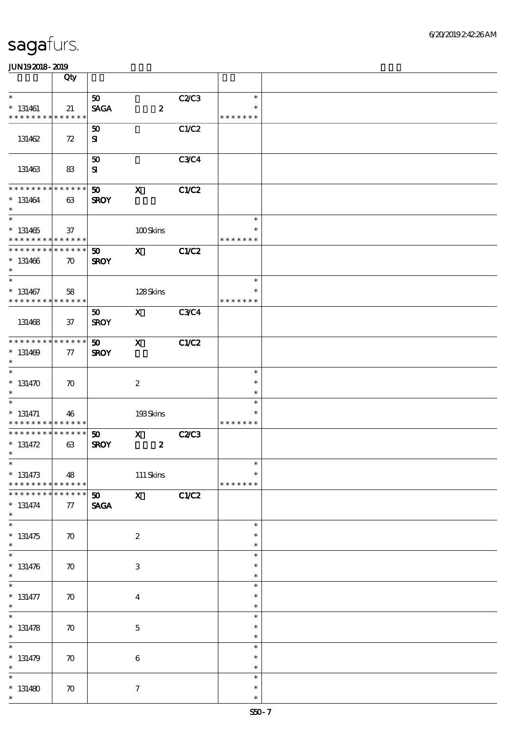| | Qty | | | | | |
|---|---|---|---|---|---|---|
| * <br> * 131461 <br> * * * * * * * * * * * * * * | 21 | 50 <br> SAGA | <br> 2 | C2/C3 | * <br> * <br> * * * * * * * | |
| 131462 | 72 | 50 <br> SI | | C1/C2 | | |
| 131463 | 83 | 50 <br> SI | | C3/C4 | | |
| * * * * * * * * * * * * * * <br> * 131464 <br> * | 63 | 50 <br> SROY | X | C1/C2 | | |
| * <br> * 131465 <br> * * * * * * * * * * * * * * | 37 | | 100 Skins | | * <br> * <br> * * * * * * * | |
| * * * * * * * * * * * * * * <br> * 131466 <br> * | 70 | 50 <br> SROY | X | C1/C2 | | |
| * <br> * 131467 <br> * * * * * * * * * * * * * * | 58 | | 128 Skins | | * <br> * <br> * * * * * * * | |
| 131468 | 37 | 50 <br> SROY | X | C3/C4 | | |
| * * * * * * * * * * * * * * <br> * 131469 <br> * | 77 | 50 <br> SROY | X | C1/C2 | | |
| * <br> * 131470 <br> * | 70 | | 2 | | * <br> * <br> * | |
| * <br> * 131471 <br> * * * * * * * * * * * * * * | 46 | | 193 Skins | | * <br> * <br> * * * * * * * | |
| * * * * * * * * * * * * * * <br> * 131472 <br> * | 63 | 50 <br> SROY | X <br> 2 | C2/C3 | | |
| * <br> * 131473 <br> * * * * * * * * * * * * * * | 48 | | 111 Skins | | * <br> * <br> * * * * * * * | |
| * * * * * * * * * * * * * * <br> * 131474 <br> * | 77 | 50 <br> SAGA | X | C1/C2 | | |
| * <br> * 131475 <br> * | 70 | | 2 | | * <br> * <br> * | |
| * <br> * 131476 <br> * | 70 | | 3 | | * <br> * <br> * | |
| * <br> * 131477 <br> * | 70 | | 4 | | * <br> * <br> * | |
| * <br> * 131478 <br> * | 70 | | 5 | | * <br> * <br> * | |
| * <br> * 131479 <br> * | 70 | | 6 | | * <br> * <br> * | |
| * <br> * 131480 <br> * | 70 | | 7 | | * <br> * <br> * | |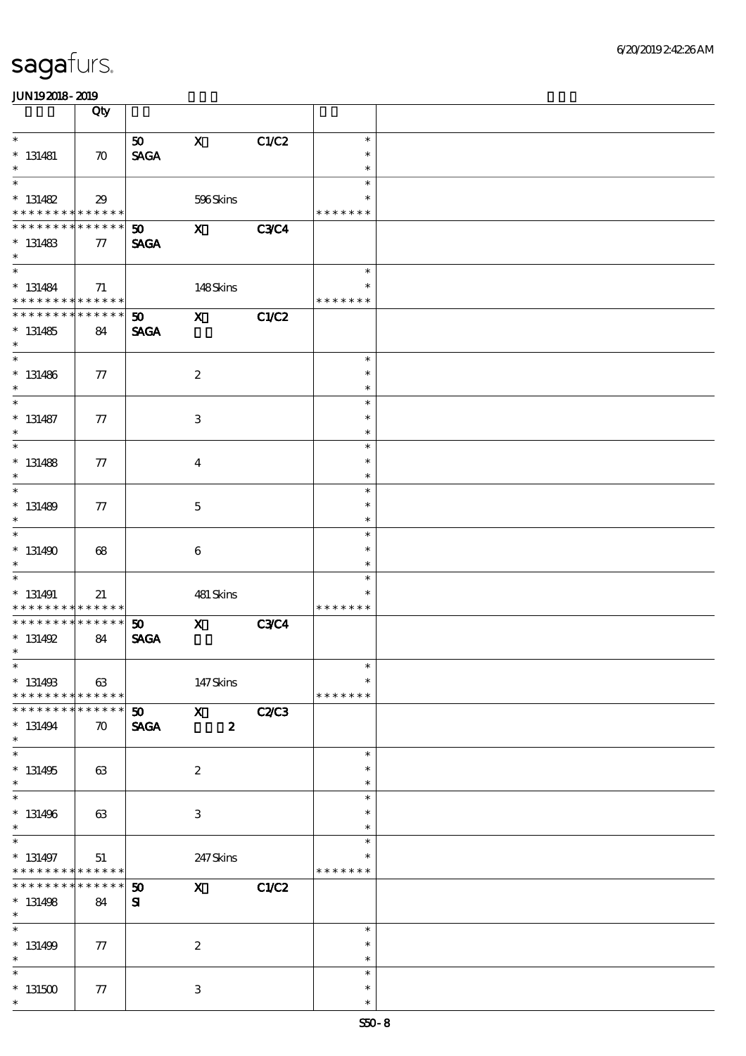| | Qty | | | | | |
|---|---|---|---|---|---|---|
| * 131481 * | 70 | 50 SAGA | X | C1/C2 | * * * | |
| * 131482 * * * * * * * * * * * * * * | 29 | | 596 Skins | | * * * * * * * * * | |
| * * * * * * * * * * * * * * 131483 * | 77 | 50 SAGA | X | C3/C4 | | |
| * 131484 * * * * * * * * * * * * * * | 71 | | 148 Skins | | * * * * * * * * * | |
| * * * * * * * * * * * * * * 131485 * | 84 | 50 SAGA | X | C1/C2 | | |
| * 131486 * | 77 | | 2 | | * * * | |
| * 131487 * | 77 | | 3 | | * * * | |
| * 131488 * | 77 | | 4 | | * * * | |
| * 131489 * | 77 | | 5 | | * * * | |
| * 131490 * | 68 | | 6 | | * * * | |
| * 131491 * * * * * * * * * * * * * * | 21 | | 481 Skins | | * * * * * * * * * | |
| * * * * * * * * * * * * * * 131492 * | 84 | 50 SAGA | X | C3/C4 | | |
| * 131493 * * * * * * * * * * * * * * | 63 | | 147 Skins | | * * * * * * * * * | |
| * * * * * * * * * * * * * * 131494 * | 70 | 50 SAGA | X 2 | C2/C3 | | |
| * 131495 * | 63 | | 2 | | * * * | |
| * 131496 * | 63 | | 3 | | * * * | |
| * 131497 * * * * * * * * * * * * * * | 51 | | 247 Skins | | * * * * * * * * * | |
| * * * * * * * * * * * * * * 131498 * | 84 | 50 SI | X | C1/C2 | | |
| * 131499 * | 77 | | 2 | | * * * | |
| * 131500 * | 77 | | 3 | | * * * | |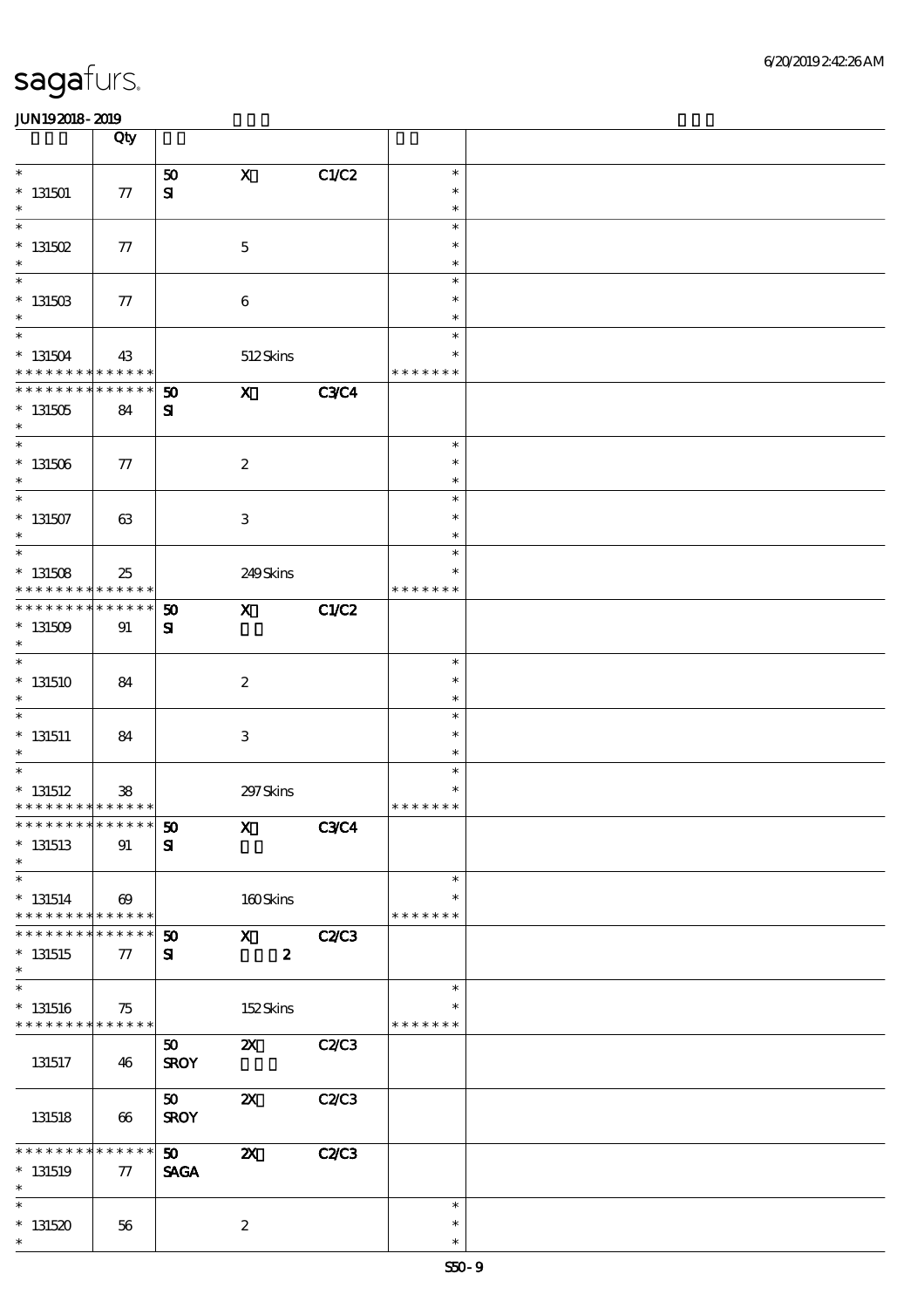| | Qty | | | | | |
|---|---|---|---|---|---|---|
| * 131501 * | 77 | 50 SI | X | C1/C2 | * * * | |
| * 131502 * | 77 | | 5 | | * * * | |
| * 131503 * | 77 | | 6 | | * * * | |
| * 131504 * * * * * * * * * * * * * * | 43 | | 512 Skins | | * * * * * * * * | |
| * * * * * * * * * * * * * * 131505 * | 84 | 50 SI | X | C3/C4 | | |
| * 131506 * | 77 | | 2 | | * * * | |
| * 131507 * | 63 | | 3 | | * * * | |
| * 131508 * * * * * * * * * * * * * * | 25 | | 249 Skins | | * * * * * * * * | |
| * * * * * * * * * * * * * * 131509 * | 91 | 50 SI | X | C1/C2 | | |
| * 131510 * | 84 | | 2 | | * * * | |
| * 131511 * | 84 | | 3 | | * * * | |
| * 131512 * * * * * * * * * * * * * * | 38 | | 297 Skins | | * * * * * * * * | |
| * * * * * * * * * * * * * * 131513 * | 91 | 50 SI | X | C3/C4 | | |
| * 131514 * * * * * * * * * * * * * * | 69 | | 160 Skins | | * * * * * * * * | |
| * * * * * * * * * * * * * * 131515 * | 77 | 50 SI | X 2 | C2/C3 | | |
| * 131516 * * * * * * * * * * * * * * | 75 | | 152 Skins | | * * * * * * * * | |
| 131517 | 46 | 50 SROY | 2X | C2/C3 | | |
| 131518 | 66 | 50 SROY | 2X | C2/C3 | | |
| * * * * * * * * * * * * * * 131519 * | 77 | 50 SAGA | 2X | C2/C3 | | |
| * 131520 * | 56 | | 2 | | * * * | |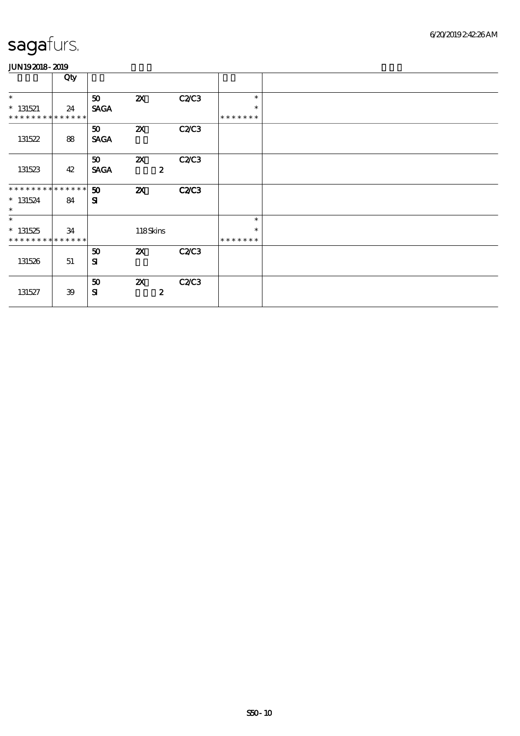# sagafurs.

**JUN19 2018 - 2019**

| | Qty | | | | | |
|---|---|---|---|---|---|---|
| * <br> * 131521 <br> * * * * * * * * * * * * * * | 24 | 50 <br> **SAGA** | **2X** | **C2/C3** | * <br> * <br> * * * * * * * | |
| 131522 | 88 | 50 <br> **SAGA** | **2X** | **C2/C3** | | |
| 131523 | 42 | 50 <br> **SAGA** | **2X** <br> **2** | **C2/C3** | | |
| * * * * * * * * * * * * * * <br> * 131524 <br> * | 84 | **50** <br> **SI** | **2X** | **C2/C3** | | |
| * <br> * 131525 <br> * * * * * * * * * * * * * * | 34 | | 118 Skins | | * <br> * <br> * * * * * * * | |
| 131526 | 51 | 50 <br> **SI** | **2X** | **C2/C3** | | |
| 131527 | 39 | 50 <br> **SI** | **2X** <br> **2** | **C2/C3** | | |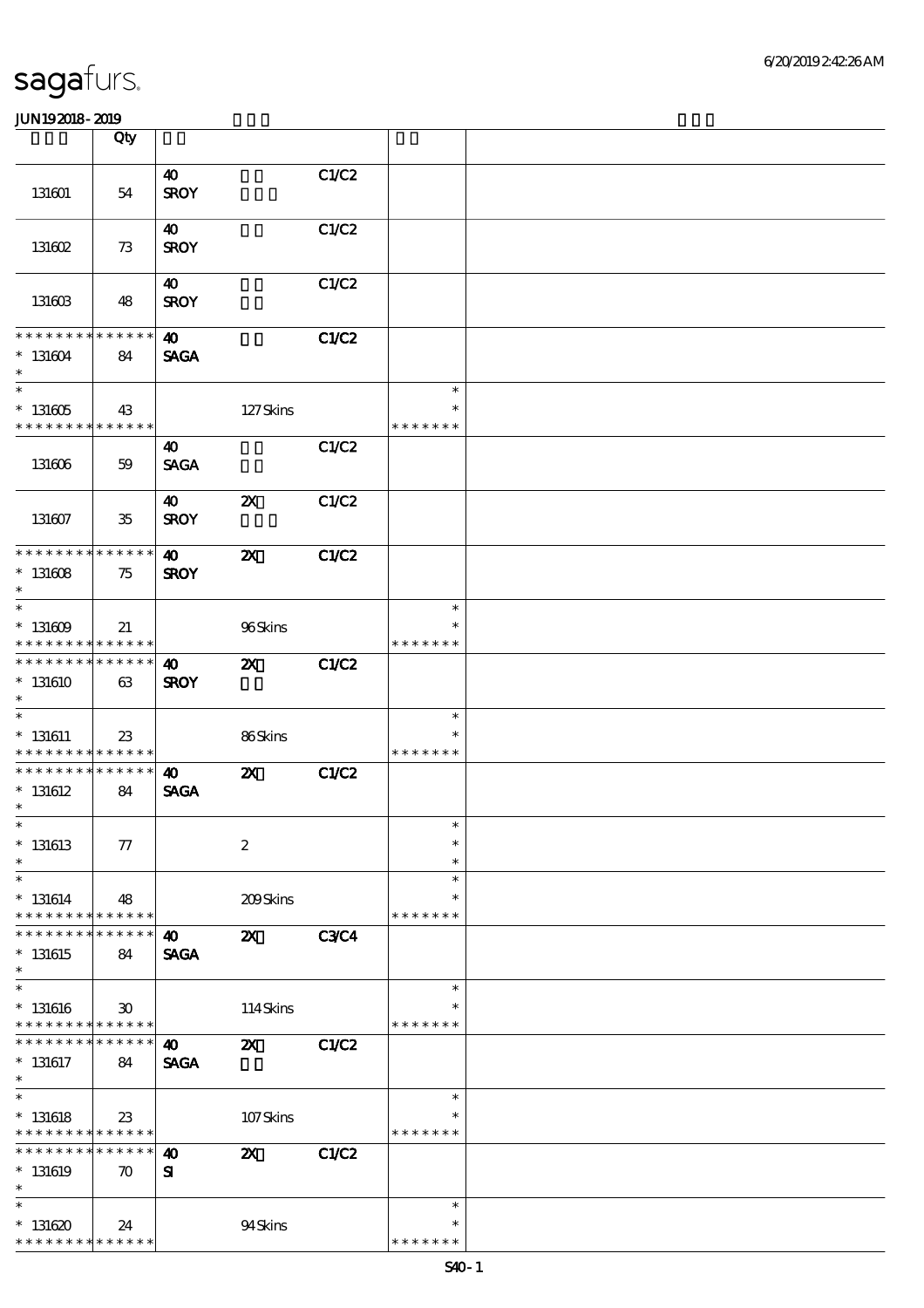# sagafurs.

JUN19 2018 - 2019

| | Qty | | | | | |
|---|---|---|---|---|---|---|
| 131601 | 54 | 40 SROY | | C1/C2 | | |
| 131602 | 73 | 40 SROY | | C1/C2 | | |
| 131603 | 48 | 40 SROY | | C1/C2 | | |
| * * * * * * * * * * * * * * 131604 * | 84 | 40 SAGA | | C1/C2 | | |
| * * 131605 * * * * * * * * * * * * * * | 43 | | 127 Skins | | * * * * * * * * * | |
| 131606 | 59 | 40 SAGA | | C1/C2 | | |
| 131607 | 35 | 40 SROY | 2X | C1/C2 | | |
| * * * * * * * * * * * * * * 131608 * | 75 | 40 SROY | 2X | C1/C2 | | |
| * * 131609 * * * * * * * * * * * * * * | 21 | | 96 Skins | | * * * * * * * * * | |
| * * * * * * * * * * * * * * 131610 * | 63 | 40 SROY | 2X | C1/C2 | | |
| * * 131611 * * * * * * * * * * * * * * | 23 | | 86 Skins | | * * * * * * * * * | |
| * * * * * * * * * * * * * * 131612 * | 84 | 40 SAGA | 2X | C1/C2 | | |
| * * 131613 * | 77 | | 2 | | * * * | |
| * * 131614 * * * * * * * * * * * * * * | 48 | | 209 Skins | | * * * * * * * * * | |
| * * * * * * * * * * * * * * 131615 * | 84 | 40 SAGA | 2X | C3/C4 | | |
| * * 131616 * * * * * * * * * * * * * * | 30 | | 114 Skins | | * * * * * * * * * | |
| * * * * * * * * * * * * * * 131617 * | 84 | 40 SAGA | 2X | C1/C2 | | |
| * * 131618 * * * * * * * * * * * * * * | 23 | | 107 Skins | | * * * * * * * * * | |
| * * * * * * * * * * * * * * 131619 * | 70 | 40 SI | 2X | C1/C2 | | |
| * * 131620 * * * * * * * * * * * * * * | 24 | | 94 Skins | | * * * * * * * * * | |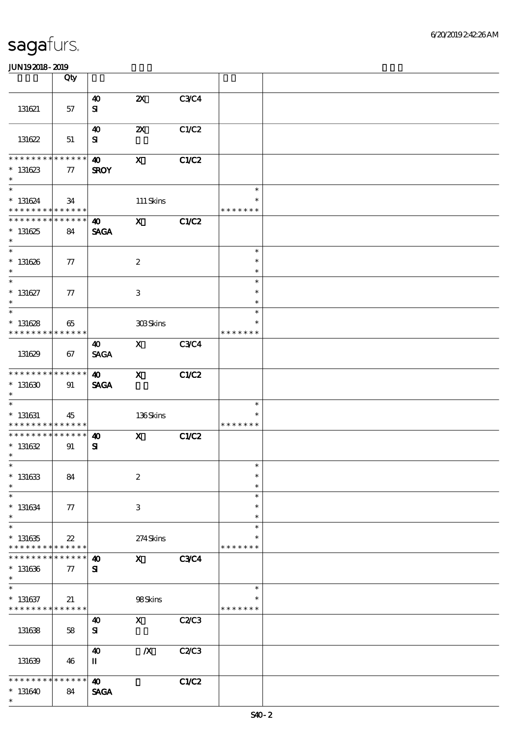# sagafurs.

JUN19 2018 - 2019

| | Qty | | | | | |
|---|---|---|---|---|---|---|
| 131621 | 57 | 40 SI | 2X | C3/C4 | | |
| 131622 | 51 | 40 SI | 2X | C1/C2 | | |
| * * * * * * * * * * * * * * 131623 * | 77 | 40 SROY | X | C1/C2 | | |
| * * 131624 * * * * * * * * * * * * * | 34 | | 111 Skins | | * * * * * * * * * | |
| * * * * * * * * * * * * * * 131625 * | 84 | 40 SAGA | X | C1/C2 | | |
| * * 131626 * | 77 | | 2 | | * * * | |
| * * 131627 * | 77 | | 3 | | * * * | |
| * * 131628 * * * * * * * * * * * * * | 65 | | 303 Skins | | * * * * * * * * * | |
| 131629 | 67 | 40 SAGA | X | C3/C4 | | |
| * * * * * * * * * * * * * * 131630 * | 91 | 40 SAGA | X | C1/C2 | | |
| * * 131631 * * * * * * * * * * * * * | 45 | | 136 Skins | | * * * * * * * * * | |
| * * * * * * * * * * * * * * 131632 * | 91 | 40 SI | X | C1/C2 | | |
| * * 131633 * | 84 | | 2 | | * * * | |
| * * 131634 * | 77 | | 3 | | * * * | |
| * * 131635 * * * * * * * * * * * * * | 22 | | 274 Skins | | * * * * * * * * * | |
| * * * * * * * * * * * * * * 131636 * | 77 | 40 SI | X | C3/C4 | | |
| * * 131637 * * * * * * * * * * * * * | 21 | | 98 Skins | | * * * * * * * * * | |
| 131638 | 58 | 40 SI | X | C2/C3 | | |
| 131639 | 46 | 40 II | /X | C2/C3 | | |
| * * * * * * * * * * * * * * 131640 * | 84 | 40 SAGA | | C1/C2 | | |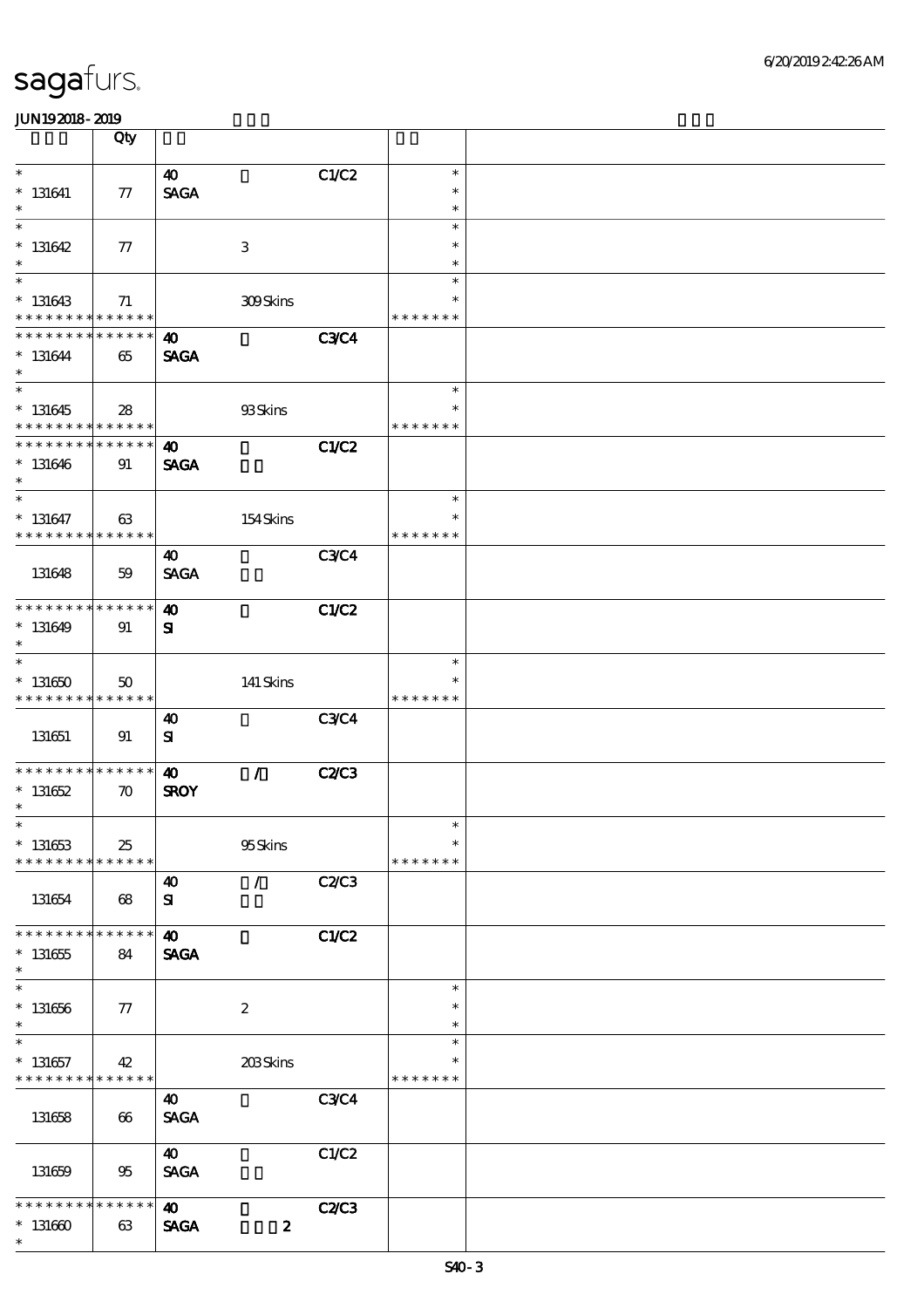# sagafurs.

JUN19 2018 - 2019

| | Qty | | | | | |
|---|---|---|---|---|---|---|
| * | | 40 | | C1/C2 | * | |
| * 131641 | 77 | SAGA | | | * | |
| * | | | | | * | |
| * | | | | | * | |
| * 131642 | 77 | | 3 | | * | |
| * | | | | | * | |
| * | | | | | * | |
| * 131643 | 71 | | 309 Skins | | * | |
| * * * * * * * * * * * * * * | | | | | * * * * * * * | |
| * * * * * * * * * * * * * * | | 40 | | C3/C4 | | |
| * 131644 | 65 | SAGA | | | | |
| * | | | | | | |
| * | | | | | * | |
| * 131645 | 28 | | 93 Skins | | * | |
| * * * * * * * * * * * * * * | | | | | * * * * * * * | |
| * * * * * * * * * * * * * * | | 40 | | C1/C2 | | |
| * 131646 | 91 | SAGA | | | | |
| * | | | | | | |
| * | | | | | * | |
| * 131647 | 63 | | 154 Skins | | * | |
| * * * * * * * * * * * * * * | | | | | * * * * * * * | |
| | | 40 | | C3/C4 | | |
| 131648 | 59 | SAGA | | | | |
| * * * * * * * * * * * * * * | | 40 | | C1/C2 | | |
| * 131649 | 91 | SI | | | | |
| * | | | | | | |
| * | | | | | * | |
| * 131650 | 50 | | 141 Skins | | * | |
| * * * * * * * * * * * * * * | | | | | * * * * * * * | |
| | | 40 | | C3/C4 | | |
| 131651 | 91 | SI | | | | |
| * * * * * * * * * * * * * * | | 40 | / | C2/C3 | | |
| * 131652 | 70 | SROY | | | | |
| * | | | | | | |
| * | | | | | * | |
| * 131653 | 25 | | 95 Skins | | * | |
| * * * * * * * * * * * * * * | | | | | * * * * * * * | |
| | | 40 | / | C2/C3 | | |
| 131654 | 68 | SI | | | | |
| * * * * * * * * * * * * * * | | 40 | | C1/C2 | | |
| * 131655 | 84 | SAGA | | | | |
| * | | | | | | |
| * | | | | | * | |
| * 131656 | 77 | | 2 | | * | |
| * | | | | | * | |
| * | | | | | * | |
| * 131657 | 42 | | 203 Skins | | * | |
| * * * * * * * * * * * * * * | | | | | * * * * * * * | |
| | | 40 | | C3/C4 | | |
| 131658 | 66 | SAGA | | | | |
| | | 40 | | C1/C2 | | |
| 131659 | 95 | SAGA | | | | |
| * * * * * * * * * * * * * * | | 40 | | C2/C3 | | |
| * 131660 | 63 | SAGA | 2 | | | |
| * | | | | | | |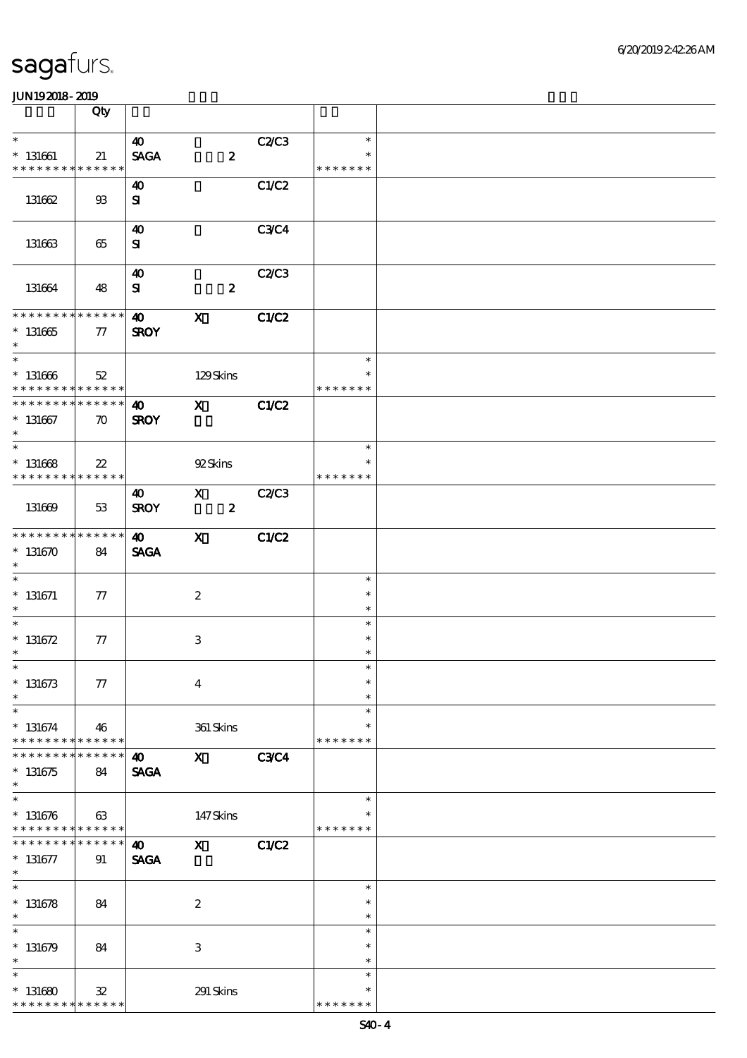sagafurs.

JUN192018-2019

| | Qty | | | | | |
|---|---|---|---|---|---|---|
| * <br> * 131661 <br> * * * * * * * * * * * * * * | 21 | 40 <br> SAGA | 2 | C2/C3 | * <br> * <br> * * * * * * * | |
| 131662 | 93 | 40 <br> SI | | C1/C2 | | |
| 131663 | 65 | 40 <br> SI | | C3/C4 | | |
| 131664 | 48 | 40 <br> SI | 2 | C2/C3 | | |
| * * * * * * * * * * * * * * <br> * 131665 <br> * | 77 | 40 <br> SROY | X | C1/C2 | | |
| * <br> * 131666 <br> * * * * * * * * * * * * * * | 52 | | 129 Skins | | * <br> * <br> * * * * * * * | |
| * * * * * * * * * * * * * * <br> * 131667 <br> * | 70 | 40 <br> SROY | X | C1/C2 | | |
| * <br> * 131668 <br> * * * * * * * * * * * * * * | 22 | | 92 Skins | | * <br> * <br> * * * * * * * | |
| 131669 | 53 | 40 <br> SROY | X <br> 2 | C2/C3 | | |
| * * * * * * * * * * * * * * <br> * 131670 <br> * | 84 | 40 <br> SAGA | X | C1/C2 | | |
| * <br> * 131671 <br> * | 77 | | 2 | | * <br> * <br> * | |
| * <br> * 131672 <br> * | 77 | | 3 | | * <br> * <br> * | |
| * <br> * 131673 <br> * | 77 | | 4 | | * <br> * <br> * | |
| * <br> * 131674 <br> * * * * * * * * * * * * * * | 46 | | 361 Skins | | * <br> * <br> * * * * * * * | |
| * * * * * * * * * * * * * * <br> * 131675 <br> * | 84 | 40 <br> SAGA | X | C3/C4 | | |
| * <br> * 131676 <br> * * * * * * * * * * * * * * | 63 | | 147 Skins | | * <br> * <br> * * * * * * * | |
| * * * * * * * * * * * * * * <br> * 131677 <br> * | 91 | 40 <br> SAGA | X | C1/C2 | | |
| * <br> * 131678 <br> * | 84 | | 2 | | * <br> * <br> * | |
| * <br> * 131679 <br> * | 84 | | 3 | | * <br> * <br> * | |
| * <br> * 131680 <br> * * * * * * * * * * * * * * | 32 | | 291 Skins | | * <br> * <br> * * * * * * * | |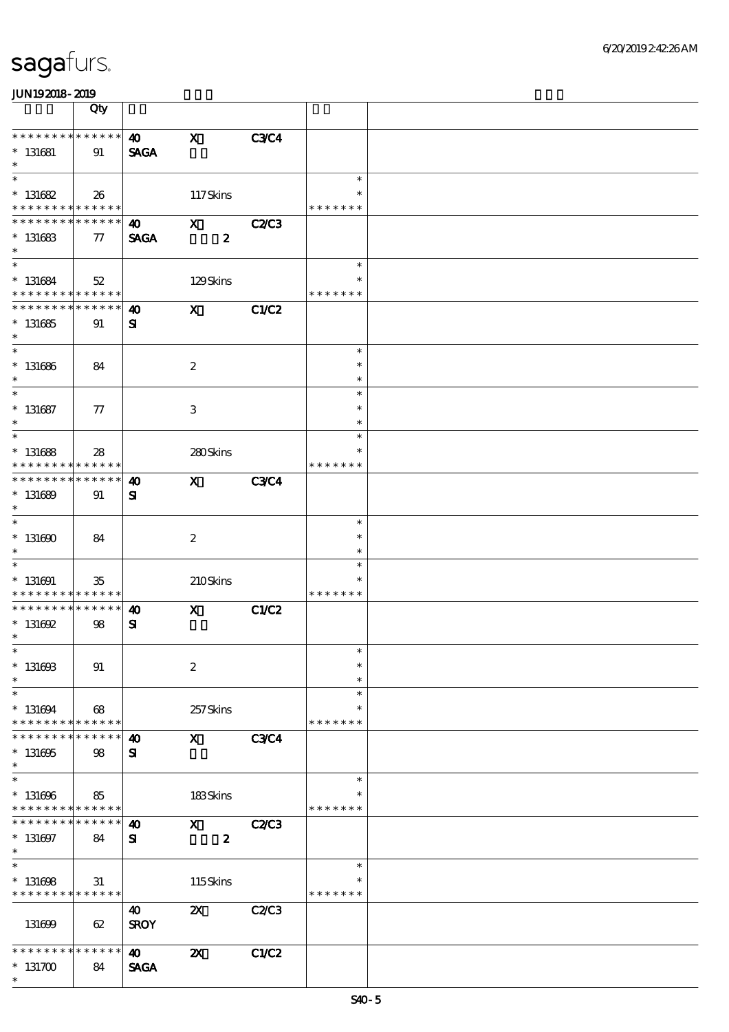**sagafurs.**

JUN19 2018 - 2019

| | Qty | | | | | |
|---|---|---|---|---|---|---|
| * * * * * * * * * * * * * * | | **40** | **X** | **C3/C4** | | |
| * 131681 | 91 | **SAGA** | | | | |
| * | | | | | | |
| * | | | | | * | |
| * 131682 | 26 | | 117 Skins | | * | |
| * * * * * * * * * * * * * * | | | | | * * * * * * * | |
| * * * * * * * * * * * * * * | | **40** | **X** | **C2/C3** | | |
| * 131683 | 77 | **SAGA** | **2** | | | |
| * | | | | | | |
| * | | | | | * | |
| * 131684 | 52 | | 129 Skins | | * | |
| * * * * * * * * * * * * * * | | | | | * * * * * * * | |
| * * * * * * * * * * * * * * | | **40** | **X** | **C1/C2** | | |
| * 131685 | 91 | **SI** | | | | |
| * | | | | | | |
| * | | | | | * | |
| * 131686 | 84 | | 2 | | * | |
| * | | | | | * | |
| * | | | | | * | |
| * 131687 | 77 | | 3 | | * | |
| * | | | | | * | |
| * | | | | | * | |
| * 131688 | 28 | | 280 Skins | | * | |
| * * * * * * * * * * * * * * | | | | | * * * * * * * | |
| * * * * * * * * * * * * * * | | **40** | **X** | **C3/C4** | | |
| * 131689 | 91 | **SI** | | | | |
| * | | | | | | |
| * | | | | | * | |
| * 131690 | 84 | | 2 | | * | |
| * | | | | | * | |
| * | | | | | * | |
| * 131691 | 35 | | 210 Skins | | * | |
| * * * * * * * * * * * * * * | | | | | * * * * * * * | |
| * * * * * * * * * * * * * * | | **40** | **X** | **C1/C2** | | |
| * 131692 | 98 | **SI** | | | | |
| * | | | | | | |
| * | | | | | * | |
| * 131693 | 91 | | 2 | | * | |
| * | | | | | * | |
| * | | | | | * | |
| * 131694 | 68 | | 257 Skins | | * | |
| * * * * * * * * * * * * * * | | | | | * * * * * * * | |
| * * * * * * * * * * * * * * | | **40** | **X** | **C3/C4** | | |
| * 131695 | 98 | **SI** | | | | |
| * | | | | | | |
| * | | | | | * | |
| * 131696 | 85 | | 183 Skins | | * | |
| * * * * * * * * * * * * * * | | | | | * * * * * * * | |
| * * * * * * * * * * * * * * | | **40** | **X** | **C2/C3** | | |
| * 131697 | 84 | **SI** | **2** | | | |
| * | | | | | | |
| * | | | | | * | |
| * 131698 | 31 | | 115 Skins | | * | |
| * * * * * * * * * * * * * * | | | | | * * * * * * * | |
| | | **40** | **2X** | **C2/C3** | | |
| 131699 | 62 | **SROY** | | | | |
| * * * * * * * * * * * * * * | | **40** | **2X** | **C1/C2** | | |
| * 131700 | 84 | **SAGA** | | | | |
| * | | | | | | |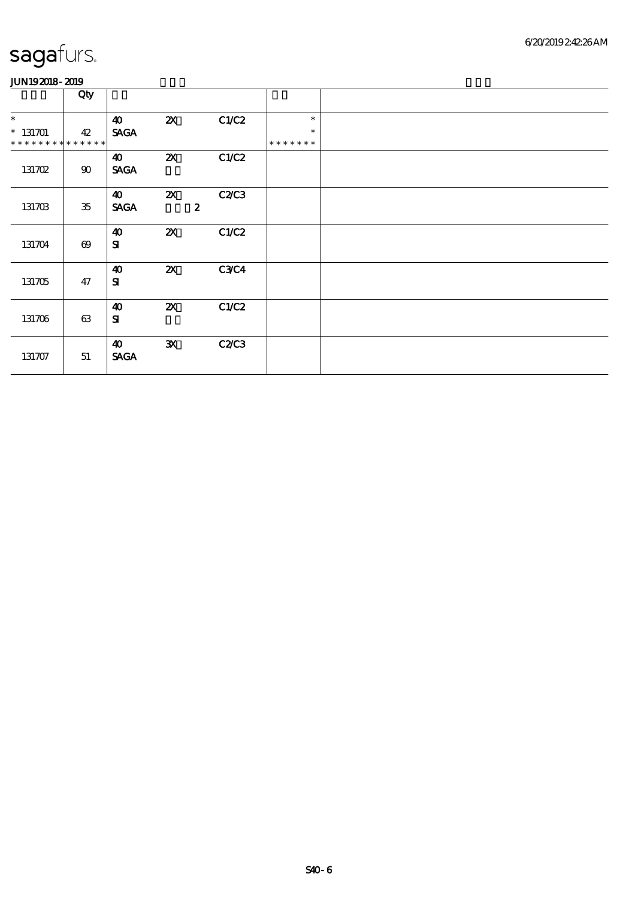sagafurs.

JUN192018 - 2019

| | Qty | | | | | |
|---|---|---|---|---|---|---|
| * | | 40 | 2X | C1/C2 | * | |
| * 131701 | 42 | SAGA | | | * | |
| * * * * * * * * * * * * * * | | | | | * * * * * * * | |
| 131702 | 90 | 40<br>SAGA | 2X | C1/C2 | | |
| 131703 | 35 | 40<br>SAGA | 2X<br>2 | C2/C3 | | |
| 131704 | 69 | 40<br>SI | 2X | C1/C2 | | |
| 131705 | 47 | 40<br>SI | 2X | C3/C4 | | |
| 131706 | 63 | 40<br>SI | 2X | C1/C2 | | |
| 131707 | 51 | 40<br>SAGA | 3X | C2/C3 | | |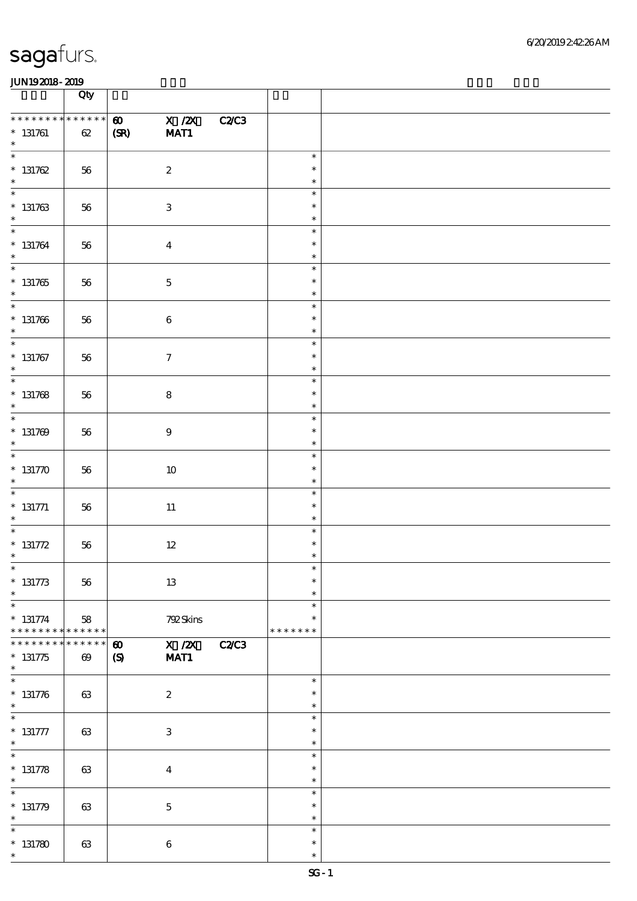| | Qty | | |
|---|---|---|---|
| * * * * * * * * * * * * * * | 60 X /2X C2/C3 | | |
| * 131761 | 62 | (SR) MAT1 | |
| * 131762 | 56 | 2 | * |
| * 131763 | 56 | 3 | * |
| * 131764 | 56 | 4 | * |
| * 131765 | 56 | 5 | * |
| * 131766 | 56 | 6 | * |
| * 131767 | 56 | 7 | * |
| * 131768 | 56 | 8 | * |
| * 131769 | 56 | 9 | * |
| * 131770 | 56 | 10 | * |
| * 131771 | 56 | 11 | * |
| * 131772 | 56 | 12 | * |
| * 131773 | 56 | 13 | * |
| * 131774 | 58 | 792 Skins | * * * * * * * |
| * * * * * * * * * * * * * * | 60 X /2X C2/C3 | | |
| * 131775 | 69 | (S) MAT1 | |
| * 131776 | 63 | 2 | * |
| * 131777 | 63 | 3 | * |
| * 131778 | 63 | 4 | * |
| * 131779 | 63 | 5 | * |
| * 131780 | 63 | 6 | * |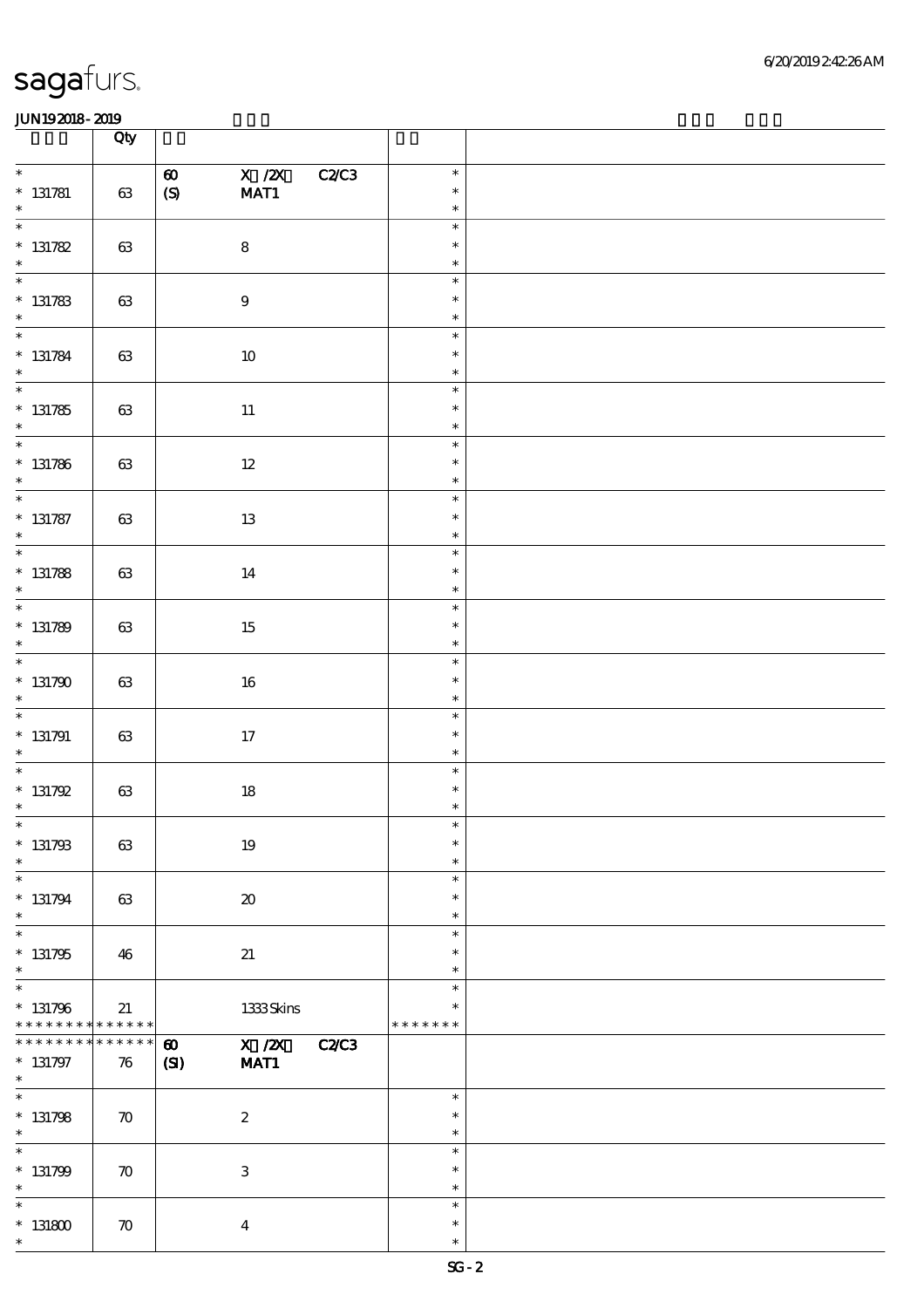sagafurs.

6/20/2019 2:42:26 AM

JUN19 2018 - 2019

| | Qty | | |
|---|---|---|---|
| * 131781 * | 63 | 60 (S) X /2X MAT1 C2/C3 | * * * |
| * 131782 * | 63 | 8 | * * * |
| * 131783 * | 63 | 9 | * * * |
| * 131784 * | 63 | 10 | * * * |
| * 131785 * | 63 | 11 | * * * |
| * 131786 * | 63 | 12 | * * * |
| * 131787 * | 63 | 13 | * * * |
| * 131788 * | 63 | 14 | * * * |
| * 131789 * | 63 | 15 | * * * |
| * 131790 * | 63 | 16 | * * * |
| * 131791 * | 63 | 17 | * * * |
| * 131792 * | 63 | 18 | * * * |
| * 131793 * | 63 | 19 | * * * |
| * 131794 * | 63 | 20 | * * * |
| * 131795 * | 46 | 21 | * * * |
| * 131796 ************** | 21 | 1333 Skins | * * ******* |
| ************** 131797 * | 76 | 60 (SI) X /2X MAT1 C2/C3 | |
| * 131798 * | 70 | 2 | * * * |
| * 131799 * | 70 | 3 | * * * |
| * 131800 * | 70 | 4 | * * * |

SG - 2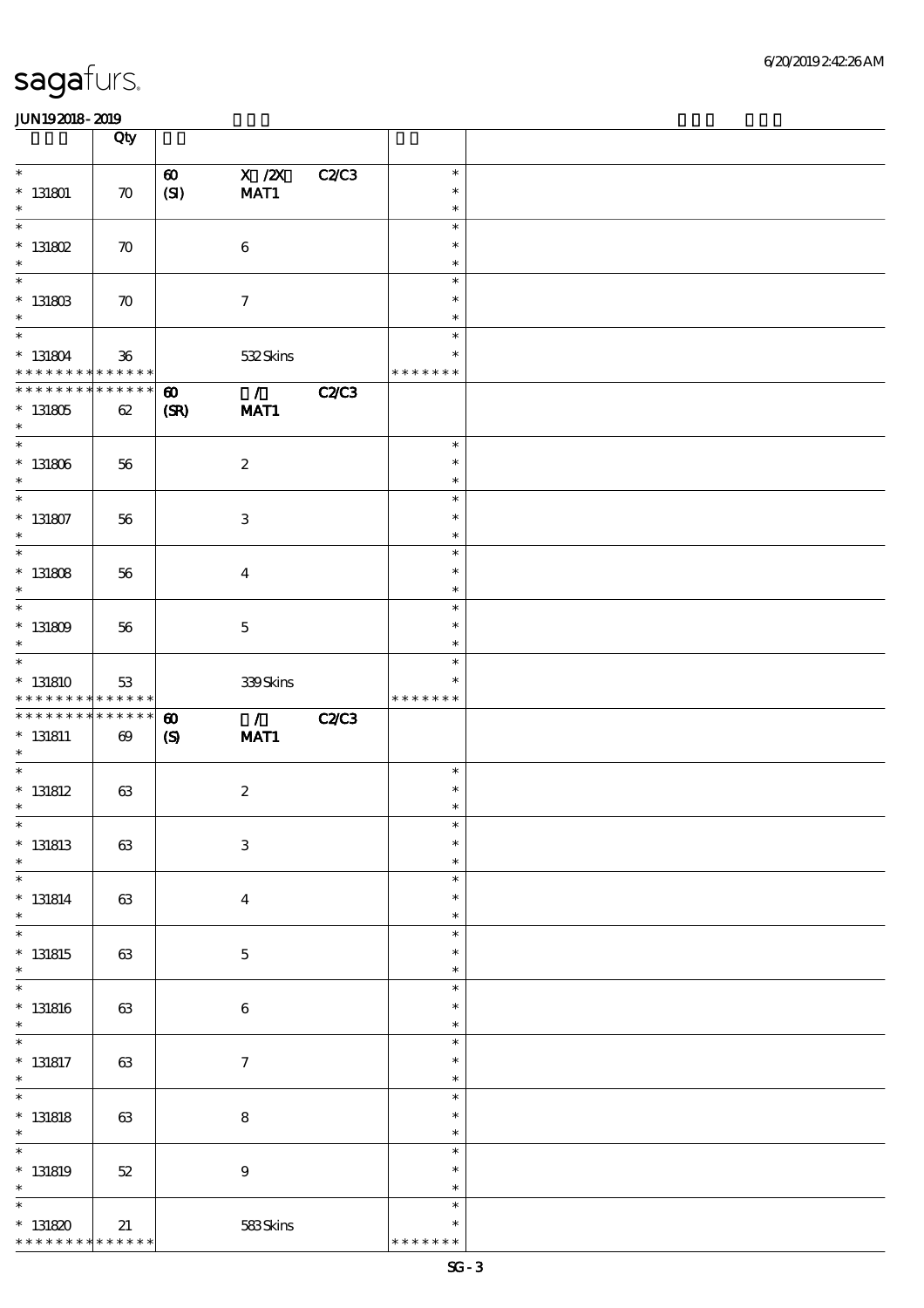# sagafurs.

JUN19 2018 - 2019

| | Qty | | | | | |
|---|---|---|---|---|---|---|
| * 131801 * | 70 | 60 (SI) | X /2X MAT1 | C2/C3 | * * * | |
| * 131802 * | 70 | | 6 | | * * * | |
| * 131803 * | 70 | | 7 | | * * * | |
| * 131804 * * * * * * * * * * * * * * | 36 | | 532 Skins | | * * * * * * * * | |
| * * * * * * * * * * * * * * 131805 * | 62 | 60 (SR) | / MAT1 | C2/C3 | | |
| * 131806 * | 56 | | 2 | | * * * | |
| * 131807 * | 56 | | 3 | | * * * | |
| * 131808 * | 56 | | 4 | | * * * | |
| * 131809 * | 56 | | 5 | | * * * | |
| * 131810 * * * * * * * * * * * * * * | 53 | | 339 Skins | | * * * * * * * * | |
| * * * * * * * * * * * * * * 131811 * | 69 | 60 (S) | / MAT1 | C2/C3 | | |
| * 131812 * | 63 | | 2 | | * * * | |
| * 131813 * | 63 | | 3 | | * * * | |
| * 131814 * | 63 | | 4 | | * * * | |
| * 131815 * | 63 | | 5 | | * * * | |
| * 131816 * | 63 | | 6 | | * * * | |
| * 131817 * | 63 | | 7 | | * * * | |
| * 131818 * | 63 | | 8 | | * * * | |
| * 131819 * | 52 | | 9 | | * * * | |
| * 131820 * * * * * * * * * * * * * * | 21 | | 583 Skins | | * * * * * * * * | |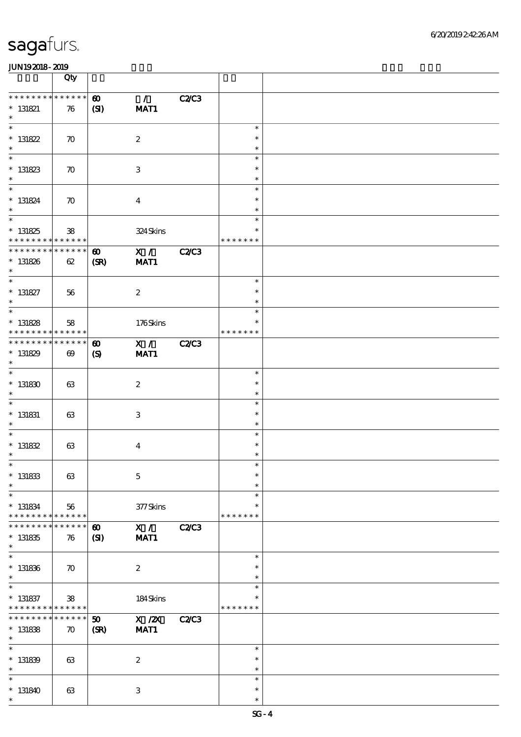# sagafurs.

JUN192018 - 2019

| | Qty | | |
|---|---|---|---|
| * * * * * * * * * * * * * * | | | |
| * 131821 | 76 | 60 (SI) / MAT1 C2/C3 | |
| * 131822 | 70 | 2 | |
| * 131823 | 70 | 3 | |
| * 131824 | 70 | 4 | |
| * 131825 | 38 | 324 Skins | * * * * * * * |
| * 131826 | 62 | 60 (SR) X / MAT1 C2/C3 | |
| * 131827 | 56 | 2 | |
| * 131828 | 58 | 176 Skins | * * * * * * * |
| * 131829 | 69 | 60 (S) X / MAT1 C2/C3 | |
| * 131830 | 63 | 2 | |
| * 131831 | 63 | 3 | |
| * 131832 | 63 | 4 | |
| * 131833 | 63 | 5 | |
| * 131834 | 56 | 377 Skins | * * * * * * * |
| * 131835 | 76 | 60 (SI) X / MAT1 C2/C3 | |
| * 131836 | 70 | 2 | |
| * 131837 | 38 | 184 Skins | * * * * * * * |
| * 131838 | 70 | 50 (SR) X /2X MAT1 C2/C3 | |
| * 131839 | 63 | 2 | |
| * 131840 | 63 | 3 | |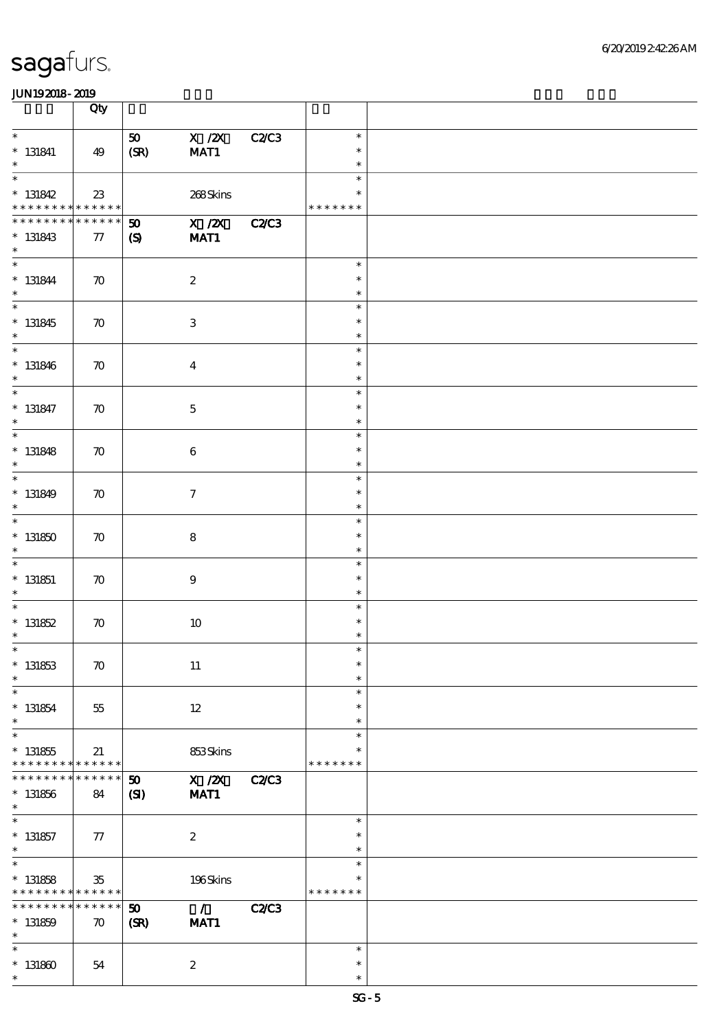# sagafurs.

JUN19 2018 - 2019

| | Qty | | | | | |
|---|---|---|---|---|---|---|
| * | | 50 | X /2X | C2/C3 | * | |
| * 131841 | 49 | (SR) | MAT1 | | * | |
| * | | | | | * | |
| * | | | | | * | |
| * 131842 | 23 | | 268 Skins | | * | |
| * * * * * * * * * * * * * * | | | | | * * * * * * * | |
| * * * * * * * * * * * * * * | | 50 | X /2X | C2/C3 | | |
| * 131843 | 77 | (S) | MAT1 | | | |
| * | | | | | | |
| * | | | | | * | |
| * 131844 | 70 | | 2 | | * | |
| * | | | | | * | |
| * | | | | | * | |
| * 131845 | 70 | | 3 | | * | |
| * | | | | | * | |
| * | | | | | * | |
| * 131846 | 70 | | 4 | | * | |
| * | | | | | * | |
| * | | | | | * | |
| * 131847 | 70 | | 5 | | * | |
| * | | | | | * | |
| * | | | | | * | |
| * 131848 | 70 | | 6 | | * | |
| * | | | | | * | |
| * | | | | | * | |
| * 131849 | 70 | | 7 | | * | |
| * | | | | | * | |
| * | | | | | * | |
| * 131850 | 70 | | 8 | | * | |
| * | | | | | * | |
| * | | | | | * | |
| * 131851 | 70 | | 9 | | * | |
| * | | | | | * | |
| * | | | | | * | |
| * 131852 | 70 | | 10 | | * | |
| * | | | | | * | |
| * | | | | | * | |
| * 131853 | 70 | | 11 | | * | |
| * | | | | | * | |
| * | | | | | * | |
| * 131854 | 55 | | 12 | | * | |
| * | | | | | * | |
| * | | | | | * | |
| * 131855 | 21 | | 853 Skins | | * | |
| * * * * * * * * * * * * * * | | | | | * * * * * * * | |
| * * * * * * * * * * * * * * | | 50 | X /2X | C2/C3 | | |
| * 131856 | 84 | (SI) | MAT1 | | | |
| * | | | | | | |
| * | | | | | * | |
| * 131857 | 77 | | 2 | | * | |
| * | | | | | * | |
| * | | | | | * | |
| * 131858 | 35 | | 196 Skins | | * | |
| * * * * * * * * * * * * * * | | | | | * * * * * * * | |
| * * * * * * * * * * * * * * | | 50 | / | C2/C3 | | |
| * 131859 | 70 | (SR) | MAT1 | | | |
| * | | | | | | |
| * | | | | | * | |
| * 131860 | 54 | | 2 | | * | |
| * | | | | | * | |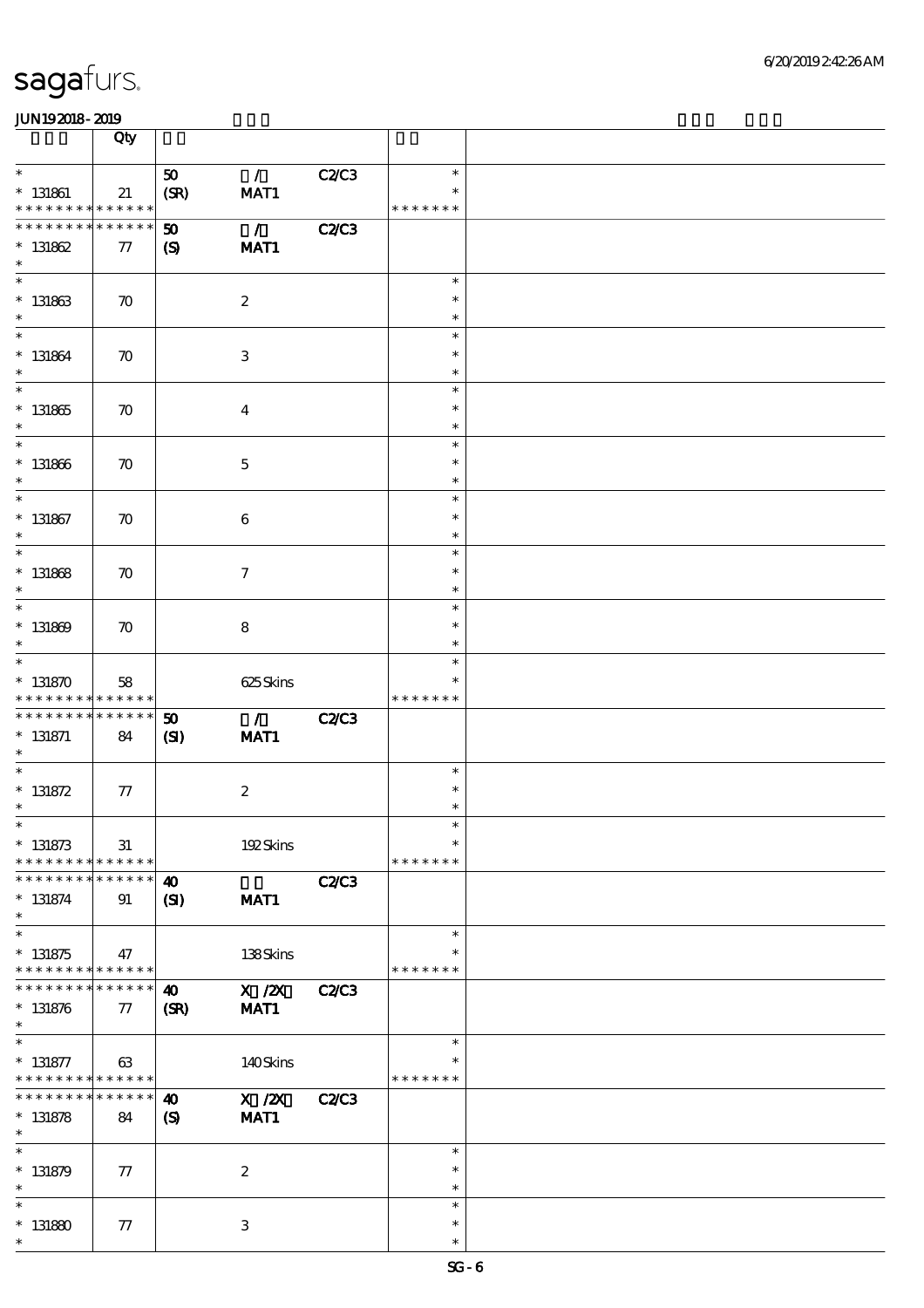sagafurs.

JUN192018-2019

| | Qty | | | | | |
|---|---|---|---|---|---|---|
| * * 131861 * * * * * * * * * * * * * * | 21 | 50 (SR) | / MAT1 | C2/C3 | * * * * * * * * * | |
| * * * * * * * * * * * * * * * 131862 * | 77 | 50 (S) | / MAT1 | C2/C3 | | |
| * * 131863 * | 70 | | 2 | | * * * | |
| * * 131864 * | 70 | | 3 | | * * * | |
| * * 131865 * | 70 | | 4 | | * * * | |
| * * 131866 * | 70 | | 5 | | * * * | |
| * * 131867 * | 70 | | 6 | | * * * | |
| * * 131868 * | 70 | | 7 | | * * * | |
| * * 131869 * | 70 | | 8 | | * * * | |
| * * 131870 * * * * * * * * * * * * * * | 58 | | 625 Skins | | * * * * * * * * * | |
| * * * * * * * * * * * * * * * 131871 * | 84 | 50 (SI) | / MAT1 | C2/C3 | | |
| * * 131872 * | 77 | | 2 | | * * * | |
| * * 131873 * * * * * * * * * * * * * * | 31 | | 192 Skins | | * * * * * * * * * | |
| * * * * * * * * * * * * * * * 131874 * | 91 | 40 (SI) | MAT1 | C2/C3 | | |
| * * 131875 * * * * * * * * * * * * * * | 47 | | 138 Skins | | * * * * * * * * * | |
| * * * * * * * * * * * * * * * 131876 * | 77 | 40 (SR) | X /2X MAT1 | C2/C3 | | |
| * * 131877 * * * * * * * * * * * * * * | 63 | | 140 Skins | | * * * * * * * * * | |
| * * * * * * * * * * * * * * * 131878 * | 84 | 40 (S) | X /2X MAT1 | C2/C3 | | |
| * * 131879 * | 77 | | 2 | | * * * | |
| * * 131880 * | 77 | | 3 | | * * * | |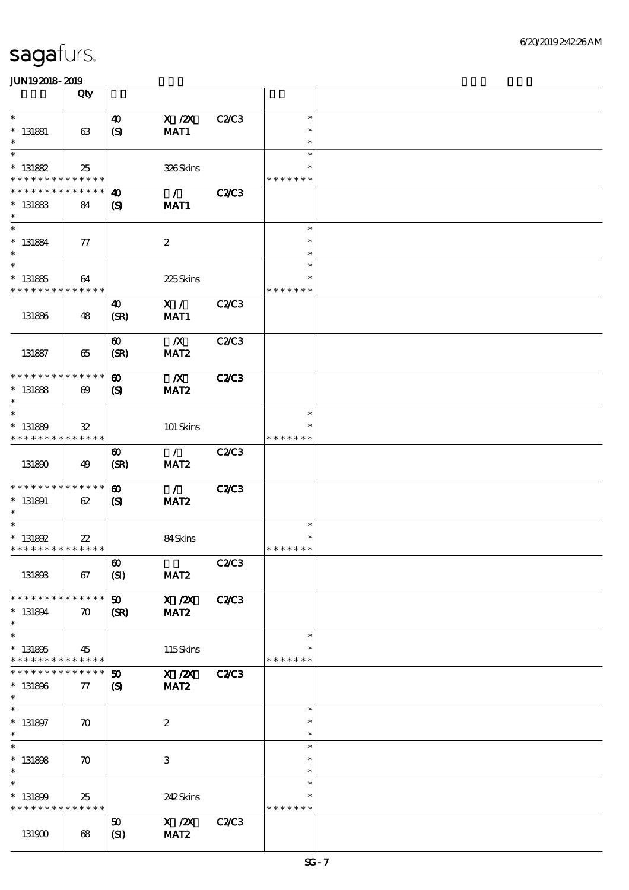sagafurs.

JUN192018-2019

| | Qty | | | | | |
|---|---|---|---|---|---|---|
| * <br> * 131881 <br> * | 63 | 40 <br> (S) | X /2X <br> MAT1 | C2/C3 | * <br> * <br> * | |
| * <br> * 131882 <br> * * * * * * * * * * * * * * | 25 | | 326 Skins | | * <br> * <br> * * * * * * * | |
| * * * * * * * * * * * * * * <br> * 131883 <br> * | 84 | 40 <br> (S) | / <br> MAT1 | C2/C3 | | |
| * <br> * 131884 <br> * | 77 | | 2 | | * <br> * <br> * | |
| * <br> * 131885 <br> * * * * * * * * * * * * * * | 64 | | 225 Skins | | * <br> * <br> * * * * * * * | |
| 131886 | 48 | 40 <br> (SR) | X / <br> MAT1 | C2/C3 | | |
| 131887 | 65 | 60 <br> (SR) | /X <br> MAT2 | C2/C3 | | |
| * * * * * * * * * * * * * * <br> * 131888 <br> * | 69 | 60 <br> (S) | /X <br> MAT2 | C2/C3 | | |
| * <br> * 131889 <br> * * * * * * * * * * * * * * | 32 | | 101 Skins | | * <br> * <br> * * * * * * * | |
| 131890 | 49 | 60 <br> (SR) | / <br> MAT2 | C2/C3 | | |
| * * * * * * * * * * * * * * <br> * 131891 <br> * | 62 | 60 <br> (S) | / <br> MAT2 | C2/C3 | | |
| * <br> * 131892 <br> * * * * * * * * * * * * * * | 22 | | 84 Skins | | * <br> * <br> * * * * * * * | |
| 131893 | 67 | 60 <br> (SI) | <br> MAT2 | C2/C3 | | |
| * * * * * * * * * * * * * * <br> * 131894 <br> * | 70 | 50 <br> (SR) | X /2X <br> MAT2 | C2/C3 | | |
| * <br> * 131895 <br> * * * * * * * * * * * * * * | 45 | | 115 Skins | | * <br> * <br> * * * * * * * | |
| * * * * * * * * * * * * * * <br> * 131896 <br> * | 77 | 50 <br> (S) | X /2X <br> MAT2 | C2/C3 | | |
| * <br> * 131897 <br> * | 70 | | 2 | | * <br> * <br> * | |
| * <br> * 131898 <br> * | 70 | | 3 | | * <br> * <br> * | |
| * <br> * 131899 <br> * * * * * * * * * * * * * * | 25 | | 242 Skins | | * <br> * <br> * * * * * * * | |
| 131900 | 68 | 50 <br> (SI) | X /2X <br> MAT2 | C2/C3 | | |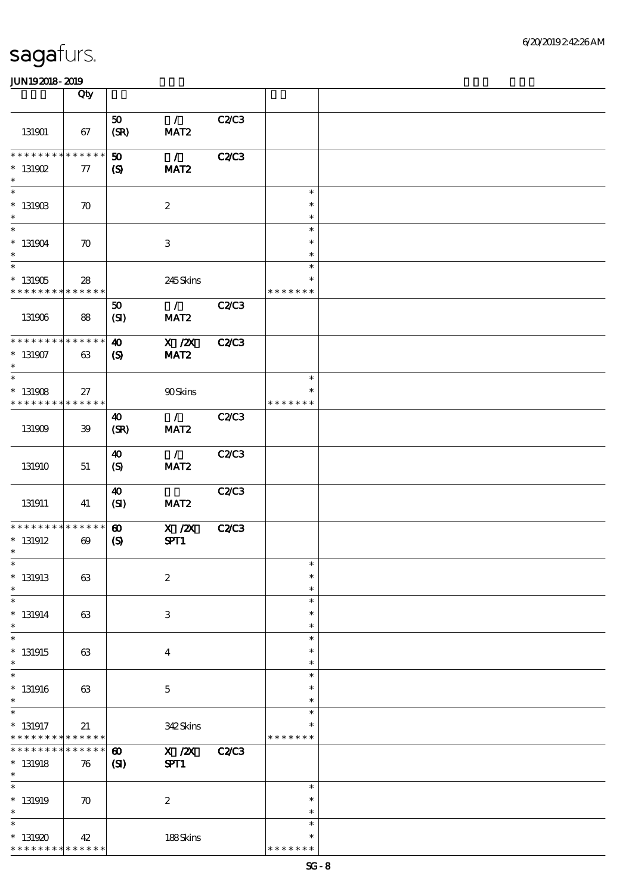sagafurs.

JUN192018-2019

| | Qty | | | | | |
|---|---|---|---|---|---|---|
| 131901 | 67 | 50 (SR) | / MAT2 | C2/C3 | | |
| * * * * * * * * * * * * * * 131902 * | 77 | 50 (S) | / MAT2 | C2/C3 | | |
| * * 131903 * | 70 | | 2 | | * * * | |
| * * 131904 * | 70 | | 3 | | * * * | |
| * * 131905 * * * * * * * * * * * * * * | 28 | | 245 Skins | | * * * * * * * * | |
| 131906 | 88 | 50 (SI) | / MAT2 | C2/C3 | | |
| * * * * * * * * * * * * * * 131907 * | 63 | 40 (S) | X /2X MAT2 | C2/C3 | | |
| * * 131908 * * * * * * * * * * * * * * | 27 | | 90 Skins | | * * * * * * * * | |
| 131909 | 39 | 40 (SR) | / MAT2 | C2/C3 | | |
| 131910 | 51 | 40 (S) | / MAT2 | C2/C3 | | |
| 131911 | 41 | 40 (SI) | MAT2 | C2/C3 | | |
| * * * * * * * * * * * * * * 131912 * | 69 | 60 (S) | X /2X SPT1 | C2/C3 | | |
| * * 131913 * | 63 | | 2 | | * * * | |
| * * 131914 * | 63 | | 3 | | * * * | |
| * * 131915 * | 63 | | 4 | | * * * | |
| * * 131916 * | 63 | | 5 | | * * * | |
| * * 131917 * * * * * * * * * * * * * * | 21 | | 342 Skins | | * * * * * * * * | |
| * * * * * * * * * * * * * * 131918 * | 76 | 60 (SI) | X /2X SPT1 | C2/C3 | | |
| * * 131919 * | 70 | | 2 | | * * * | |
| * * 131920 * * * * * * * * * * * * * * | 42 | | 188 Skins | | * * * * * * * * | |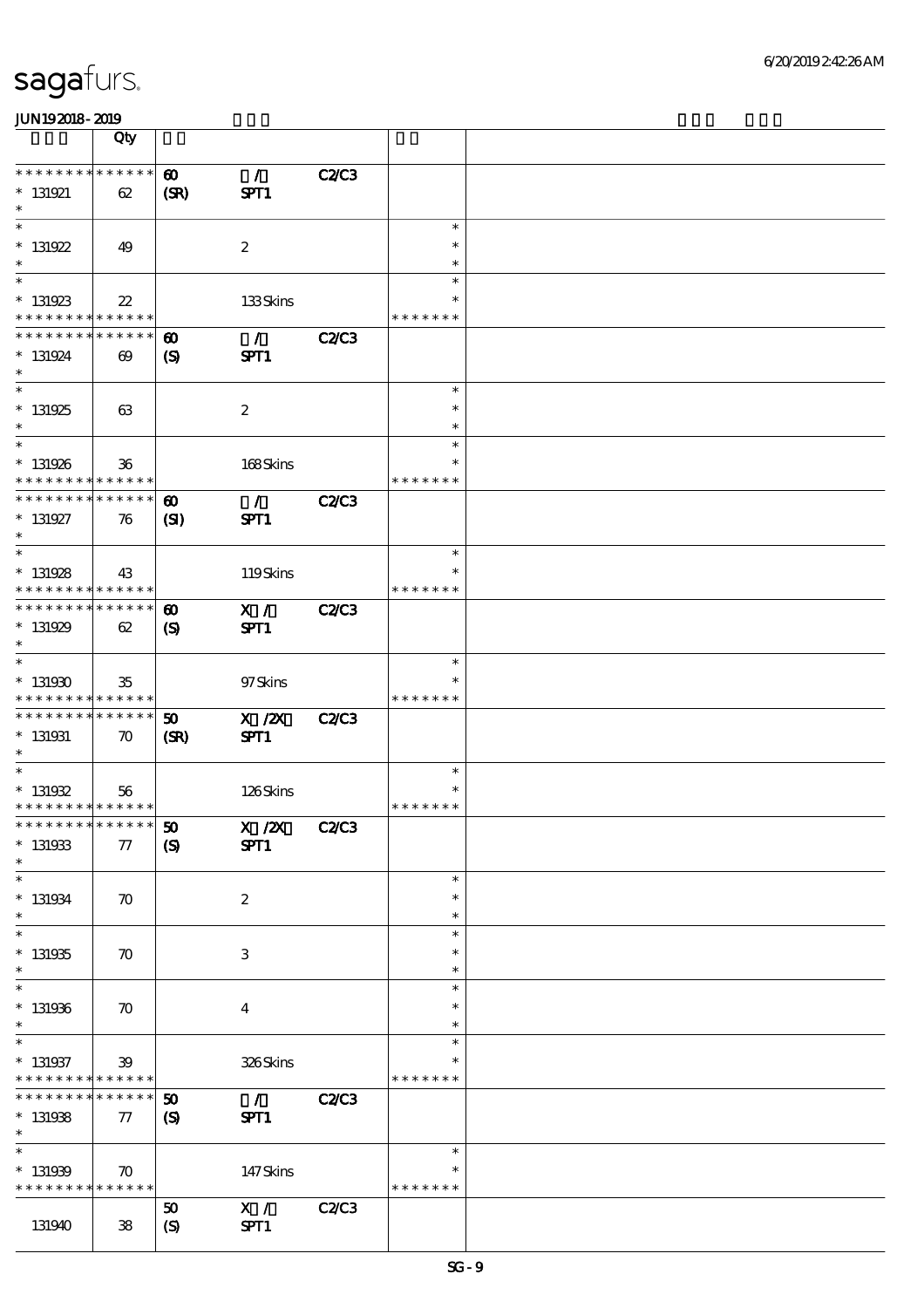sagafurs.

JUN19 2018 - 2019

| | Qty | | | | | |
|---|---|---|---|---|---|---|
| * * * * * * * * * * * * * * | 60 | / | C2/C3 | | | |
| * 131921 | 62 | (SR) | SPT1 | | | |
| * | | | | | | |
| * | | | | | * | |
| * 131922 | 49 | | 2 | | * | |
| * | | | | | * | |
| * | | | | | * | |
| * 131923 | 22 | | 133 Skins | | * | |
| * * * * * * * * * * * * * * | | | | | * * * * * * * | |
| * * * * * * * * * * * * * * | 60 | / | C2/C3 | | | |
| * 131924 | 69 | (S) | SPT1 | | | |
| * | | | | | | |
| * | | | | | * | |
| * 131925 | 63 | | 2 | | * | |
| * | | | | | * | |
| * | | | | | * | |
| * 131926 | 36 | | 168 Skins | | * | |
| * * * * * * * * * * * * * * | | | | | * * * * * * * | |
| * * * * * * * * * * * * * * | 60 | / | C2/C3 | | | |
| * 131927 | 76 | (SI) | SPT1 | | | |
| * | | | | | | |
| * | | | | | * | |
| * 131928 | 43 | | 119 Skins | | * | |
| * * * * * * * * * * * * * * | | | | | * * * * * * * | |
| * * * * * * * * * * * * * * | 60 | X / | C2/C3 | | | |
| * 131929 | 62 | (S) | SPT1 | | | |
| * | | | | | | |
| * | | | | | * | |
| * 131930 | 35 | | 97 Skins | | * | |
| * * * * * * * * * * * * * * | | | | | * * * * * * * | |
| * * * * * * * * * * * * * * | 50 | X /2X | C2/C3 | | | |
| * 131931 | 70 | (SR) | SPT1 | | | |
| * | | | | | | |
| * | | | | | * | |
| * 131932 | 56 | | 126 Skins | | * | |
| * * * * * * * * * * * * * * | | | | | * * * * * * * | |
| * * * * * * * * * * * * * * | 50 | X /2X | C2/C3 | | | |
| * 131933 | 77 | (S) | SPT1 | | | |
| * | | | | | | |
| * | | | | | * | |
| * 131934 | 70 | | 2 | | * | |
| * | | | | | * | |
| * | | | | | * | |
| * 131935 | 70 | | 3 | | * | |
| * | | | | | * | |
| * | | | | | * | |
| * 131936 | 70 | | 4 | | * | |
| * | | | | | * | |
| * | | | | | * | |
| * 131937 | 39 | | 326 Skins | | * | |
| * * * * * * * * * * * * * * | | | | | * * * * * * * | |
| * * * * * * * * * * * * * * | 50 | / | C2/C3 | | | |
| * 131938 | 77 | (S) | SPT1 | | | |
| * | | | | | | |
| * | | | | | * | |
| * 131939 | 70 | | 147 Skins | | * | |
| * * * * * * * * * * * * * * | | | | | * * * * * * * | |
| | | 50 | X / | C2/C3 | | |
| 131940 | 38 | (S) | SPT1 | | | |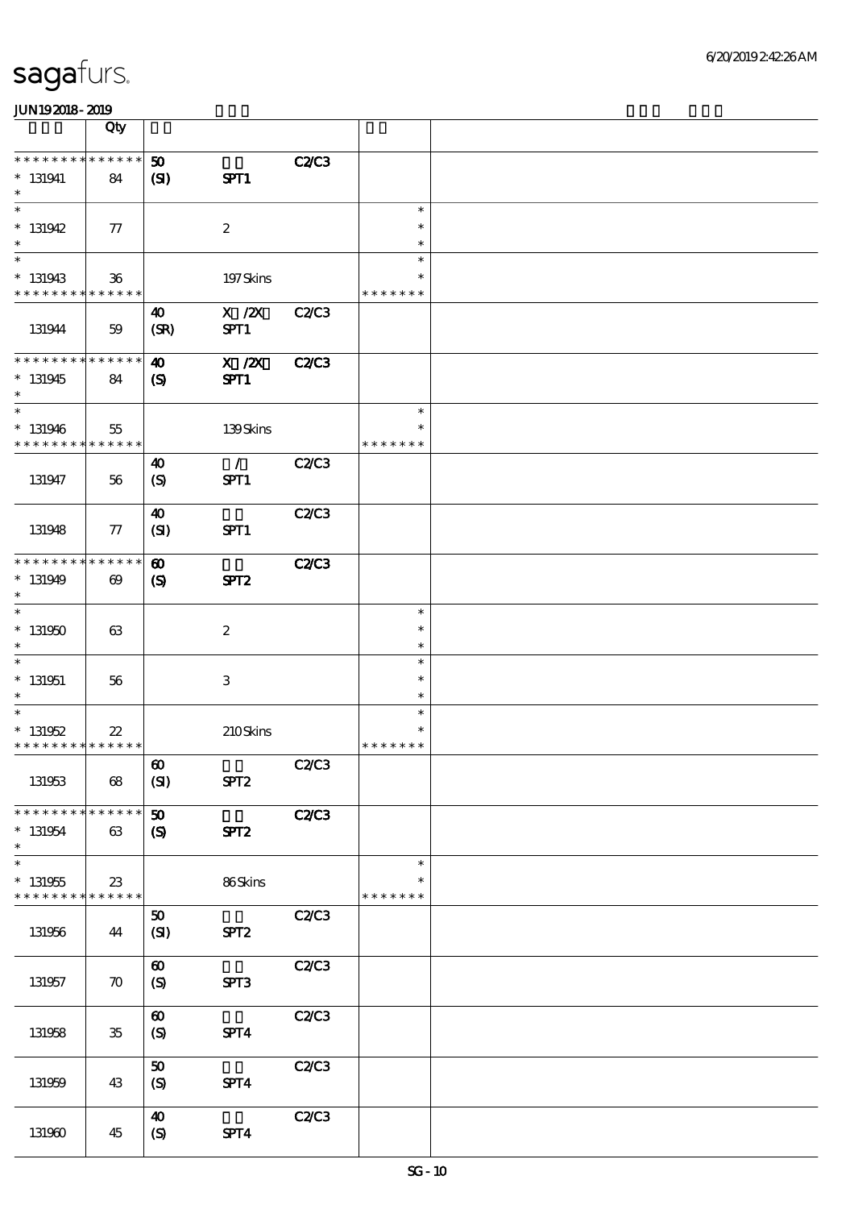| | Qty | | | | | |
|---|---|---|---|---|---|---|
| * * * * * * * * * * * * * * | 50 | | C2/C3 | | | |
| * 131941 | 84 | (SI) | SPT1 | | | |
| * 131942 | 77 | | 2 | | * | |
| * 131943 | 36 | | 197 Skins | | * * * * * * * | |
| 131944 | 59 | 40 (SR) | X /2X SPT1 | C2/C3 | | |
| * * * * * * * * * * * * * * | | 40 | X /2X | C2/C3 | | |
| * 131945 | 84 | (S) | SPT1 | | | |
| * 131946 | 55 | | 139 Skins | | * * * * * * * | |
| 131947 | 56 | 40 (S) | / SPT1 | C2/C3 | | |
| 131948 | 77 | 40 (SI) | SPT1 | C2/C3 | | |
| * * * * * * * * * * * * * * | | 60 | | C2/C3 | | |
| * 131949 | 69 | (S) | SPT2 | | | |
| * 131950 | 63 | | 2 | | * | |
| * 131951 | 56 | | 3 | | * | |
| * 131952 | 22 | | 210 Skins | | * * * * * * * | |
| 131953 | 68 | 60 (SI) | SPT2 | C2/C3 | | |
| * * * * * * * * * * * * * * | | 50 | | C2/C3 | | |
| * 131954 | 63 | (S) | SPT2 | | | |
| * 131955 | 23 | | 86 Skins | | * * * * * * * | |
| 131956 | 44 | 50 (SI) | SPT2 | C2/C3 | | |
| 131957 | 70 | 60 (S) | SPT3 | C2/C3 | | |
| 131958 | 35 | 60 (S) | SPT4 | C2/C3 | | |
| 131959 | 43 | 50 (S) | SPT4 | C2/C3 | | |
| 131960 | 45 | 40 (S) | SPT4 | C2/C3 | | |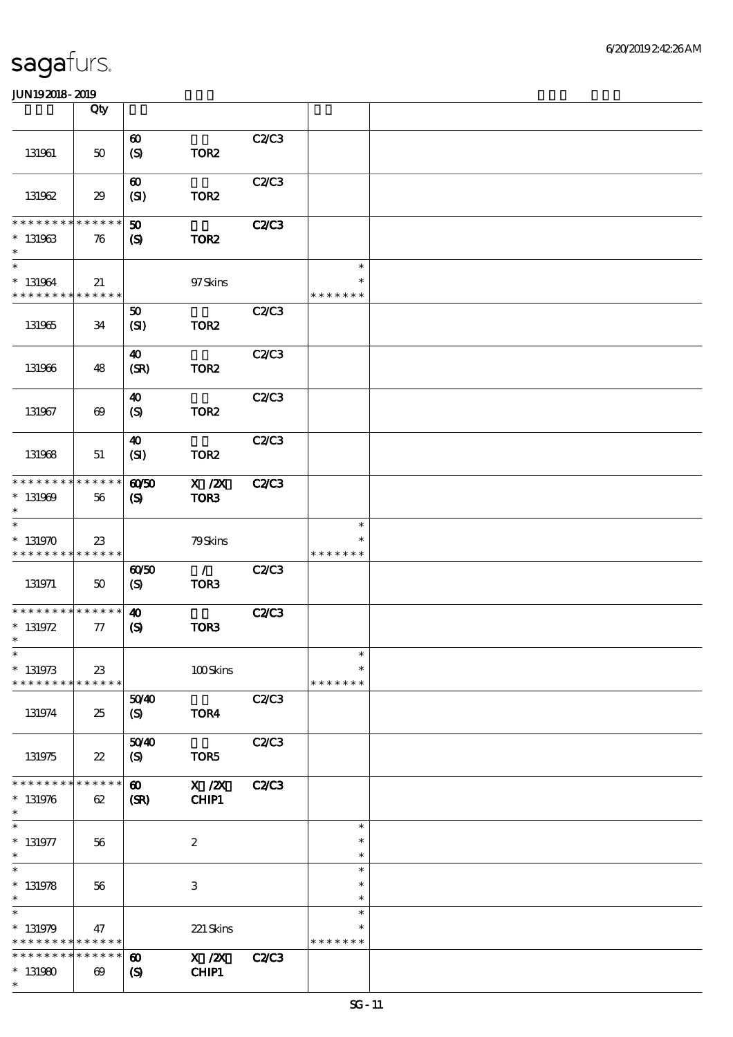| | Qty | | | | | |
|---|---|---|---|---|---|---|
| 131961 | 50 | 60 (S) | TOR2 | C2/C3 | | |
| 131962 | 29 | 60 (SI) | TOR2 | C2/C3 | | |
| * * * * * * * * * * * * * * 131963 * | 76 | 50 (S) | TOR2 | C2/C3 | | |
| * * 131964 * * * * * * * * * * * * * | 21 | | 97 Skins | | * * * * * * * * * | |
| 131965 | 34 | 50 (SI) | TOR2 | C2/C3 | | |
| 131966 | 48 | 40 (SR) | TOR2 | C2/C3 | | |
| 131967 | 69 | 40 (S) | TOR2 | C2/C3 | | |
| 131968 | 51 | 40 (SI) | TOR2 | C2/C3 | | |
| * * * * * * * * * * * * * * 131969 * | 56 | 60/50 (S) | X /2X TOR3 | C2/C3 | | |
| * * 131970 * * * * * * * * * * * * * | 23 | | 79 Skins | | * * * * * * * * * | |
| 131971 | 50 | 60/50 (S) | / TOR3 | C2/C3 | | |
| * * * * * * * * * * * * * * 131972 * | 77 | 40 (S) | TOR3 | C2/C3 | | |
| * * 131973 * * * * * * * * * * * * * | 23 | | 100 Skins | | * * * * * * * * * | |
| 131974 | 25 | 50/40 (S) | TOR4 | C2/C3 | | |
| 131975 | 22 | 50/40 (S) | TOR5 | C2/C3 | | |
| * * * * * * * * * * * * * * 131976 * | 62 | 60 (SR) | X /2X CHIP1 | C2/C3 | | |
| * * 131977 * | 56 | | 2 | | * * * | |
| * * 131978 * | 56 | | 3 | | * * * | |
| * * 131979 * * * * * * * * * * * * * | 47 | | 221 Skins | | * * * * * * * * * | |
| * * * * * * * * * * * * * * 131980 * | 69 | 60 (S) | X /2X CHIP1 | C2/C3 | | |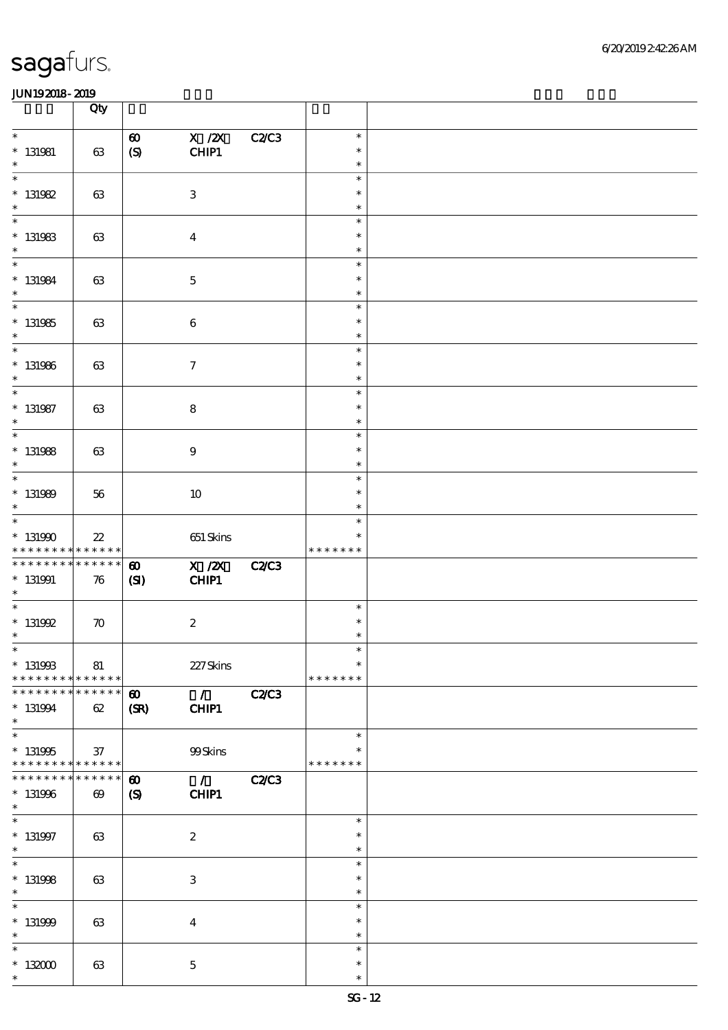| | Qty | | |
|---|---|---|---|
| * 131981 * | 63 | 60 X /2X C2/C3 (S) CHIP1 | * * * |
| * 131982 * | 63 | 3 | * * * |
| * 131983 * | 63 | 4 | * * * |
| * 131984 * | 63 | 5 | * * * |
| * 131985 * | 63 | 6 | * * * |
| * 131986 * | 63 | 7 | * * * |
| * 131987 * | 63 | 8 | * * * |
| * 131988 * | 63 | 9 | * * * |
| * 131989 * | 56 | 10 | * * * |
| * 131990 * * * * * * * * * * * * * * | 22 | 651 Skins | * * * * * * * * * |
| * * * * * * * * * * * * * * 131991 * | 76 | 60 X /2X C2/C3 (SI) CHIP1 | |
| * 131992 * | 70 | 2 | * * * |
| * 131993 * * * * * * * * * * * * * * | 81 | 227 Skins | * * * * * * * * * |
| * * * * * * * * * * * * * * 131994 * | 62 | 60 / C2/C3 (SR) CHIP1 | |
| * 131995 * * * * * * * * * * * * * * | 37 | 99 Skins | * * * * * * * * * |
| * * * * * * * * * * * * * * 131996 * | 69 | 60 / C2/C3 (S) CHIP1 | |
| * 131997 * | 63 | 2 | * * * |
| * 131998 * | 63 | 3 | * * * |
| * 131999 * | 63 | 4 | * * * |
| * 132000 * | 63 | 5 | * * * |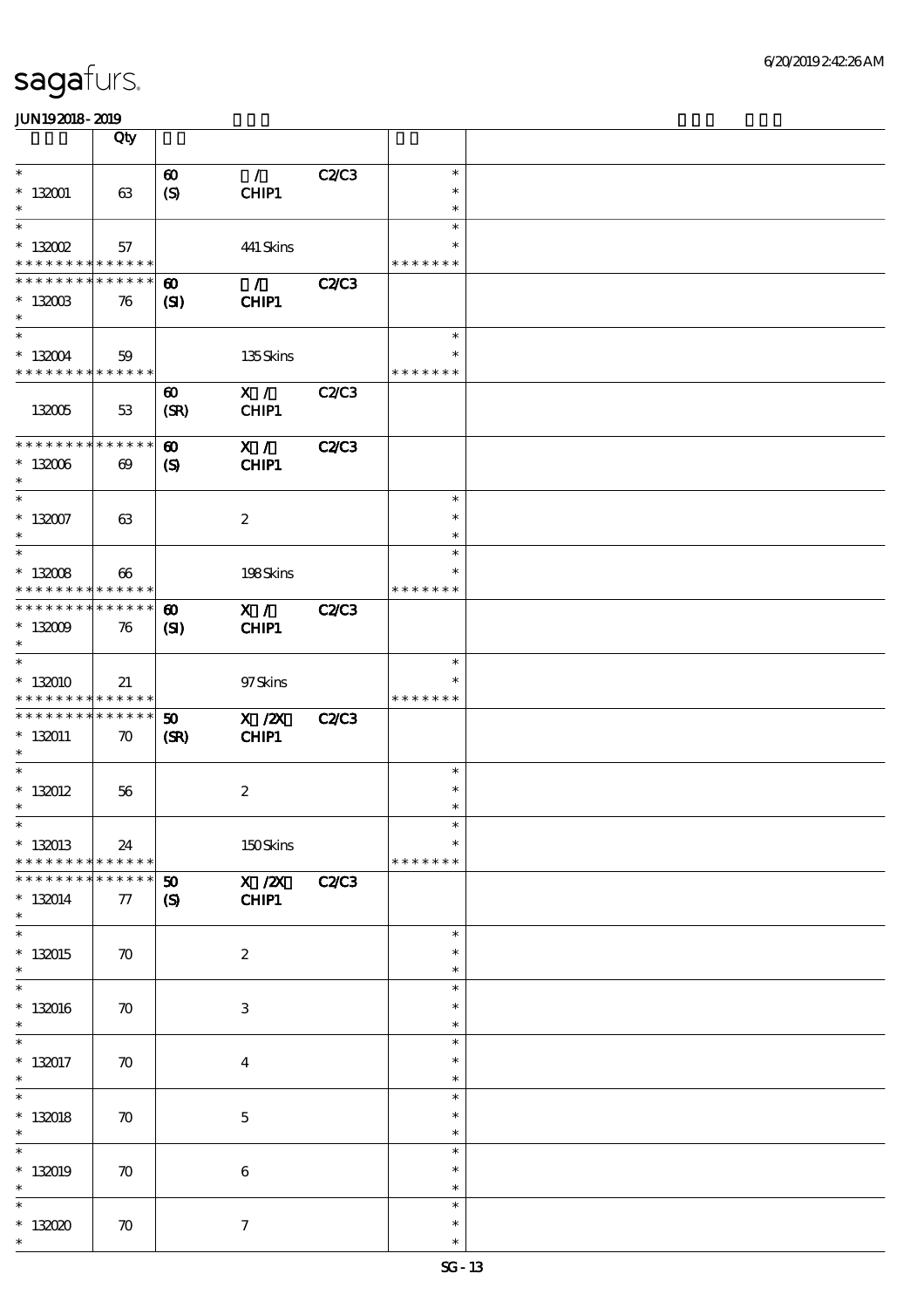sagafurs.

JUN19 2018 - 2019

| | Qty | | | | | |
|---|---|---|---|---|---|---|
| *<br>* 132001<br>* | 63 | 60<br>(S) | /<br>CHIP1 | C2/C3 | *<br>*<br>* | |
| *<br>* 132002<br>* * * * * * * * * * * * * * | 57 | | 441 Skins | | *<br>*<br>* * * * * * * | |
| * * * * * * * * * * * * * *<br>* 132003<br>* | 76 | 60<br>(SI) | /<br>CHIP1 | C2/C3 | | |
| *<br>* 132004<br>* * * * * * * * * * * * * * | 59 | | 135 Skins | | *<br>*<br>* * * * * * * | |
| 132005 | 53 | 60<br>(SR) | X /<br>CHIP1 | C2/C3 | | |
| * * * * * * * * * * * * * *<br>* 132006<br>* | 69 | 60<br>(S) | X /<br>CHIP1 | C2/C3 | | |
| *<br>* 132007<br>* | 63 | | 2 | | *<br>*<br>* | |
| *<br>* 132008<br>* * * * * * * * * * * * * * | 66 | | 198 Skins | | *<br>*<br>* * * * * * * | |
| * * * * * * * * * * * * * *<br>* 132009<br>* | 76 | 60<br>(SI) | X /<br>CHIP1 | C2/C3 | | |
| *<br>* 132010<br>* * * * * * * * * * * * * * | 21 | | 97 Skins | | *<br>*<br>* * * * * * * | |
| * * * * * * * * * * * * * *<br>* 132011<br>* | 70 | 50<br>(SR) | X /2X<br>CHIP1 | C2/C3 | | |
| *<br>* 132012<br>* | 56 | | 2 | | *<br>*<br>* | |
| *<br>* 132013<br>* * * * * * * * * * * * * * | 24 | | 150 Skins | | *<br>*<br>* * * * * * * | |
| * * * * * * * * * * * * * *<br>* 132014<br>* | 77 | 50<br>(S) | X /2X<br>CHIP1 | C2/C3 | | |
| *<br>* 132015<br>* | 70 | | 2 | | *<br>*<br>* | |
| *<br>* 132016<br>* | 70 | | 3 | | *<br>*<br>* | |
| *<br>* 132017<br>* | 70 | | 4 | | *<br>*<br>* | |
| *<br>* 132018<br>* | 70 | | 5 | | *<br>*<br>* | |
| *<br>* 132019<br>* | 70 | | 6 | | *<br>*<br>* | |
| *<br>* 132020<br>* | 70 | | 7 | | *<br>*<br>* | |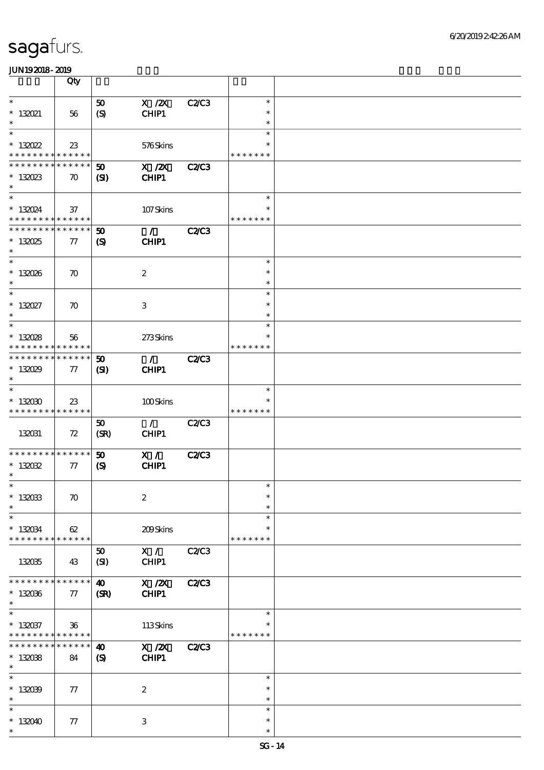| | Qty | | | | | |
|---|---|---|---|---|---|---|
| * <br> * 132021 <br> * | 56 | 50 <br> (S) | X /2X <br> CHIP1 | C2/C3 | * <br> * <br> * | |
| * <br> * 132022 <br> * * * * * * * * * * * * * * | 23 | | 576 Skins | | * <br> * <br> * * * * * * * | |
| * * * * * * * * * * * * * * <br> * 132023 <br> * | 70 | 50 <br> (SI) | X /2X <br> CHIP1 | C2/C3 | | |
| * <br> * 132024 <br> * * * * * * * * * * * * * * | 37 | | 107 Skins | | * <br> * <br> * * * * * * * | |
| * * * * * * * * * * * * * * <br> * 132025 <br> * | 77 | 50 <br> (S) | / <br> CHIP1 | C2/C3 | | |
| * <br> * 132026 <br> * | 70 | | 2 | | * <br> * <br> * | |
| * <br> * 132027 <br> * | 70 | | 3 | | * <br> * <br> * | |
| * <br> * 132028 <br> * * * * * * * * * * * * * * | 56 | | 273 Skins | | * <br> * <br> * * * * * * * | |
| * * * * * * * * * * * * * * <br> * 132029 <br> * | 77 | 50 <br> (SI) | / <br> CHIP1 | C2/C3 | | |
| * <br> * 132030 <br> * * * * * * * * * * * * * * | 23 | | 100 Skins | | * <br> * <br> * * * * * * * | |
| 132031 | 72 | 50 <br> (SR) | / <br> CHIP1 | C2/C3 | | |
| * * * * * * * * * * * * * * <br> * 132032 <br> * | 77 | 50 <br> (S) | X / <br> CHIP1 | C2/C3 | | |
| * <br> * 132033 <br> * | 70 | | 2 | | * <br> * <br> * | |
| * <br> * 132034 <br> * * * * * * * * * * * * * * | 62 | | 209 Skins | | * <br> * <br> * * * * * * * | |
| 132035 | 43 | 50 <br> (SI) | X / <br> CHIP1 | C2/C3 | | |
| * * * * * * * * * * * * * * <br> * 132036 <br> * | 77 | 40 <br> (SR) | X /2X <br> CHIP1 | C2/C3 | | |
| * <br> * 132037 <br> * * * * * * * * * * * * * * | 36 | | 113 Skins | | * <br> * <br> * * * * * * * | |
| * * * * * * * * * * * * * * <br> * 132038 <br> * | 84 | 40 <br> (S) | X /2X <br> CHIP1 | C2/C3 | | |
| * <br> * 132039 <br> * | 77 | | 2 | | * <br> * <br> * | |
| * <br> * 132040 <br> * | 77 | | 3 | | * <br> * <br> * | |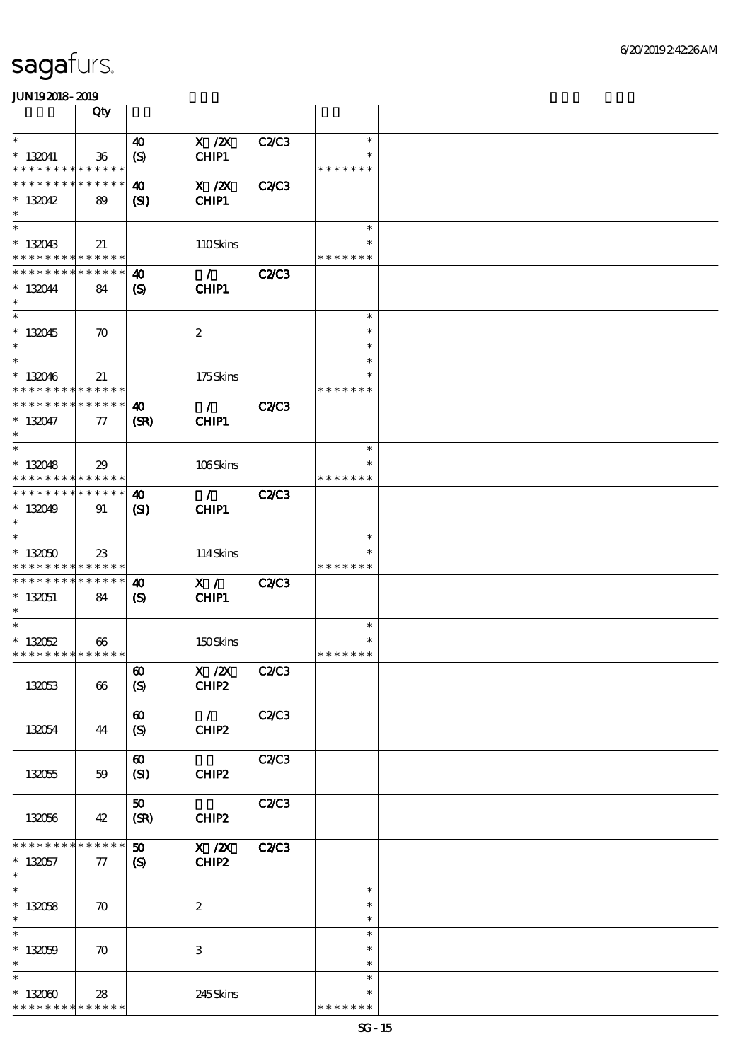# sagafurs.

JUN19 2018 - 2019

| | Qty | | | | | |
|---|---|---|---|---|---|---|
| * <br> * 132041 <br> * * * * * * * * * * * * * * | 36 | 40 <br> (S) | X /2X <br> CHIP1 | C2/C3 | * <br> * <br> * * * * * * * | |
| * * * * * * * * * * * * * * <br> * 132042 <br> * | 89 | 40 <br> (SI) | X /2X <br> CHIP1 | C2/C3 | | |
| * <br> * 132043 <br> * * * * * * * * * * * * * * | 21 | | 110 Skins | | * <br> * <br> * * * * * * * | |
| * * * * * * * * * * * * * * <br> * 132044 <br> * | 84 | 40 <br> (S) | / <br> CHIP1 | C2/C3 | | |
| * <br> * 132045 <br> * | 70 | | 2 | | * <br> * <br> * | |
| * <br> * 132046 <br> * * * * * * * * * * * * * * | 21 | | 175 Skins | | * <br> * <br> * * * * * * * | |
| * * * * * * * * * * * * * * <br> * 132047 <br> * | 77 | 40 <br> (SR) | / <br> CHIP1 | C2/C3 | | |
| * <br> * 132048 <br> * * * * * * * * * * * * * * | 29 | | 106 Skins | | * <br> * <br> * * * * * * * | |
| * * * * * * * * * * * * * * <br> * 132049 <br> * | 91 | 40 <br> (SI) | / <br> CHIP1 | C2/C3 | | |
| * <br> * 132050 <br> * * * * * * * * * * * * * * | 23 | | 114 Skins | | * <br> * <br> * * * * * * * | |
| * * * * * * * * * * * * * * <br> * 132051 <br> * | 84 | 40 <br> (S) | X / <br> CHIP1 | C2/C3 | | |
| * <br> * 132052 <br> * * * * * * * * * * * * * * | 66 | | 150 Skins | | * <br> * <br> * * * * * * * | |
| 132053 | 66 | 60 <br> (S) | X /2X <br> CHIP2 | C2/C3 | | |
| 132054 | 44 | 60 <br> (S) | / <br> CHIP2 | C2/C3 | | |
| 132055 | 59 | 60 <br> (SI) | CHIP2 | C2/C3 | | |
| 132056 | 42 | 50 <br> (SR) | CHIP2 | C2/C3 | | |
| * * * * * * * * * * * * * * <br> * 132057 <br> * | 77 | 50 <br> (S) | X /2X <br> CHIP2 | C2/C3 | | |
| * <br> * 132058 <br> * | 70 | | 2 | | * <br> * <br> * | |
| * <br> * 132059 <br> * | 70 | | 3 | | * <br> * <br> * | |
| * <br> * 132060 <br> * * * * * * * * * * * * * * | 28 | | 245 Skins | | * <br> * <br> * * * * * * * | |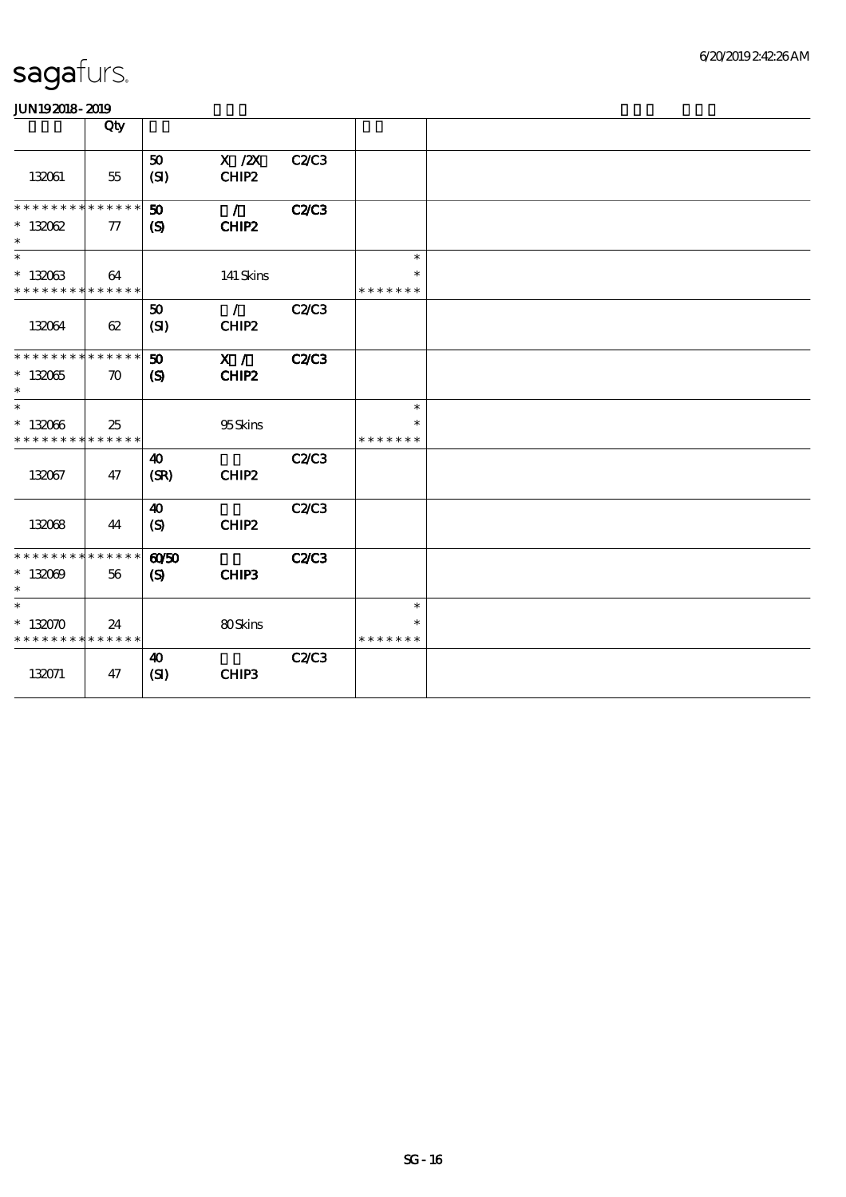| | Qty | | | | | |
|---|---|---|---|---|---|---|
| 132061 | 55 | 50 (SI) | X /2X CHIP2 | C2/C3 | | |
| * * * * * * * * * * * * * * <br> * 132062 <br> * | 77 | 50 (S) | / CHIP2 | C2/C3 | | |
| * <br> * 132063 <br> * * * * * * * * * * * * * * | 64 | | 141 Skins | | * <br> * <br> * * * * * * * | |
| 132064 | 62 | 50 (SI) | / CHIP2 | C2/C3 | | |
| * * * * * * * * * * * * * * <br> * 132065 <br> * | 70 | 50 (S) | X / CHIP2 | C2/C3 | | |
| * <br> * 132066 <br> * * * * * * * * * * * * * * | 25 | | 95 Skins | | * <br> * <br> * * * * * * * | |
| 132067 | 47 | 40 (SR) | CHIP2 | C2/C3 | | |
| 132068 | 44 | 40 (S) | CHIP2 | C2/C3 | | |
| * * * * * * * * * * * * * * <br> * 132069 <br> * | 56 | 60/50 (S) | CHIP3 | C2/C3 | | |
| * <br> * 132070 <br> * * * * * * * * * * * * * * | 24 | | 80 Skins | | * <br> * <br> * * * * * * * | |
| 132071 | 47 | 40 (SI) | CHIP3 | C2/C3 | | |